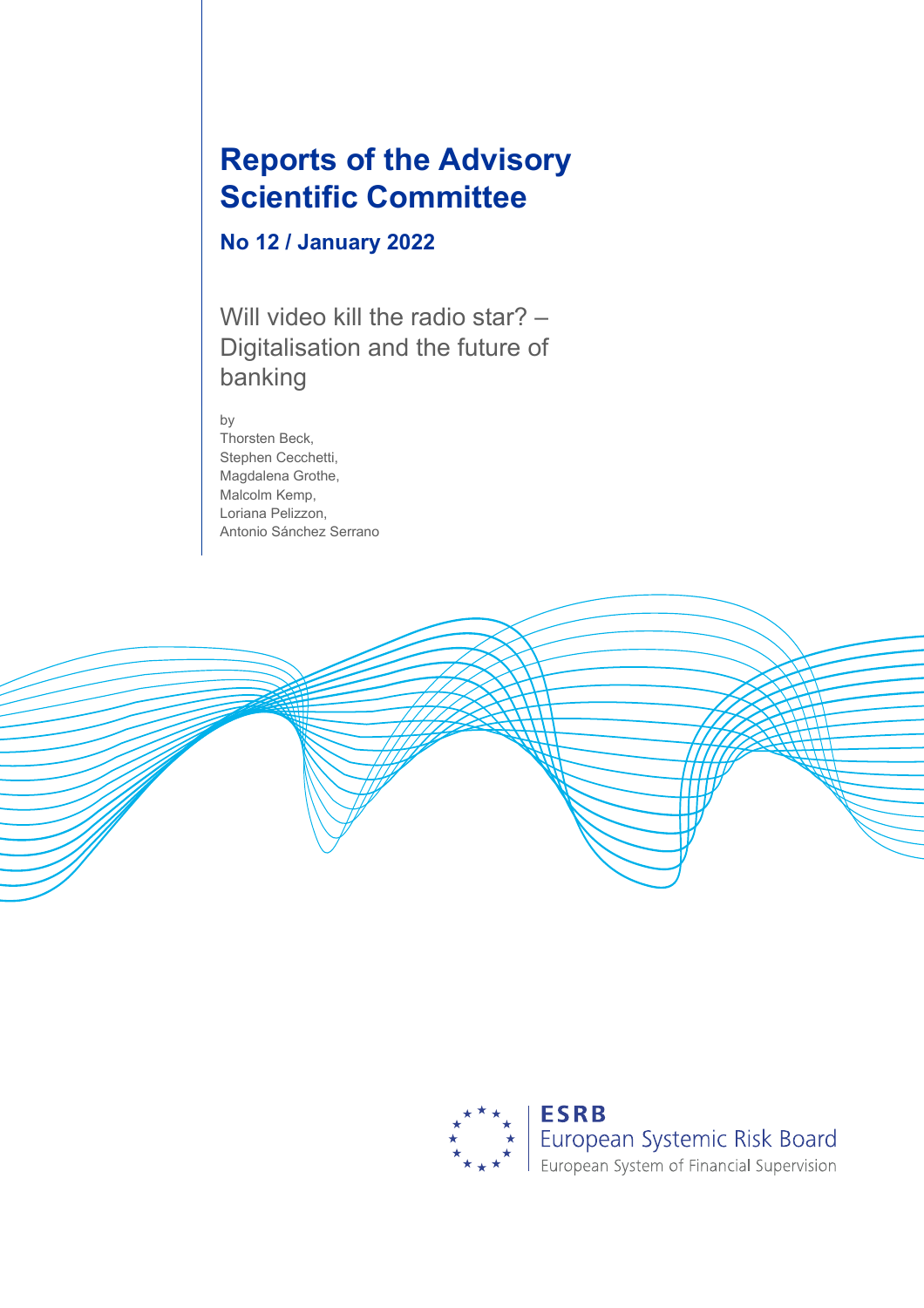# Reports of the Advisory Scientific Committee

## No 12 / January 2022

Will video kill the radio star? – Digitalisation and the future of banking

by
Thorsten Beck,
Stephen Cecchetti,
Magdalena Grothe,
Malcolm Kemp,
Loriana Pelizzon,
Antonio Sánchez Serrano

ESRB
European Systemic Risk Board
European System of Financial Supervision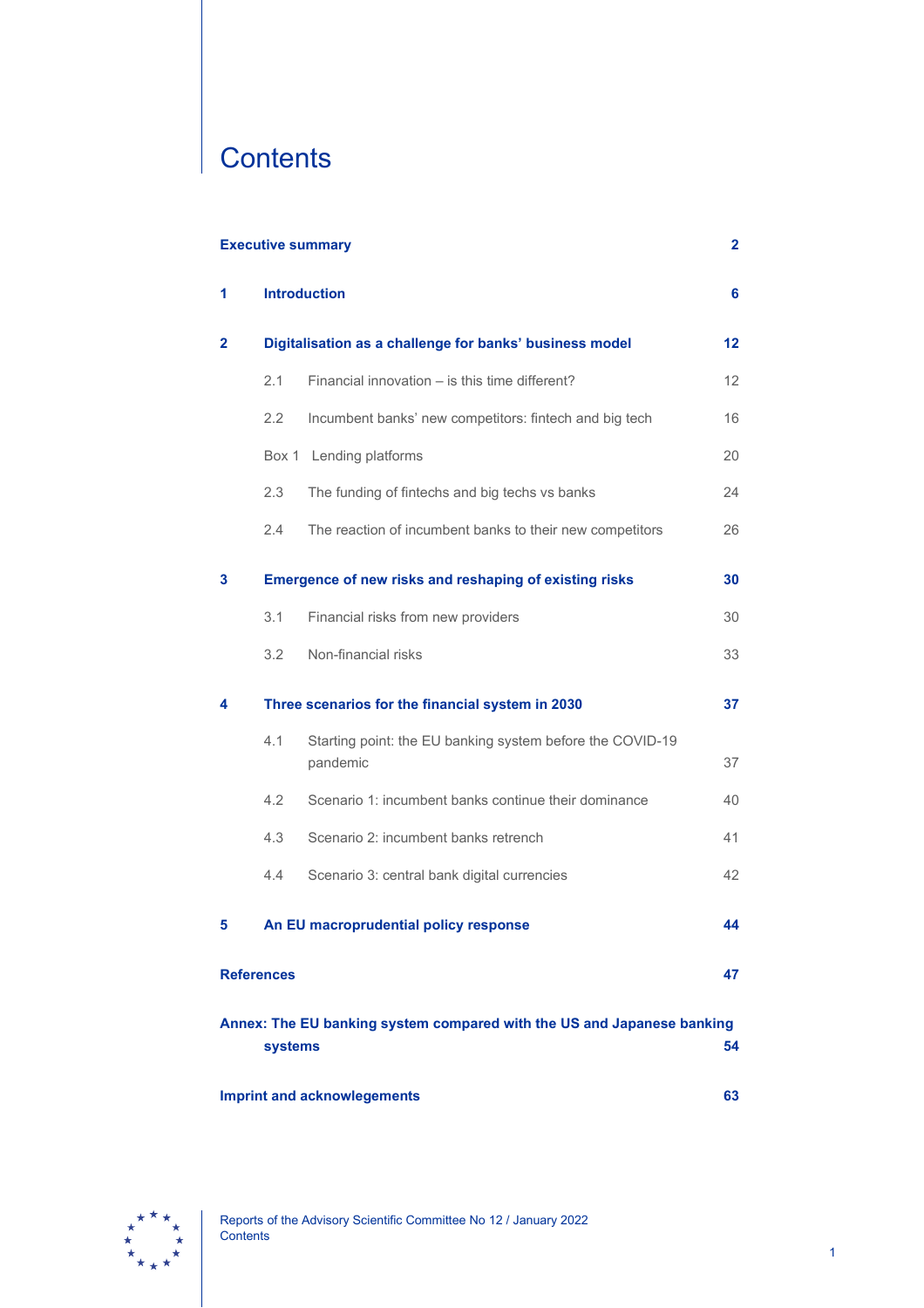# Contents

| | | |
|---|---|---|
| **Executive summary** | | **2** |
| **1** | **Introduction** | **6** |
| **2** | **Digitalisation as a challenge for banks' business model** | **12** |
| | 2.1 Financial innovation – is this time different? | 12 |
| | 2.2 Incumbent banks' new competitors: fintech and big tech | 16 |
| | Box 1 Lending platforms | 20 |
| | 2.3 The funding of fintechs and big techs vs banks | 24 |
| | 2.4 The reaction of incumbent banks to their new competitors | 26 |
| **3** | **Emergence of new risks and reshaping of existing risks** | **30** |
| | 3.1 Financial risks from new providers | 30 |
| | 3.2 Non-financial risks | 33 |
| **4** | **Three scenarios for the financial system in 2030** | **37** |
| | 4.1 Starting point: the EU banking system before the COVID-19 pandemic | 37 |
| | 4.2 Scenario 1: incumbent banks continue their dominance | 40 |
| | 4.3 Scenario 2: incumbent banks retrench | 41 |
| | 4.4 Scenario 3: central bank digital currencies | 42 |
| **5** | **An EU macroprudential policy response** | **44** |
| **References** | | **47** |
| **Annex: The EU banking system compared with the US and Japanese banking systems** | | **54** |
| **Imprint and acknowlegements** | | **63** |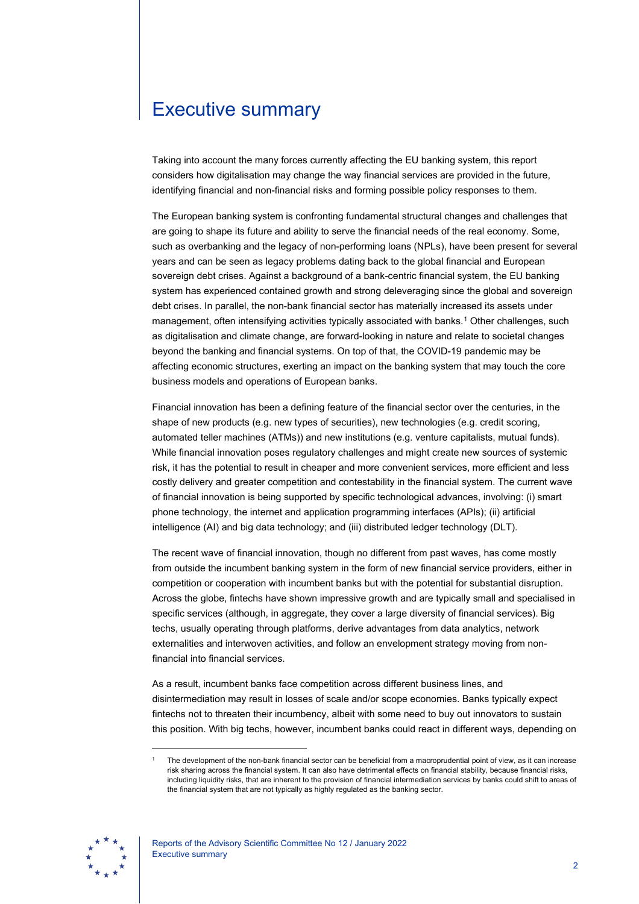# Executive summary

Taking into account the many forces currently affecting the EU banking system, this report considers how digitalisation may change the way financial services are provided in the future, identifying financial and non-financial risks and forming possible policy responses to them.

The European banking system is confronting fundamental structural changes and challenges that are going to shape its future and ability to serve the financial needs of the real economy. Some, such as overbanking and the legacy of non-performing loans (NPLs), have been present for several years and can be seen as legacy problems dating back to the global financial and European sovereign debt crises. Against a background of a bank-centric financial system, the EU banking system has experienced contained growth and strong deleveraging since the global and sovereign debt crises. In parallel, the non-bank financial sector has materially increased its assets under management, often intensifying activities typically associated with banks.[1] Other challenges, such as digitalisation and climate change, are forward-looking in nature and relate to societal changes beyond the banking and financial systems. On top of that, the COVID-19 pandemic may be affecting economic structures, exerting an impact on the banking system that may touch the core business models and operations of European banks.

Financial innovation has been a defining feature of the financial sector over the centuries, in the shape of new products (e.g. new types of securities), new technologies (e.g. credit scoring, automated teller machines (ATMs)) and new institutions (e.g. venture capitalists, mutual funds). While financial innovation poses regulatory challenges and might create new sources of systemic risk, it has the potential to result in cheaper and more convenient services, more efficient and less costly delivery and greater competition and contestability in the financial system. The current wave of financial innovation is being supported by specific technological advances, involving: (i) smart phone technology, the internet and application programming interfaces (APIs); (ii) artificial intelligence (AI) and big data technology; and (iii) distributed ledger technology (DLT).

The recent wave of financial innovation, though no different from past waves, has come mostly from outside the incumbent banking system in the form of new financial service providers, either in competition or cooperation with incumbent banks but with the potential for substantial disruption. Across the globe, fintechs have shown impressive growth and are typically small and specialised in specific services (although, in aggregate, they cover a large diversity of financial services). Big techs, usually operating through platforms, derive advantages from data analytics, network externalities and interwoven activities, and follow an envelopment strategy moving from non-financial into financial services.

As a result, incumbent banks face competition across different business lines, and disintermediation may result in losses of scale and/or scope economies. Banks typically expect fintechs not to threaten their incumbency, albeit with some need to buy out innovators to sustain this position. With big techs, however, incumbent banks could react in different ways, depending on

[1] The development of the non-bank financial sector can be beneficial from a macroprudential point of view, as it can increase risk sharing across the financial system. It can also have detrimental effects on financial stability, because financial risks, including liquidity risks, that are inherent to the provision of financial intermediation services by banks could shift to areas of the financial system that are not typically as highly regulated as the banking sector.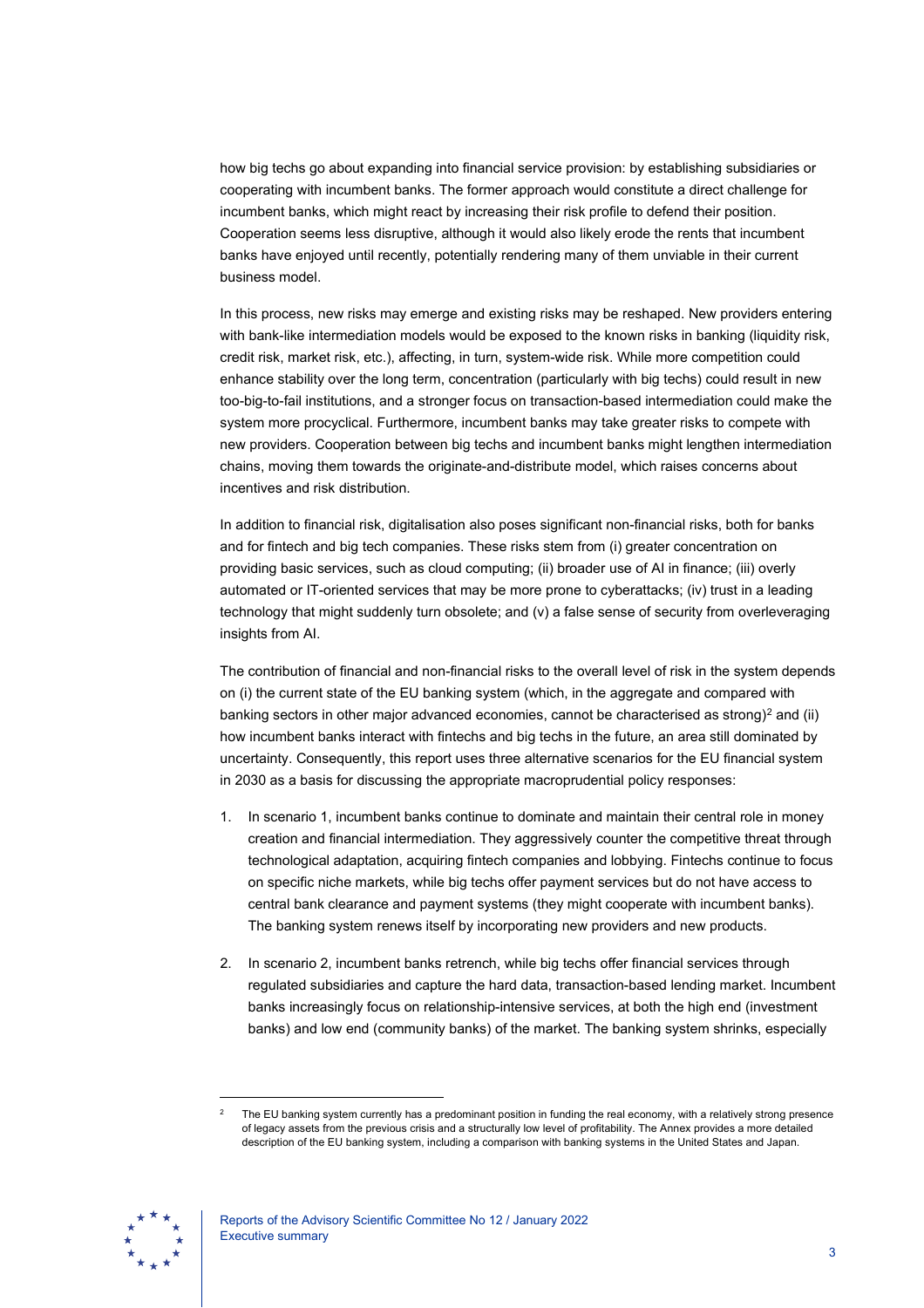how big techs go about expanding into financial service provision: by establishing subsidiaries or cooperating with incumbent banks. The former approach would constitute a direct challenge for incumbent banks, which might react by increasing their risk profile to defend their position. Cooperation seems less disruptive, although it would also likely erode the rents that incumbent banks have enjoyed until recently, potentially rendering many of them unviable in their current business model.

In this process, new risks may emerge and existing risks may be reshaped. New providers entering with bank-like intermediation models would be exposed to the known risks in banking (liquidity risk, credit risk, market risk, etc.), affecting, in turn, system-wide risk. While more competition could enhance stability over the long term, concentration (particularly with big techs) could result in new too-big-to-fail institutions, and a stronger focus on transaction-based intermediation could make the system more procyclical. Furthermore, incumbent banks may take greater risks to compete with new providers. Cooperation between big techs and incumbent banks might lengthen intermediation chains, moving them towards the originate-and-distribute model, which raises concerns about incentives and risk distribution.

In addition to financial risk, digitalisation also poses significant non-financial risks, both for banks and for fintech and big tech companies. These risks stem from (i) greater concentration on providing basic services, such as cloud computing; (ii) broader use of AI in finance; (iii) overly automated or IT-oriented services that may be more prone to cyberattacks; (iv) trust in a leading technology that might suddenly turn obsolete; and (v) a false sense of security from overleveraging insights from AI.

The contribution of financial and non-financial risks to the overall level of risk in the system depends on (i) the current state of the EU banking system (which, in the aggregate and compared with banking sectors in other major advanced economies, cannot be characterised as strong)[2] and (ii) how incumbent banks interact with fintechs and big techs in the future, an area still dominated by uncertainty. Consequently, this report uses three alternative scenarios for the EU financial system in 2030 as a basis for discussing the appropriate macroprudential policy responses:

1. In scenario 1, incumbent banks continue to dominate and maintain their central role in money creation and financial intermediation. They aggressively counter the competitive threat through technological adaptation, acquiring fintech companies and lobbying. Fintechs continue to focus on specific niche markets, while big techs offer payment services but do not have access to central bank clearance and payment systems (they might cooperate with incumbent banks). The banking system renews itself by incorporating new providers and new products.

2. In scenario 2, incumbent banks retrench, while big techs offer financial services through regulated subsidiaries and capture the hard data, transaction-based lending market. Incumbent banks increasingly focus on relationship-intensive services, at both the high end (investment banks) and low end (community banks) of the market. The banking system shrinks, especially

[2] The EU banking system currently has a predominant position in funding the real economy, with a relatively strong presence of legacy assets from the previous crisis and a structurally low level of profitability. The Annex provides a more detailed description of the EU banking system, including a comparison with banking systems in the United States and Japan.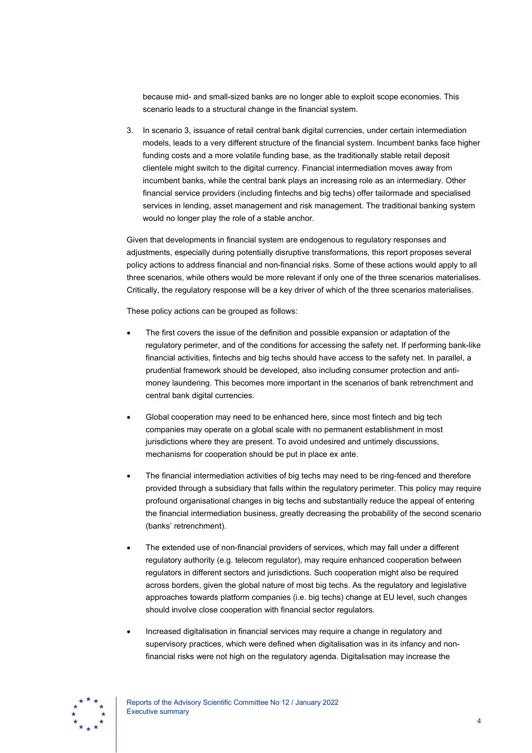because mid- and small-sized banks are no longer able to exploit scope economies. This scenario leads to a structural change in the financial system.

3. In scenario 3, issuance of retail central bank digital currencies, under certain intermediation models, leads to a very different structure of the financial system. Incumbent banks face higher funding costs and a more volatile funding base, as the traditionally stable retail deposit clientele might switch to the digital currency. Financial intermediation moves away from incumbent banks, while the central bank plays an increasing role as an intermediary. Other financial service providers (including fintechs and big techs) offer tailormade and specialised services in lending, asset management and risk management. The traditional banking system would no longer play the role of a stable anchor.

Given that developments in financial system are endogenous to regulatory responses and adjustments, especially during potentially disruptive transformations, this report proposes several policy actions to address financial and non-financial risks. Some of these actions would apply to all three scenarios, while others would be more relevant if only one of the three scenarios materialises. Critically, the regulatory response will be a key driver of which of the three scenarios materialises.

These policy actions can be grouped as follows:

- The first covers the issue of the definition and possible expansion or adaptation of the regulatory perimeter, and of the conditions for accessing the safety net. If performing bank-like financial activities, fintechs and big techs should have access to the safety net. In parallel, a prudential framework should be developed, also including consumer protection and anti-money laundering. This becomes more important in the scenarios of bank retrenchment and central bank digital currencies.
- Global cooperation may need to be enhanced here, since most fintech and big tech companies may operate on a global scale with no permanent establishment in most jurisdictions where they are present. To avoid undesired and untimely discussions, mechanisms for cooperation should be put in place ex ante.
- The financial intermediation activities of big techs may need to be ring-fenced and therefore provided through a subsidiary that falls within the regulatory perimeter. This policy may require profound organisational changes in big techs and substantially reduce the appeal of entering the financial intermediation business, greatly decreasing the probability of the second scenario (banks' retrenchment).
- The extended use of non-financial providers of services, which may fall under a different regulatory authority (e.g. telecom regulator), may require enhanced cooperation between regulators in different sectors and jurisdictions. Such cooperation might also be required across borders, given the global nature of most big techs. As the regulatory and legislative approaches towards platform companies (i.e. big techs) change at EU level, such changes should involve close cooperation with financial sector regulators.
- Increased digitalisation in financial services may require a change in regulatory and supervisory practices, which were defined when digitalisation was in its infancy and non-financial risks were not high on the regulatory agenda. Digitalisation may increase the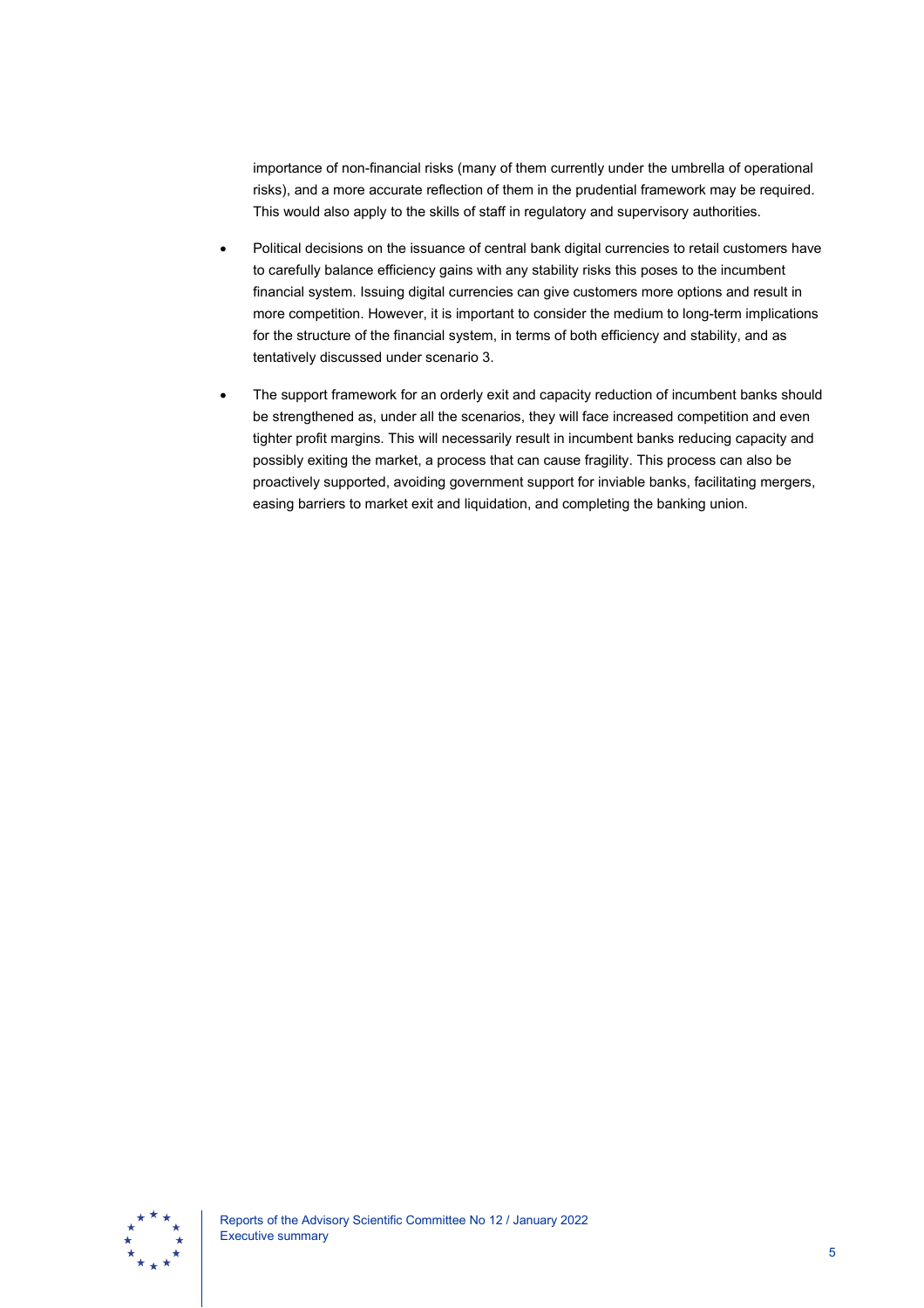importance of non-financial risks (many of them currently under the umbrella of operational risks), and a more accurate reflection of them in the prudential framework may be required. This would also apply to the skills of staff in regulatory and supervisory authorities.

- Political decisions on the issuance of central bank digital currencies to retail customers have to carefully balance efficiency gains with any stability risks this poses to the incumbent financial system. Issuing digital currencies can give customers more options and result in more competition. However, it is important to consider the medium to long-term implications for the structure of the financial system, in terms of both efficiency and stability, and as tentatively discussed under scenario 3.
- The support framework for an orderly exit and capacity reduction of incumbent banks should be strengthened as, under all the scenarios, they will face increased competition and even tighter profit margins. This will necessarily result in incumbent banks reducing capacity and possibly exiting the market, a process that can cause fragility. This process can also be proactively supported, avoiding government support for inviable banks, facilitating mergers, easing barriers to market exit and liquidation, and completing the banking union.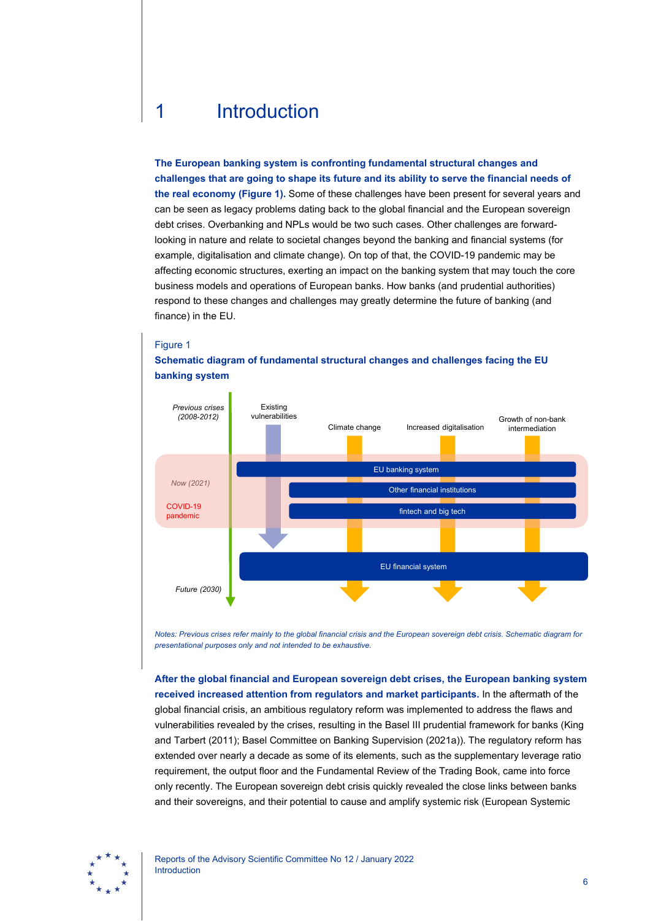# 1 Introduction

**The European banking system is confronting fundamental structural changes and challenges that are going to shape its future and its ability to serve the financial needs of the real economy (Figure 1).** Some of these challenges have been present for several years and can be seen as legacy problems dating back to the global financial and the European sovereign debt crises. Overbanking and NPLs would be two such cases. Other challenges are forward-looking in nature and relate to societal changes beyond the banking and financial systems (for example, digitalisation and climate change). On top of that, the COVID-19 pandemic may be affecting economic structures, exerting an impact on the banking system that may touch the core business models and operations of European banks. How banks (and prudential authorities) respond to these changes and challenges may greatly determine the future of banking (and finance) in the EU.

Figure 1

**Schematic diagram of fundamental structural changes and challenges facing the EU banking system**

*Previous crises (2008-2012)* | Existing vulnerabilities | Climate change | Increased digitalisation | Growth of non-bank intermediation

*Now (2021)* | COVID-19 pandemic | EU banking system | Other financial institutions | fintech and big tech

*Future (2030)* | EU financial system

*Notes: Previous crises refer mainly to the global financial crisis and the European sovereign debt crisis. Schematic diagram for presentational purposes only and not intended to be exhaustive.*

**After the global financial and European sovereign debt crises, the European banking system received increased attention from regulators and market participants.** In the aftermath of the global financial crisis, an ambitious regulatory reform was implemented to address the flaws and vulnerabilities revealed by the crises, resulting in the Basel III prudential framework for banks (King and Tarbert (2011); Basel Committee on Banking Supervision (2021a)). The regulatory reform has extended over nearly a decade as some of its elements, such as the supplementary leverage ratio requirement, the output floor and the Fundamental Review of the Trading Book, came into force only recently. The European sovereign debt crisis quickly revealed the close links between banks and their sovereigns, and their potential to cause and amplify systemic risk (European Systemic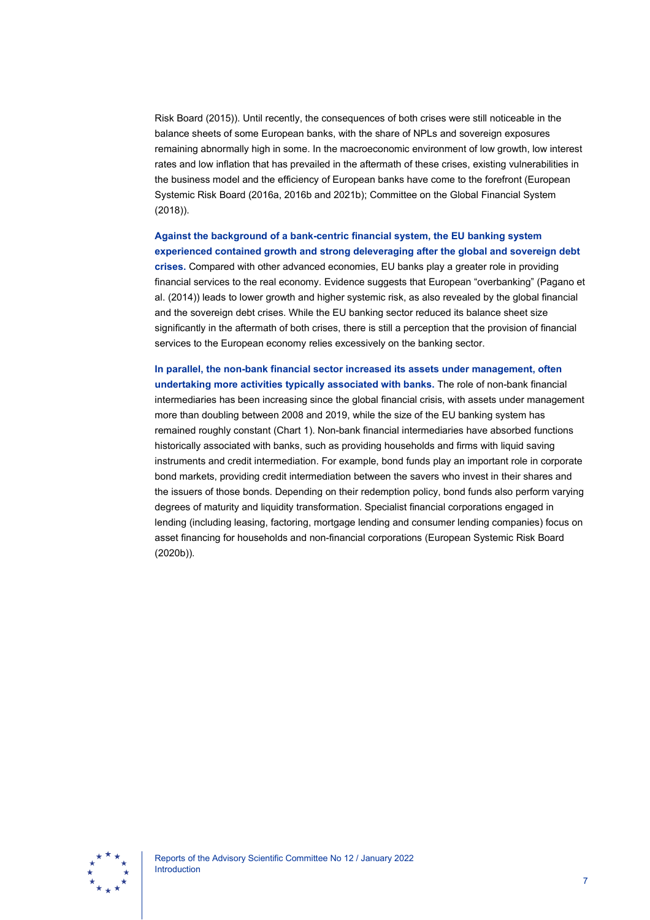Risk Board (2015)). Until recently, the consequences of both crises were still noticeable in the balance sheets of some European banks, with the share of NPLs and sovereign exposures remaining abnormally high in some. In the macroeconomic environment of low growth, low interest rates and low inflation that has prevailed in the aftermath of these crises, existing vulnerabilities in the business model and the efficiency of European banks have come to the forefront (European Systemic Risk Board (2016a, 2016b and 2021b); Committee on the Global Financial System (2018)).

**Against the background of a bank-centric financial system, the EU banking system experienced contained growth and strong deleveraging after the global and sovereign debt crises.** Compared with other advanced economies, EU banks play a greater role in providing financial services to the real economy. Evidence suggests that European "overbanking" (Pagano et al. (2014)) leads to lower growth and higher systemic risk, as also revealed by the global financial and the sovereign debt crises. While the EU banking sector reduced its balance sheet size significantly in the aftermath of both crises, there is still a perception that the provision of financial services to the European economy relies excessively on the banking sector.

**In parallel, the non-bank financial sector increased its assets under management, often undertaking more activities typically associated with banks.** The role of non-bank financial intermediaries has been increasing since the global financial crisis, with assets under management more than doubling between 2008 and 2019, while the size of the EU banking system has remained roughly constant (Chart 1). Non-bank financial intermediaries have absorbed functions historically associated with banks, such as providing households and firms with liquid saving instruments and credit intermediation. For example, bond funds play an important role in corporate bond markets, providing credit intermediation between the savers who invest in their shares and the issuers of those bonds. Depending on their redemption policy, bond funds also perform varying degrees of maturity and liquidity transformation. Specialist financial corporations engaged in lending (including leasing, factoring, mortgage lending and consumer lending companies) focus on asset financing for households and non-financial corporations (European Systemic Risk Board (2020b)).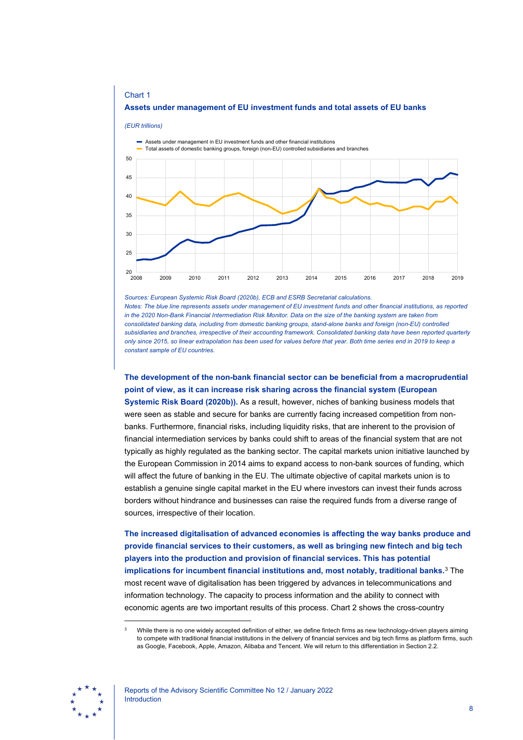Chart 1

**Assets under management of EU investment funds and total assets of EU banks**

*(EUR trillions)*

*Sources: European Systemic Risk Board (2020b), ECB and ESRB Secretariat calculations.*
*Notes: The blue line represents assets under management of EU investment funds and other financial institutions, as reported in the 2020 Non-Bank Financial Intermediation Risk Monitor. Data on the size of the banking system are taken from consolidated banking data, including from domestic banking groups, stand-alone banks and foreign (non-EU) controlled subsidiaries and branches, irrespective of their accounting framework. Consolidated banking data have been reported quarterly only since 2015, so linear extrapolation has been used for values before that year. Both time series end in 2019 to keep a constant sample of EU countries.*

**The development of the non-bank financial sector can be beneficial from a macroprudential point of view, as it can increase risk sharing across the financial system (European Systemic Risk Board (2020b)).** As a result, however, niches of banking business models that were seen as stable and secure for banks are currently facing increased competition from non-banks. Furthermore, financial risks, including liquidity risks, that are inherent to the provision of financial intermediation services by banks could shift to areas of the financial system that are not typically as highly regulated as the banking sector. The capital markets union initiative launched by the European Commission in 2014 aims to expand access to non-bank sources of funding, which will affect the future of banking in the EU. The ultimate objective of capital markets union is to establish a genuine single capital market in the EU where investors can invest their funds across borders without hindrance and businesses can raise the required funds from a diverse range of sources, irrespective of their location.

**The increased digitalisation of advanced economies is affecting the way banks produce and provide financial services to their customers, as well as bringing new fintech and big tech players into the production and provision of financial services. This has potential implications for incumbent financial institutions and, most notably, traditional banks.**[3] The most recent wave of digitalisation has been triggered by advances in telecommunications and information technology. The capacity to process information and the ability to connect with economic agents are two important results of this process. Chart 2 shows the cross-country

[3] While there is no one widely accepted definition of either, we define fintech firms as new technology-driven players aiming to compete with traditional financial institutions in the delivery of financial services and big tech firms as platform firms, such as Google, Facebook, Apple, Amazon, Alibaba and Tencent. We will return to this differentiation in Section 2.2.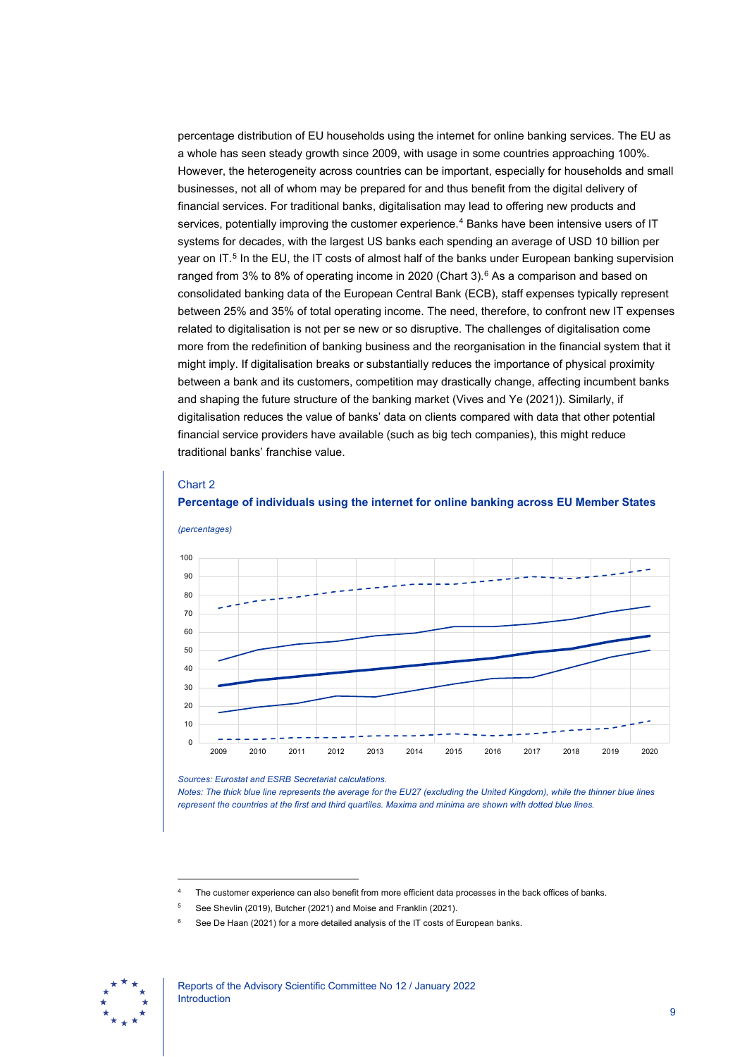percentage distribution of EU households using the internet for online banking services. The EU as a whole has seen steady growth since 2009, with usage in some countries approaching 100%. However, the heterogeneity across countries can be important, especially for households and small businesses, not all of whom may be prepared for and thus benefit from the digital delivery of financial services. For traditional banks, digitalisation may lead to offering new products and services, potentially improving the customer experience.[4] Banks have been intensive users of IT systems for decades, with the largest US banks each spending an average of USD 10 billion per year on IT.[5] In the EU, the IT costs of almost half of the banks under European banking supervision ranged from 3% to 8% of operating income in 2020 (Chart 3).[6] As a comparison and based on consolidated banking data of the European Central Bank (ECB), staff expenses typically represent between 25% and 35% of total operating income. The need, therefore, to confront new IT expenses related to digitalisation is not per se new or so disruptive. The challenges of digitalisation come more from the redefinition of banking business and the reorganisation in the financial system that it might imply. If digitalisation breaks or substantially reduces the importance of physical proximity between a bank and its customers, competition may drastically change, affecting incumbent banks and shaping the future structure of the banking market (Vives and Ye (2021)). Similarly, if digitalisation reduces the value of banks' data on clients compared with data that other potential financial service providers have available (such as big tech companies), this might reduce traditional banks' franchise value.

Chart 2

**Percentage of individuals using the internet for online banking across EU Member States**

*(percentages)*

*Sources: Eurostat and ESRB Secretariat calculations.*
*Notes: The thick blue line represents the average for the EU27 (excluding the United Kingdom), while the thinner blue lines represent the countries at the first and third quartiles. Maxima and minima are shown with dotted blue lines.*

[4] The customer experience can also benefit from more efficient data processes in the back offices of banks.

[5] See Shevlin (2019), Butcher (2021) and Moise and Franklin (2021).

[6] See De Haan (2021) for a more detailed analysis of the IT costs of European banks.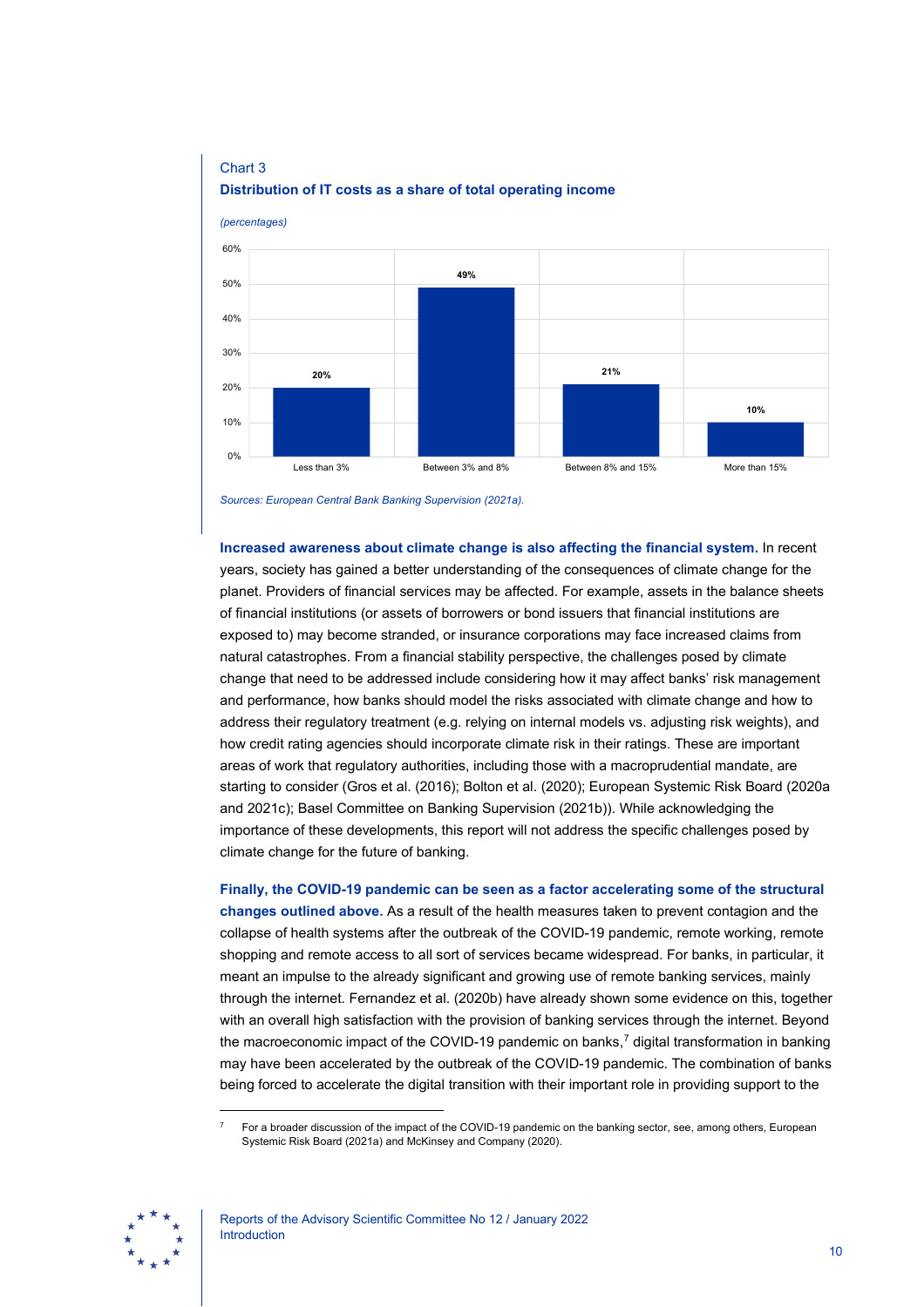Chart 3

**Distribution of IT costs as a share of total operating income**

*(percentages)*

| | Less than 3% | Between 3% and 8% | Between 8% and 15% | More than 15% |
|---|---|---|---|---|
| Share | 20% | 49% | 21% | 10% |

*Sources: European Central Bank Banking Supervision (2021a).*

**Increased awareness about climate change is also affecting the financial system.** In recent years, society has gained a better understanding of the consequences of climate change for the planet. Providers of financial services may be affected. For example, assets in the balance sheets of financial institutions (or assets of borrowers or bond issuers that financial institutions are exposed to) may become stranded, or insurance corporations may face increased claims from natural catastrophes. From a financial stability perspective, the challenges posed by climate change that need to be addressed include considering how it may affect banks' risk management and performance, how banks should model the risks associated with climate change and how to address their regulatory treatment (e.g. relying on internal models vs. adjusting risk weights), and how credit rating agencies should incorporate climate risk in their ratings. These are important areas of work that regulatory authorities, including those with a macroprudential mandate, are starting to consider (Gros et al. (2016); Bolton et al. (2020); European Systemic Risk Board (2020a and 2021c); Basel Committee on Banking Supervision (2021b)). While acknowledging the importance of these developments, this report will not address the specific challenges posed by climate change for the future of banking.

**Finally, the COVID-19 pandemic can be seen as a factor accelerating some of the structural changes outlined above.** As a result of the health measures taken to prevent contagion and the collapse of health systems after the outbreak of the COVID-19 pandemic, remote working, remote shopping and remote access to all sort of services became widespread. For banks, in particular, it meant an impulse to the already significant and growing use of remote banking services, mainly through the internet. Fernandez et al. (2020b) have already shown some evidence on this, together with an overall high satisfaction with the provision of banking services through the internet. Beyond the macroeconomic impact of the COVID-19 pandemic on banks,[7] digital transformation in banking may have been accelerated by the outbreak of the COVID-19 pandemic. The combination of banks being forced to accelerate the digital transition with their important role in providing support to the

[7] For a broader discussion of the impact of the COVID-19 pandemic on the banking sector, see, among others, European Systemic Risk Board (2021a) and McKinsey and Company (2020).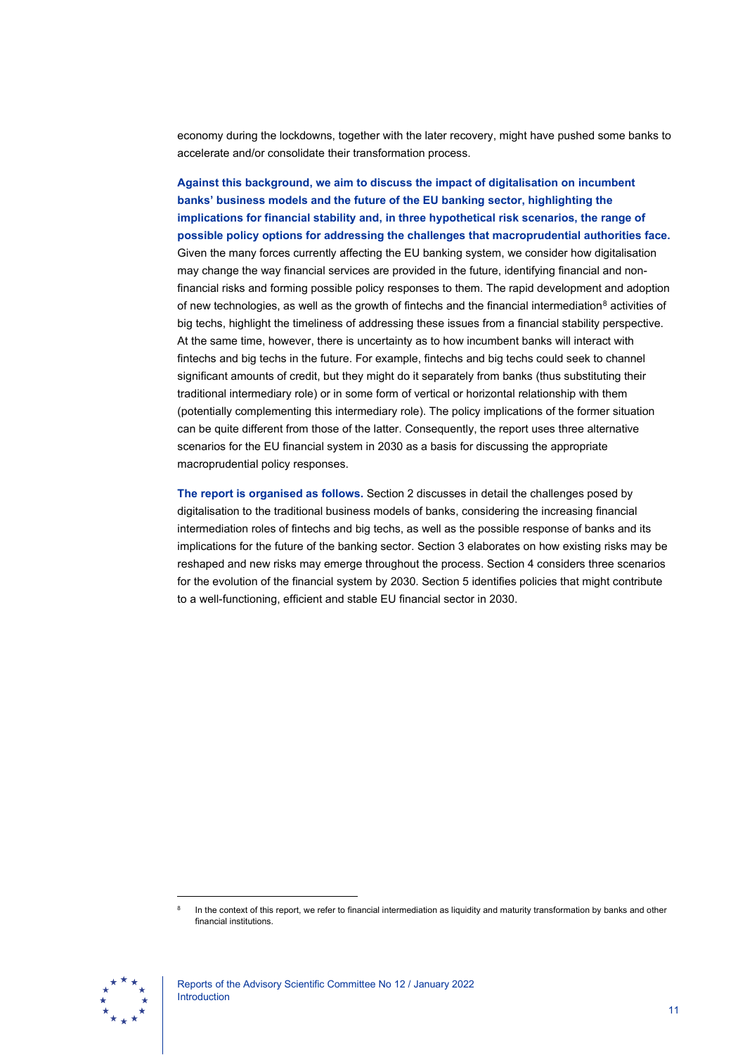economy during the lockdowns, together with the later recovery, might have pushed some banks to accelerate and/or consolidate their transformation process.

**Against this background, we aim to discuss the impact of digitalisation on incumbent banks' business models and the future of the EU banking sector, highlighting the implications for financial stability and, in three hypothetical risk scenarios, the range of possible policy options for addressing the challenges that macroprudential authorities face.** Given the many forces currently affecting the EU banking system, we consider how digitalisation may change the way financial services are provided in the future, identifying financial and non-financial risks and forming possible policy responses to them. The rapid development and adoption of new technologies, as well as the growth of fintechs and the financial intermediation[8] activities of big techs, highlight the timeliness of addressing these issues from a financial stability perspective. At the same time, however, there is uncertainty as to how incumbent banks will interact with fintechs and big techs in the future. For example, fintechs and big techs could seek to channel significant amounts of credit, but they might do it separately from banks (thus substituting their traditional intermediary role) or in some form of vertical or horizontal relationship with them (potentially complementing this intermediary role). The policy implications of the former situation can be quite different from those of the latter. Consequently, the report uses three alternative scenarios for the EU financial system in 2030 as a basis for discussing the appropriate macroprudential policy responses.

**The report is organised as follows.** Section 2 discusses in detail the challenges posed by digitalisation to the traditional business models of banks, considering the increasing financial intermediation roles of fintechs and big techs, as well as the possible response of banks and its implications for the future of the banking sector. Section 3 elaborates on how existing risks may be reshaped and new risks may emerge throughout the process. Section 4 considers three scenarios for the evolution of the financial system by 2030. Section 5 identifies policies that might contribute to a well-functioning, efficient and stable EU financial sector in 2030.

[8] In the context of this report, we refer to financial intermediation as liquidity and maturity transformation by banks and other financial institutions.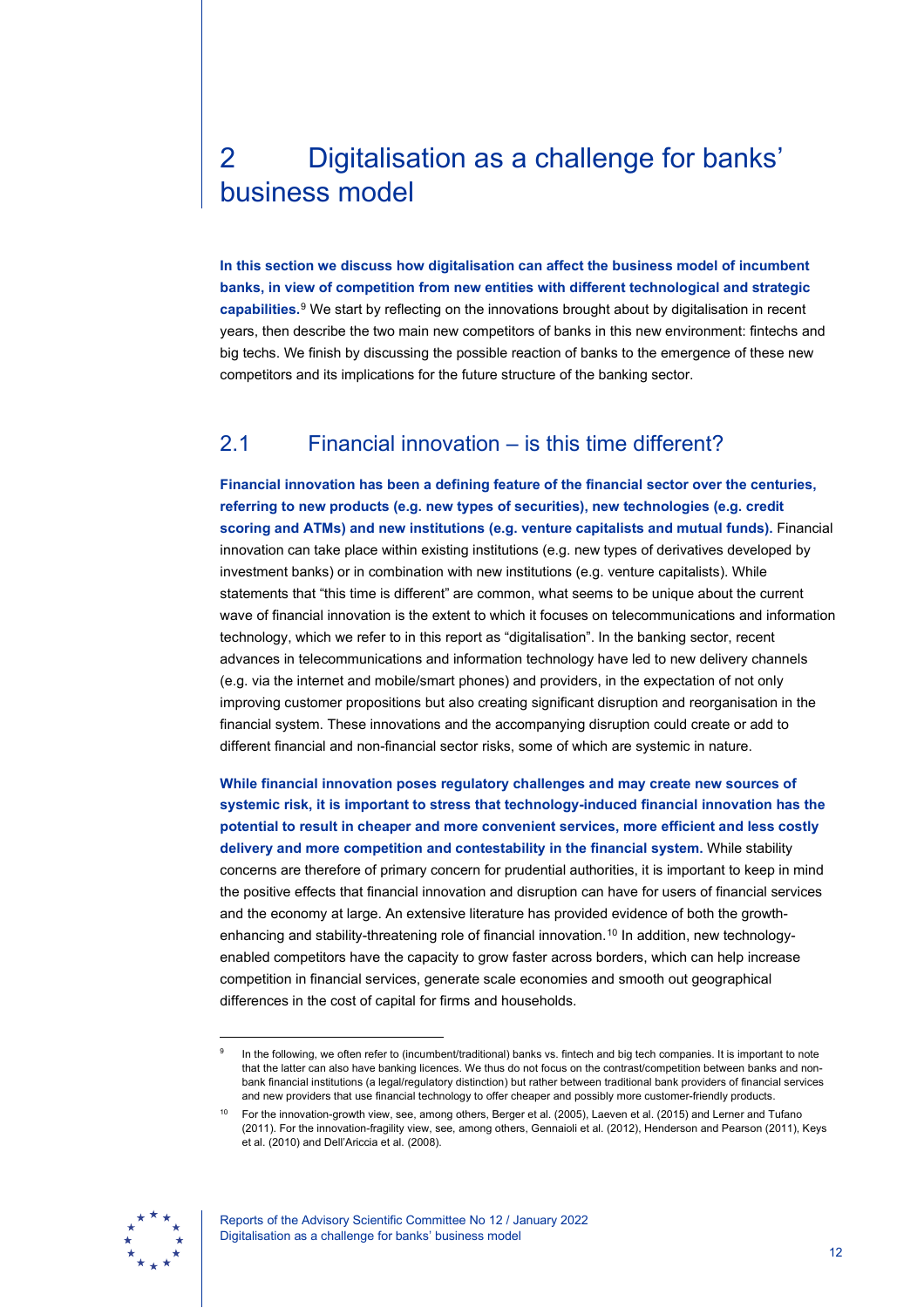# 2 Digitalisation as a challenge for banks' business model

**In this section we discuss how digitalisation can affect the business model of incumbent banks, in view of competition from new entities with different technological and strategic capabilities.**[9] We start by reflecting on the innovations brought about by digitalisation in recent years, then describe the two main new competitors of banks in this new environment: fintechs and big techs. We finish by discussing the possible reaction of banks to the emergence of these new competitors and its implications for the future structure of the banking sector.

## 2.1 Financial innovation – is this time different?

**Financial innovation has been a defining feature of the financial sector over the centuries, referring to new products (e.g. new types of securities), new technologies (e.g. credit scoring and ATMs) and new institutions (e.g. venture capitalists and mutual funds).** Financial innovation can take place within existing institutions (e.g. new types of derivatives developed by investment banks) or in combination with new institutions (e.g. venture capitalists). While statements that "this time is different" are common, what seems to be unique about the current wave of financial innovation is the extent to which it focuses on telecommunications and information technology, which we refer to in this report as "digitalisation". In the banking sector, recent advances in telecommunications and information technology have led to new delivery channels (e.g. via the internet and mobile/smart phones) and providers, in the expectation of not only improving customer propositions but also creating significant disruption and reorganisation in the financial system. These innovations and the accompanying disruption could create or add to different financial and non-financial sector risks, some of which are systemic in nature.

**While financial innovation poses regulatory challenges and may create new sources of systemic risk, it is important to stress that technology-induced financial innovation has the potential to result in cheaper and more convenient services, more efficient and less costly delivery and more competition and contestability in the financial system.** While stability concerns are therefore of primary concern for prudential authorities, it is important to keep in mind the positive effects that financial innovation and disruption can have for users of financial services and the economy at large. An extensive literature has provided evidence of both the growth-enhancing and stability-threatening role of financial innovation.[10] In addition, new technology-enabled competitors have the capacity to grow faster across borders, which can help increase competition in financial services, generate scale economies and smooth out geographical differences in the cost of capital for firms and households.

---

[9] In the following, we often refer to (incumbent/traditional) banks vs. fintech and big tech companies. It is important to note that the latter can also have banking licences. We thus do not focus on the contrast/competition between banks and non-bank financial institutions (a legal/regulatory distinction) but rather between traditional bank providers of financial services and new providers that use financial technology to offer cheaper and possibly more customer-friendly products.

[10] For the innovation-growth view, see, among others, Berger et al. (2005), Laeven et al. (2015) and Lerner and Tufano (2011). For the innovation-fragility view, see, among others, Gennaioli et al. (2012), Henderson and Pearson (2011), Keys et al. (2010) and Dell'Ariccia et al. (2008).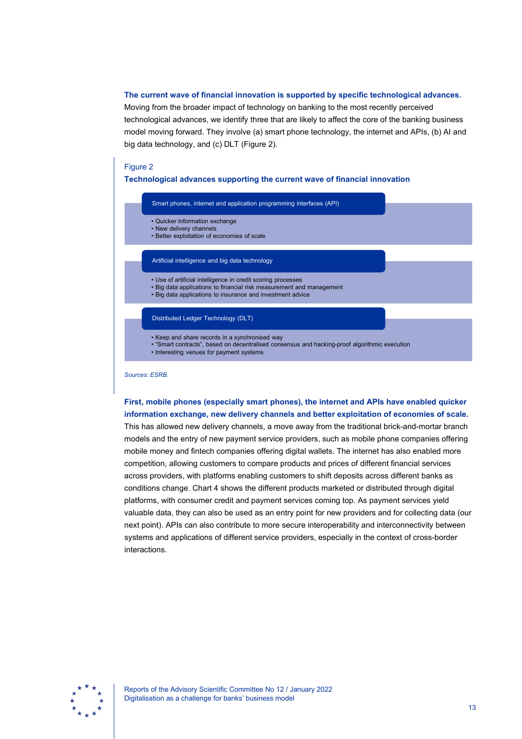**The current wave of financial innovation is supported by specific technological advances.** Moving from the broader impact of technology on banking to the most recently perceived technological advances, we identify three that are likely to affect the core of the banking business model moving forward. They involve (a) smart phone technology, the internet and APIs, (b) AI and big data technology, and (c) DLT (Figure 2).

Figure 2

**Technological advances supporting the current wave of financial innovation**

Smart phones, internet and application programming interfaces (API)

- Quicker information exchange
- New delivery channels
- Better exploitation of economies of scale

Artificial intelligence and big data technology

- Use of artificial intelligence in credit scoring processes
- Big data applications to financial risk measurement and management
- Big data applications to insurance and investment advice

Distributed Ledger Technology (DLT)

- Keep and share records in a synchronised way
- "Smart contracts", based on decentralised consensus and hacking-proof algorithmic execution
- Interesting venues for payment systems

*Sources: ESRB.*

**First, mobile phones (especially smart phones), the internet and APIs have enabled quicker information exchange, new delivery channels and better exploitation of economies of scale.** This has allowed new delivery channels, a move away from the traditional brick-and-mortar branch models and the entry of new payment service providers, such as mobile phone companies offering mobile money and fintech companies offering digital wallets. The internet has also enabled more competition, allowing customers to compare products and prices of different financial services across providers, with platforms enabling customers to shift deposits across different banks as conditions change. Chart 4 shows the different products marketed or distributed through digital platforms, with consumer credit and payment services coming top. As payment services yield valuable data, they can also be used as an entry point for new providers and for collecting data (our next point). APIs can also contribute to more secure interoperability and interconnectivity between systems and applications of different service providers, especially in the context of cross-border interactions.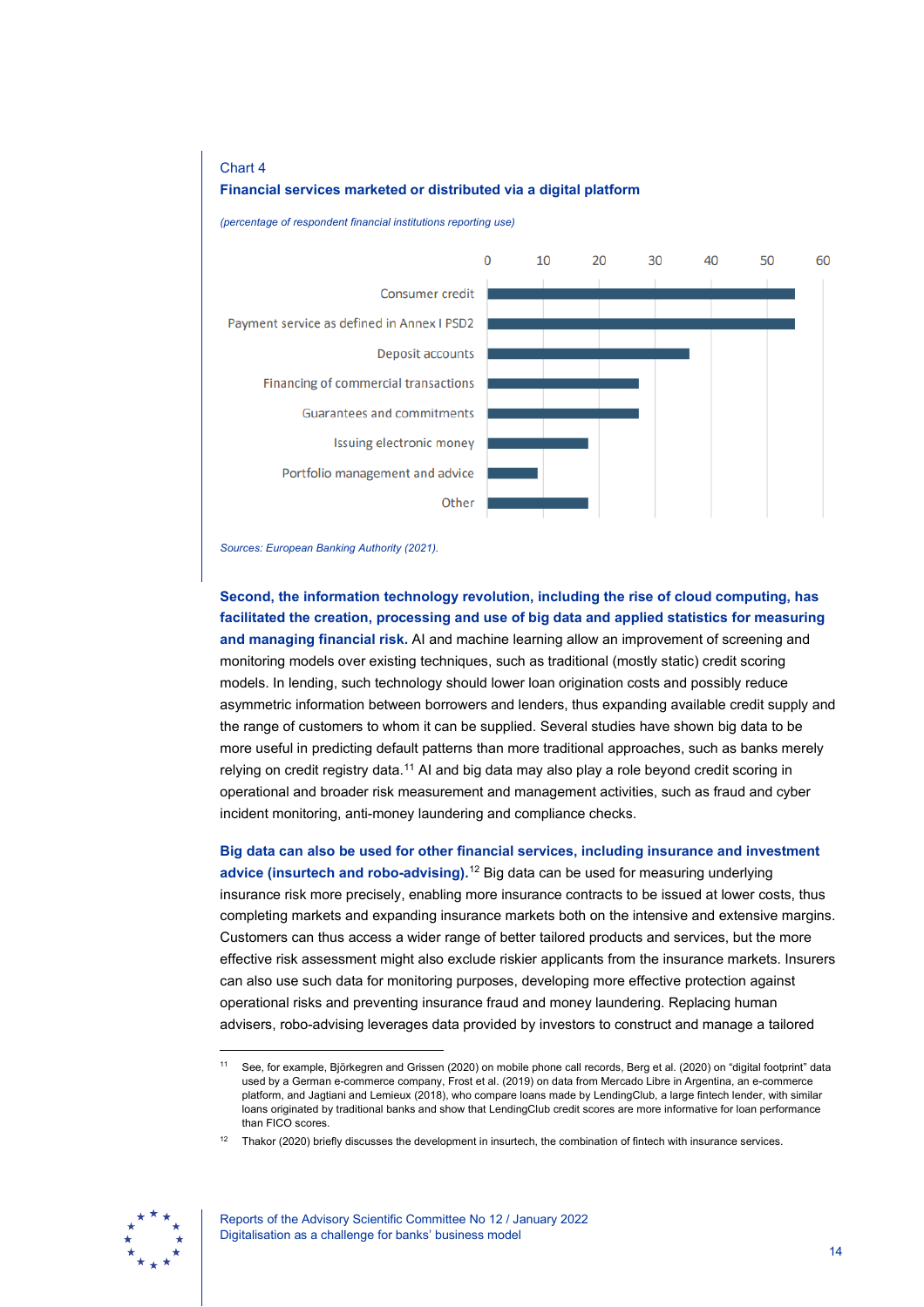Chart 4

**Financial services marketed or distributed via a digital platform**

*(percentage of respondent financial institutions reporting use)*

Consumer credit

Payment service as defined in Annex I PSD2

Deposit accounts

Financing of commercial transactions

Guarantees and commitments

Issuing electronic money

Portfolio management and advice

Other

*Sources: European Banking Authority (2021).*

**Second, the information technology revolution, including the rise of cloud computing, has facilitated the creation, processing and use of big data and applied statistics for measuring and managing financial risk.** AI and machine learning allow an improvement of screening and monitoring models over existing techniques, such as traditional (mostly static) credit scoring models. In lending, such technology should lower loan origination costs and possibly reduce asymmetric information between borrowers and lenders, thus expanding available credit supply and the range of customers to whom it can be supplied. Several studies have shown big data to be more useful in predicting default patterns than more traditional approaches, such as banks merely relying on credit registry data.[11] AI and big data may also play a role beyond credit scoring in operational and broader risk measurement and management activities, such as fraud and cyber incident monitoring, anti-money laundering and compliance checks.

**Big data can also be used for other financial services, including insurance and investment advice (insurtech and robo-advising).**[12] Big data can be used for measuring underlying insurance risk more precisely, enabling more insurance contracts to be issued at lower costs, thus completing markets and expanding insurance markets both on the intensive and extensive margins. Customers can thus access a wider range of better tailored products and services, but the more effective risk assessment might also exclude riskier applicants from the insurance markets. Insurers can also use such data for monitoring purposes, developing more effective protection against operational risks and preventing insurance fraud and money laundering. Replacing human advisers, robo-advising leverages data provided by investors to construct and manage a tailored

---

[11] See, for example, Björkegren and Grissen (2020) on mobile phone call records, Berg et al. (2020) on "digital footprint" data used by a German e-commerce company, Frost et al. (2019) on data from Mercado Libre in Argentina, an e-commerce platform, and Jagtiani and Lemieux (2018), who compare loans made by LendingClub, a large fintech lender, with similar loans originated by traditional banks and show that LendingClub credit scores are more informative for loan performance than FICO scores.

[12] Thakor (2020) briefly discusses the development in insurtech, the combination of fintech with insurance services.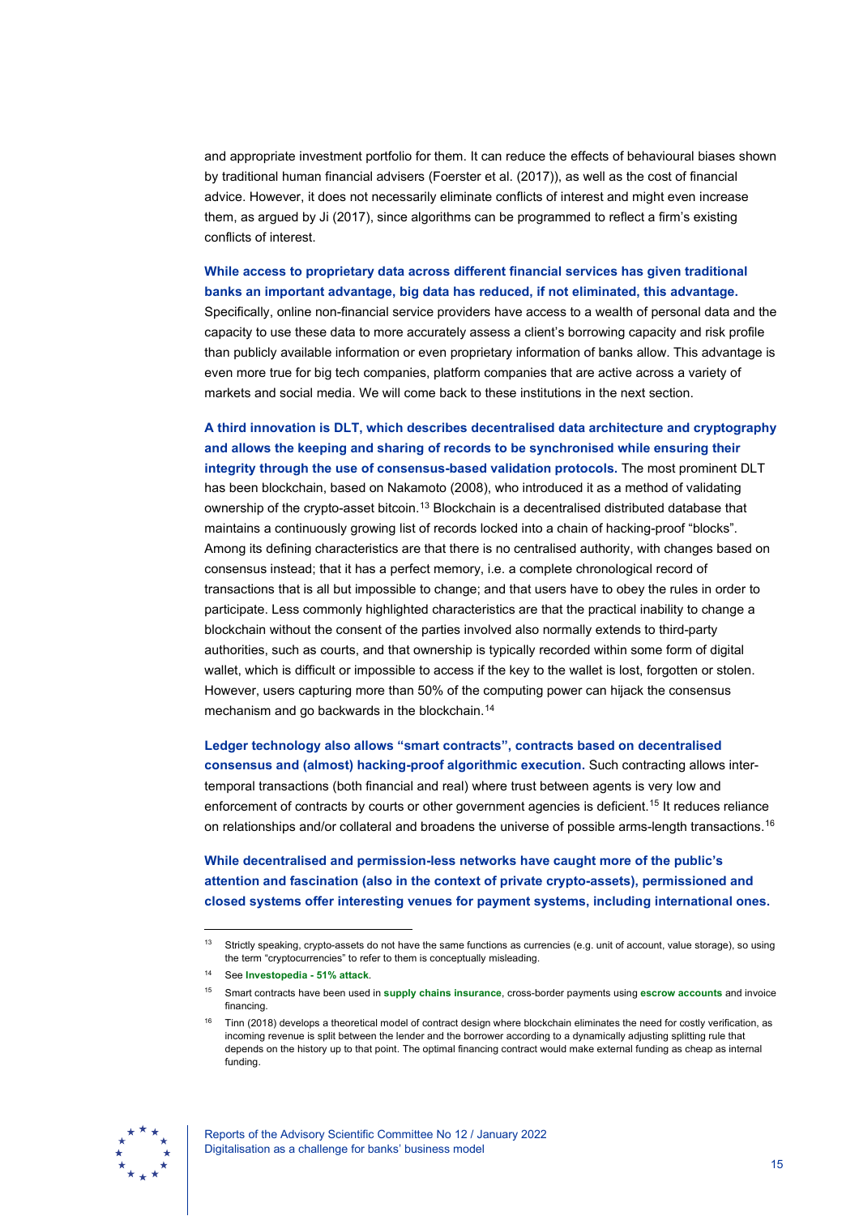and appropriate investment portfolio for them. It can reduce the effects of behavioural biases shown by traditional human financial advisers (Foerster et al. (2017)), as well as the cost of financial advice. However, it does not necessarily eliminate conflicts of interest and might even increase them, as argued by Ji (2017), since algorithms can be programmed to reflect a firm's existing conflicts of interest.

**While access to proprietary data across different financial services has given traditional banks an important advantage, big data has reduced, if not eliminated, this advantage.** Specifically, online non-financial service providers have access to a wealth of personal data and the capacity to use these data to more accurately assess a client's borrowing capacity and risk profile than publicly available information or even proprietary information of banks allow. This advantage is even more true for big tech companies, platform companies that are active across a variety of markets and social media. We will come back to these institutions in the next section.

**A third innovation is DLT, which describes decentralised data architecture and cryptography and allows the keeping and sharing of records to be synchronised while ensuring their integrity through the use of consensus-based validation protocols.** The most prominent DLT has been blockchain, based on Nakamoto (2008), who introduced it as a method of validating ownership of the crypto-asset bitcoin.[13] Blockchain is a decentralised distributed database that maintains a continuously growing list of records locked into a chain of hacking-proof "blocks". Among its defining characteristics are that there is no centralised authority, with changes based on consensus instead; that it has a perfect memory, i.e. a complete chronological record of transactions that is all but impossible to change; and that users have to obey the rules in order to participate. Less commonly highlighted characteristics are that the practical inability to change a blockchain without the consent of the parties involved also normally extends to third-party authorities, such as courts, and that ownership is typically recorded within some form of digital wallet, which is difficult or impossible to access if the key to the wallet is lost, forgotten or stolen. However, users capturing more than 50% of the computing power can hijack the consensus mechanism and go backwards in the blockchain.[14]

**Ledger technology also allows "smart contracts", contracts based on decentralised consensus and (almost) hacking-proof algorithmic execution.** Such contracting allows inter-temporal transactions (both financial and real) where trust between agents is very low and enforcement of contracts by courts or other government agencies is deficient.[15] It reduces reliance on relationships and/or collateral and broadens the universe of possible arms-length transactions.[16]

**While decentralised and permission-less networks have caught more of the public's attention and fascination (also in the context of private crypto-assets), permissioned and closed systems offer interesting venues for payment systems, including international ones.**

---

[13] Strictly speaking, crypto-assets do not have the same functions as currencies (e.g. unit of account, value storage), so using the term "cryptocurrencies" to refer to them is conceptually misleading.

[14] See **Investopedia - 51% attack**.

[15] Smart contracts have been used in **supply chains insurance**, cross-border payments using **escrow accounts** and invoice financing.

[16] Tinn (2018) develops a theoretical model of contract design where blockchain eliminates the need for costly verification, as incoming revenue is split between the lender and the borrower according to a dynamically adjusting splitting rule that depends on the history up to that point. The optimal financing contract would make external funding as cheap as internal funding.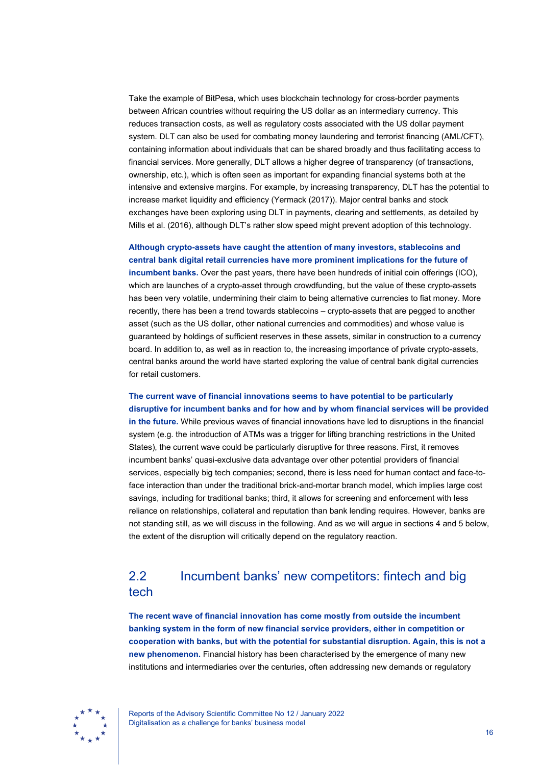Take the example of BitPesa, which uses blockchain technology for cross-border payments between African countries without requiring the US dollar as an intermediary currency. This reduces transaction costs, as well as regulatory costs associated with the US dollar payment system. DLT can also be used for combating money laundering and terrorist financing (AML/CFT), containing information about individuals that can be shared broadly and thus facilitating access to financial services. More generally, DLT allows a higher degree of transparency (of transactions, ownership, etc.), which is often seen as important for expanding financial systems both at the intensive and extensive margins. For example, by increasing transparency, DLT has the potential to increase market liquidity and efficiency (Yermack (2017)). Major central banks and stock exchanges have been exploring using DLT in payments, clearing and settlements, as detailed by Mills et al. (2016), although DLT's rather slow speed might prevent adoption of this technology.

**Although crypto-assets have caught the attention of many investors, stablecoins and central bank digital retail currencies have more prominent implications for the future of incumbent banks.** Over the past years, there have been hundreds of initial coin offerings (ICO), which are launches of a crypto-asset through crowdfunding, but the value of these crypto-assets has been very volatile, undermining their claim to being alternative currencies to fiat money. More recently, there has been a trend towards stablecoins – crypto-assets that are pegged to another asset (such as the US dollar, other national currencies and commodities) and whose value is guaranteed by holdings of sufficient reserves in these assets, similar in construction to a currency board. In addition to, as well as in reaction to, the increasing importance of private crypto-assets, central banks around the world have started exploring the value of central bank digital currencies for retail customers.

**The current wave of financial innovations seems to have potential to be particularly disruptive for incumbent banks and for how and by whom financial services will be provided in the future.** While previous waves of financial innovations have led to disruptions in the financial system (e.g. the introduction of ATMs was a trigger for lifting branching restrictions in the United States), the current wave could be particularly disruptive for three reasons. First, it removes incumbent banks' quasi-exclusive data advantage over other potential providers of financial services, especially big tech companies; second, there is less need for human contact and face-to-face interaction than under the traditional brick-and-mortar branch model, which implies large cost savings, including for traditional banks; third, it allows for screening and enforcement with less reliance on relationships, collateral and reputation than bank lending requires. However, banks are not standing still, as we will discuss in the following. And as we will argue in sections 4 and 5 below, the extent of the disruption will critically depend on the regulatory reaction.

## 2.2 Incumbent banks' new competitors: fintech and big tech

**The recent wave of financial innovation has come mostly from outside the incumbent banking system in the form of new financial service providers, either in competition or cooperation with banks, but with the potential for substantial disruption. Again, this is not a new phenomenon.** Financial history has been characterised by the emergence of many new institutions and intermediaries over the centuries, often addressing new demands or regulatory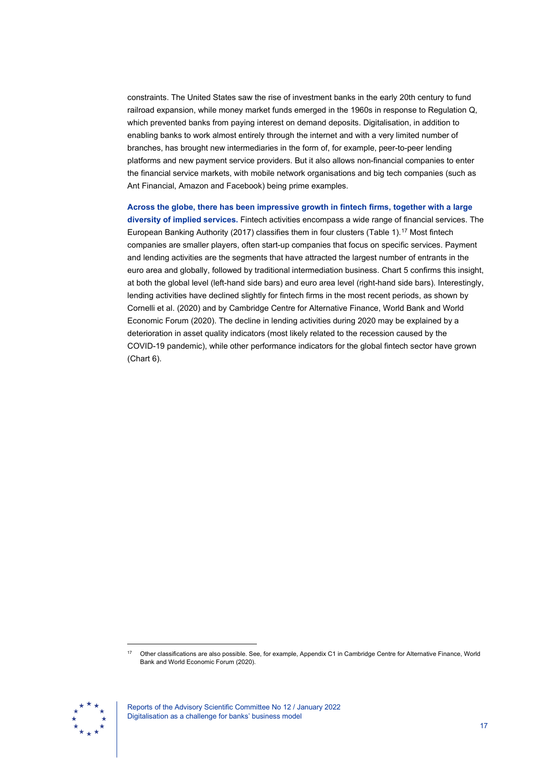constraints. The United States saw the rise of investment banks in the early 20th century to fund railroad expansion, while money market funds emerged in the 1960s in response to Regulation Q, which prevented banks from paying interest on demand deposits. Digitalisation, in addition to enabling banks to work almost entirely through the internet and with a very limited number of branches, has brought new intermediaries in the form of, for example, peer-to-peer lending platforms and new payment service providers. But it also allows non-financial companies to enter the financial service markets, with mobile network organisations and big tech companies (such as Ant Financial, Amazon and Facebook) being prime examples.

**Across the globe, there has been impressive growth in fintech firms, together with a large diversity of implied services.** Fintech activities encompass a wide range of financial services. The European Banking Authority (2017) classifies them in four clusters (Table 1).[17] Most fintech companies are smaller players, often start-up companies that focus on specific services. Payment and lending activities are the segments that have attracted the largest number of entrants in the euro area and globally, followed by traditional intermediation business. Chart 5 confirms this insight, at both the global level (left-hand side bars) and euro area level (right-hand side bars). Interestingly, lending activities have declined slightly for fintech firms in the most recent periods, as shown by Cornelli et al. (2020) and by Cambridge Centre for Alternative Finance, World Bank and World Economic Forum (2020). The decline in lending activities during 2020 may be explained by a deterioration in asset quality indicators (most likely related to the recession caused by the COVID-19 pandemic), while other performance indicators for the global fintech sector have grown (Chart 6).

[17] Other classifications are also possible. See, for example, Appendix C1 in Cambridge Centre for Alternative Finance, World Bank and World Economic Forum (2020).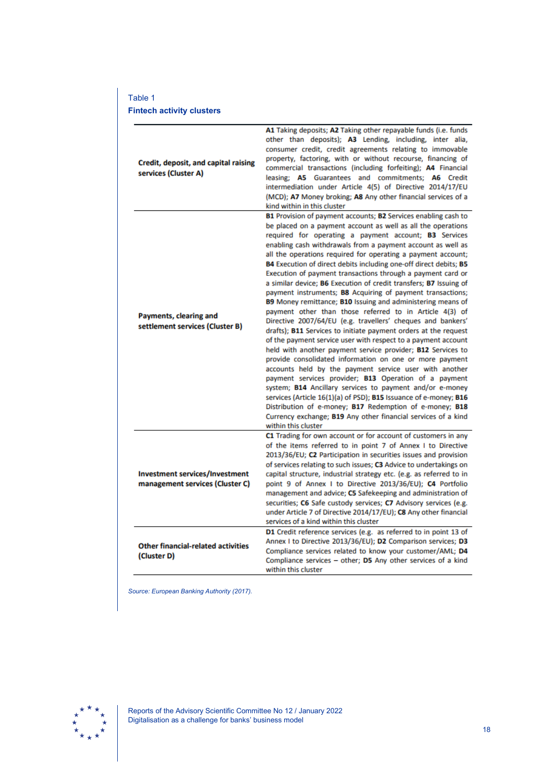Table 1

**Fintech activity clusters**

| | |
|---|---|
| **Credit, deposit, and capital raising services (Cluster A)** | **A1** Taking deposits; **A2** Taking other repayable funds (i.e. funds other than deposits); **A3** Lending, including, inter alia, consumer credit, credit agreements relating to immovable property, factoring, with or without recourse, financing of commercial transactions (including forfeiting); **A4** Financial leasing; **A5** Guarantees and commitments; **A6** Credit intermediation under Article 4(5) of Directive 2014/17/EU (MCD); **A7** Money broking; **A8** Any other financial services of a kind within in this cluster |
| **Payments, clearing and settlement services (Cluster B)** | **B1** Provision of payment accounts; **B2** Services enabling cash to be placed on a payment account as well as all the operations required for operating a payment account; **B3** Services enabling cash withdrawals from a payment account as well as all the operations required for operating a payment account; **B4** Execution of direct debits including one-off direct debits; **B5** Execution of payment transactions through a payment card or a similar device; **B6** Execution of credit transfers; **B7** Issuing of payment instruments; **B8** Acquiring of payment transactions; **B9** Money remittance; **B10** Issuing and administering means of payment other than those referred to in Article 4(3) of Directive 2007/64/EU (e.g. travellers' cheques and bankers' drafts); **B11** Services to initiate payment orders at the request of the payment service user with respect to a payment account held with another payment service provider; **B12** Services to provide consolidated information on one or more payment accounts held by the payment service user with another payment services provider; **B13** Operation of a payment system; **B14** Ancillary services to payment and/or e-money services (Article 16(1)(a) of PSD); **B15** Issuance of e-money; **B16** Distribution of e-money; **B17** Redemption of e-money; **B18** Currency exchange; **B19** Any other financial services of a kind within this cluster |
| **Investment services/Investment management services (Cluster C)** | **C1** Trading for own account or for account of customers in any of the items referred to in point 7 of Annex I to Directive 2013/36/EU; **C2** Participation in securities issues and provision of services relating to such issues; **C3** Advice to undertakings on capital structure, industrial strategy etc. (e.g. as referred to in point 9 of Annex I to Directive 2013/36/EU); **C4** Portfolio management and advice; **C5** Safekeeping and administration of securities; **C6** Safe custody services; **C7** Advisory services (e.g. under Article 7 of Directive 2014/17/EU); **C8** Any other financial services of a kind within this cluster |
| **Other financial-related activities (Cluster D)** | **D1** Credit reference services (e.g. as referred to in point 13 of Annex I to Directive 2013/36/EU); **D2** Comparison services; **D3** Compliance services related to know your customer/AML; **D4** Compliance services – other; **D5** Any other services of a kind within this cluster |

*Source: European Banking Authority (2017).*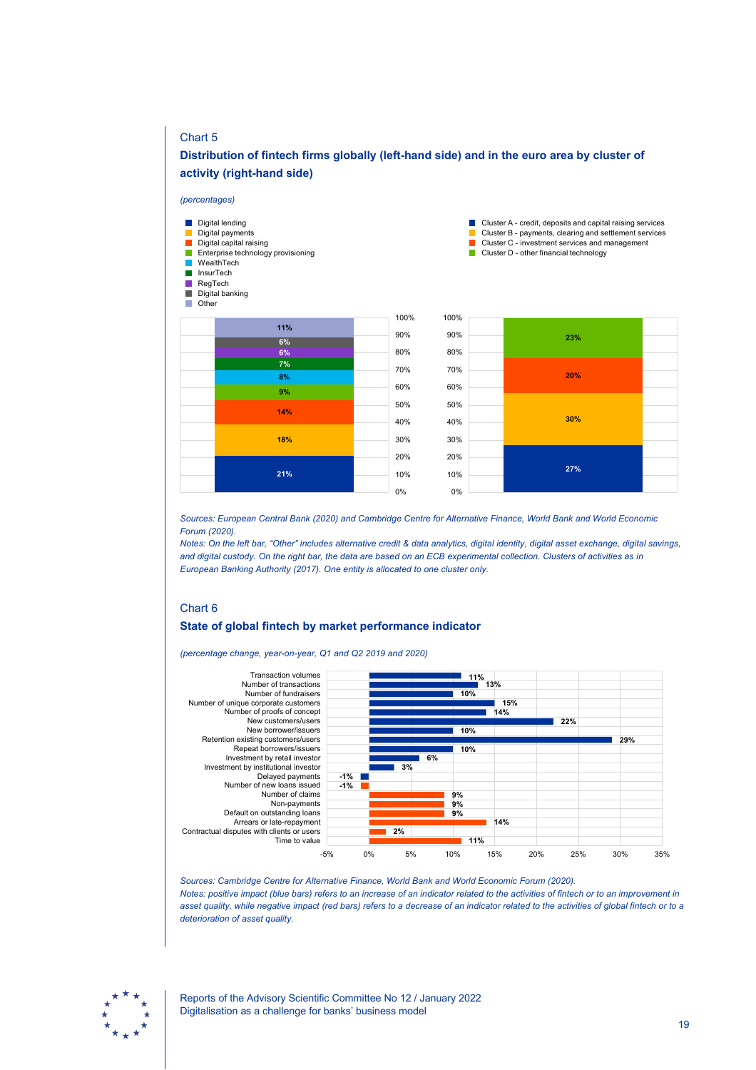Chart 5

**Distribution of fintech firms globally (left-hand side) and in the euro area by cluster of activity (right-hand side)**

*(percentages)*

| Global (left-hand side) | % |
|---|---|
| Digital lending | 21% |
| Digital payments | 18% |
| Digital capital raising | 14% |
| Enterprise technology provisioning | 9% |
| WealthTech | 8% |
| InsurTech | 7% |
| RegTech | 6% |
| Digital banking | 6% |
| Other | 11% |

| Euro area (right-hand side) | % |
|---|---|
| Cluster A - credit, deposits and capital raising services | 27% |
| Cluster B - payments, clearing and settlement services | 30% |
| Cluster C - investment services and management | 20% |
| Cluster D - other financial technology | 23% |

*Sources: European Central Bank (2020) and Cambridge Centre for Alternative Finance, World Bank and World Economic Forum (2020).*
*Notes: On the left bar, "Other" includes alternative credit & data analytics, digital identity, digital asset exchange, digital savings, and digital custody. On the right bar, the data are based on an ECB experimental collection. Clusters of activities as in European Banking Authority (2017). One entity is allocated to one cluster only.*

Chart 6

**State of global fintech by market performance indicator**

*(percentage change, year-on-year, Q1 and Q2 2019 and 2020)*

| Indicator | Change |
|---|---|
| Transaction volumes | 11% |
| Number of transactions | 13% |
| Number of fundraisers | 10% |
| Number of unique corporate customers | 15% |
| Number of proofs of concept | 14% |
| New customers/users | 22% |
| New borrower/issuers | 10% |
| Retention existing customers/users | 29% |
| Repeat borrowers/issuers | 10% |
| Investment by retail investor | 6% |
| Investment by institutional investor | 3% |
| Delayed payments | -1% |
| Number of new loans issued | -1% |
| Number of claims | 9% |
| Non-payments | 9% |
| Default on outstanding loans | 9% |
| Arrears or late-repayment | 14% |
| Contractual disputes with clients or users | 2% |
| Time to value | 11% |

*Sources: Cambridge Centre for Alternative Finance, World Bank and World Economic Forum (2020).*
*Notes: positive impact (blue bars) refers to an increase of an indicator related to the activities of fintech or to an improvement in asset quality, while negative impact (red bars) refers to a decrease of an indicator related to the activities of global fintech or to a deterioration of asset quality.*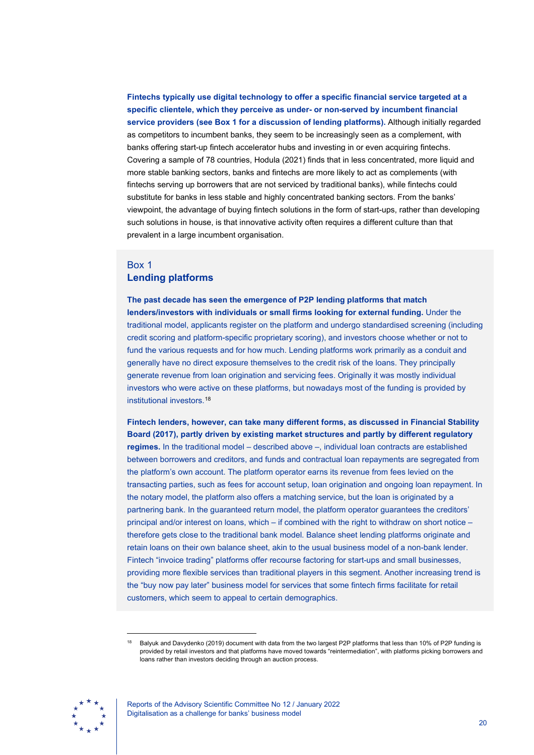**Fintechs typically use digital technology to offer a specific financial service targeted at a specific clientele, which they perceive as under- or non-served by incumbent financial service providers (see Box 1 for a discussion of lending platforms).** Although initially regarded as competitors to incumbent banks, they seem to be increasingly seen as a complement, with banks offering start-up fintech accelerator hubs and investing in or even acquiring fintechs. Covering a sample of 78 countries, Hodula (2021) finds that in less concentrated, more liquid and more stable banking sectors, banks and fintechs are more likely to act as complements (with fintechs serving up borrowers that are not serviced by traditional banks), while fintechs could substitute for banks in less stable and highly concentrated banking sectors. From the banks' viewpoint, the advantage of buying fintech solutions in the form of start-ups, rather than developing such solutions in house, is that innovative activity often requires a different culture than that prevalent in a large incumbent organisation.

## Box 1
## Lending platforms

**The past decade has seen the emergence of P2P lending platforms that match lenders/investors with individuals or small firms looking for external funding.** Under the traditional model, applicants register on the platform and undergo standardised screening (including credit scoring and platform-specific proprietary scoring), and investors choose whether or not to fund the various requests and for how much. Lending platforms work primarily as a conduit and generally have no direct exposure themselves to the credit risk of the loans. They principally generate revenue from loan origination and servicing fees. Originally it was mostly individual investors who were active on these platforms, but nowadays most of the funding is provided by institutional investors.[18]

**Fintech lenders, however, can take many different forms, as discussed in Financial Stability Board (2017), partly driven by existing market structures and partly by different regulatory regimes.** In the traditional model – described above –, individual loan contracts are established between borrowers and creditors, and funds and contractual loan repayments are segregated from the platform's own account. The platform operator earns its revenue from fees levied on the transacting parties, such as fees for account setup, loan origination and ongoing loan repayment. In the notary model, the platform also offers a matching service, but the loan is originated by a partnering bank. In the guaranteed return model, the platform operator guarantees the creditors' principal and/or interest on loans, which – if combined with the right to withdraw on short notice – therefore gets close to the traditional bank model. Balance sheet lending platforms originate and retain loans on their own balance sheet, akin to the usual business model of a non-bank lender. Fintech "invoice trading" platforms offer recourse factoring for start-ups and small businesses, providing more flexible services than traditional players in this segment. Another increasing trend is the "buy now pay later" business model for services that some fintech firms facilitate for retail customers, which seem to appeal to certain demographics.

[18] Balyuk and Davydenko (2019) document with data from the two largest P2P platforms that less than 10% of P2P funding is provided by retail investors and that platforms have moved towards "reintermediation", with platforms picking borrowers and loans rather than investors deciding through an auction process.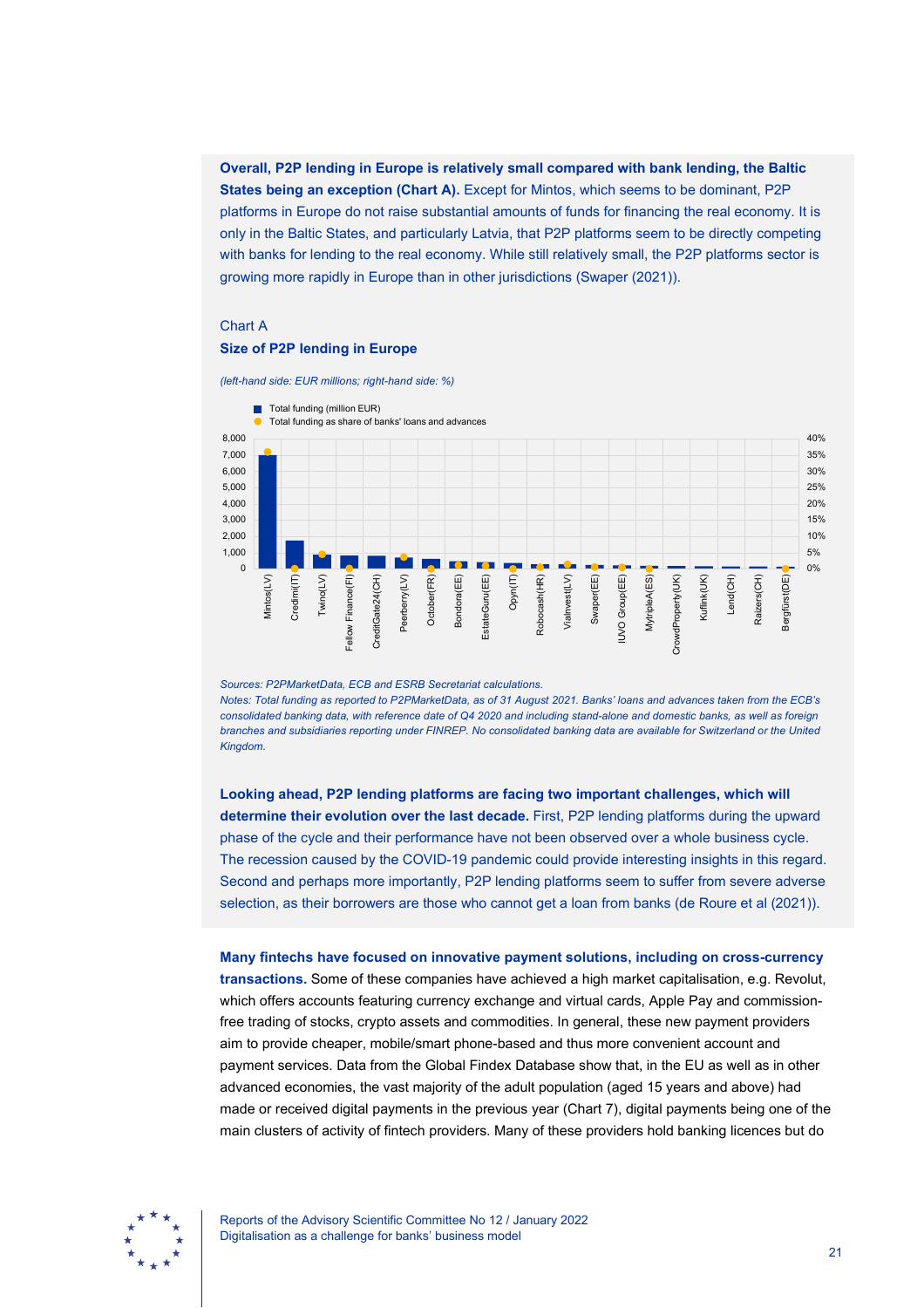**Overall, P2P lending in Europe is relatively small compared with bank lending, the Baltic States being an exception (Chart A).** Except for Mintos, which seems to be dominant, P2P platforms in Europe do not raise substantial amounts of funds for financing the real economy. It is only in the Baltic States, and particularly Latvia, that P2P platforms seem to be directly competing with banks for lending to the real economy. While still relatively small, the P2P platforms sector is growing more rapidly in Europe than in other jurisdictions (Swaper (2021)).

Chart A

**Size of P2P lending in Europe**

*(left-hand side: EUR millions; right-hand side: %)*

*Sources: P2PMarketData, ECB and ESRB Secretariat calculations.*
*Notes: Total funding as reported to P2PMarketData, as of 31 August 2021. Banks' loans and advances taken from the ECB's consolidated banking data, with reference date of Q4 2020 and including stand-alone and domestic banks, as well as foreign branches and subsidiaries reporting under FINREP. No consolidated banking data are available for Switzerland or the United Kingdom.*

**Looking ahead, P2P lending platforms are facing two important challenges, which will determine their evolution over the last decade.** First, P2P lending platforms during the upward phase of the cycle and their performance have not been observed over a whole business cycle. The recession caused by the COVID-19 pandemic could provide interesting insights in this regard. Second and perhaps more importantly, P2P lending platforms seem to suffer from severe adverse selection, as their borrowers are those who cannot get a loan from banks (de Roure et al (2021)).

**Many fintechs have focused on innovative payment solutions, including on cross-currency transactions.** Some of these companies have achieved a high market capitalisation, e.g. Revolut, which offers accounts featuring currency exchange and virtual cards, Apple Pay and commission-free trading of stocks, crypto assets and commodities. In general, these new payment providers aim to provide cheaper, mobile/smart phone-based and thus more convenient account and payment services. Data from the Global Findex Database show that, in the EU as well as in other advanced economies, the vast majority of the adult population (aged 15 years and above) had made or received digital payments in the previous year (Chart 7), digital payments being one of the main clusters of activity of fintech providers. Many of these providers hold banking licences but do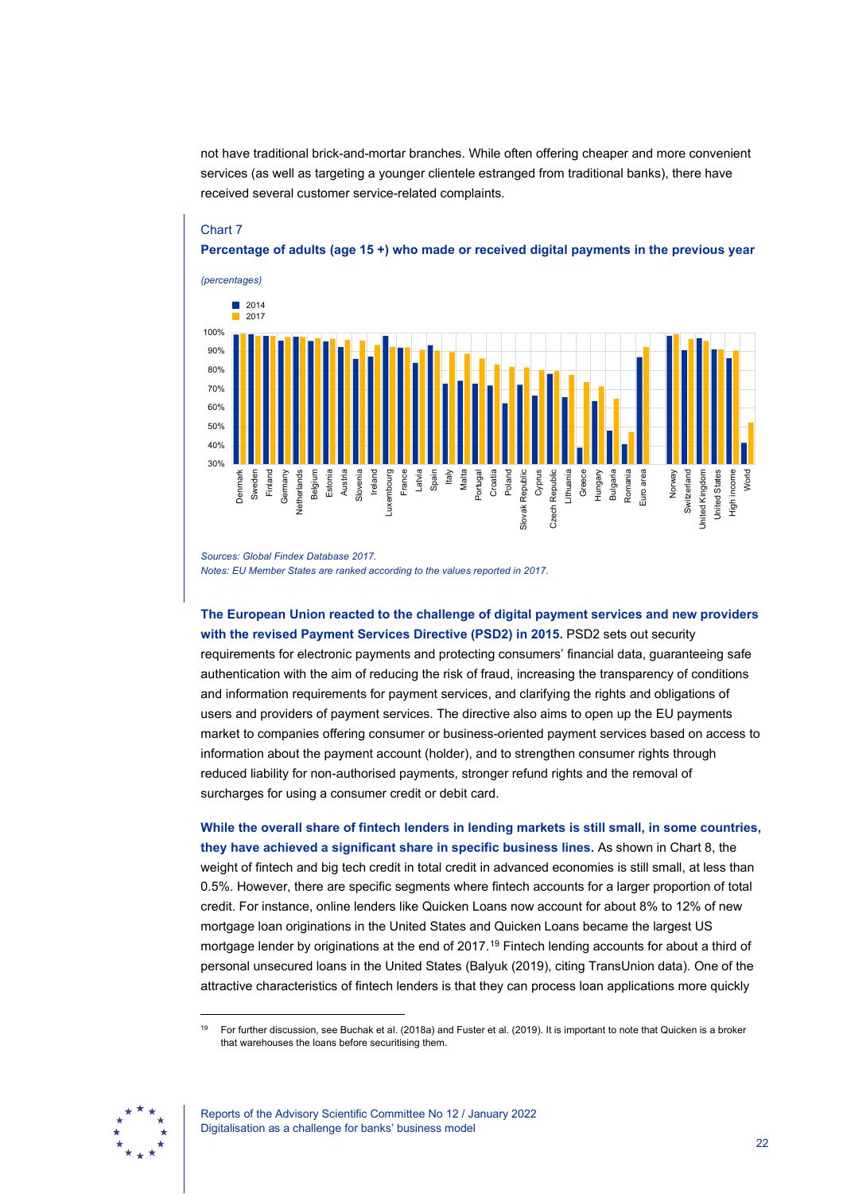not have traditional brick-and-mortar branches. While often offering cheaper and more convenient services (as well as targeting a younger clientele estranged from traditional banks), there have received several customer service-related complaints.

Chart 7

**Percentage of adults (age 15 +) who made or received digital payments in the previous year**

*(percentages)*

Sources: Global Findex Database 2017.
Notes: EU Member States are ranked according to the values reported in 2017.

**The European Union reacted to the challenge of digital payment services and new providers with the revised Payment Services Directive (PSD2) in 2015.** PSD2 sets out security requirements for electronic payments and protecting consumers' financial data, guaranteeing safe authentication with the aim of reducing the risk of fraud, increasing the transparency of conditions and information requirements for payment services, and clarifying the rights and obligations of users and providers of payment services. The directive also aims to open up the EU payments market to companies offering consumer or business-oriented payment services based on access to information about the payment account (holder), and to strengthen consumer rights through reduced liability for non-authorised payments, stronger refund rights and the removal of surcharges for using a consumer credit or debit card.

**While the overall share of fintech lenders in lending markets is still small, in some countries, they have achieved a significant share in specific business lines.** As shown in Chart 8, the weight of fintech and big tech credit in total credit in advanced economies is still small, at less than 0.5%. However, there are specific segments where fintech accounts for a larger proportion of total credit. For instance, online lenders like Quicken Loans now account for about 8% to 12% of new mortgage loan originations in the United States and Quicken Loans became the largest US mortgage lender by originations at the end of 2017.[19] Fintech lending accounts for about a third of personal unsecured loans in the United States (Balyuk (2019), citing TransUnion data). One of the attractive characteristics of fintech lenders is that they can process loan applications more quickly

[19] For further discussion, see Buchak et al. (2018a) and Fuster et al. (2019). It is important to note that Quicken is a broker that warehouses the loans before securitising them.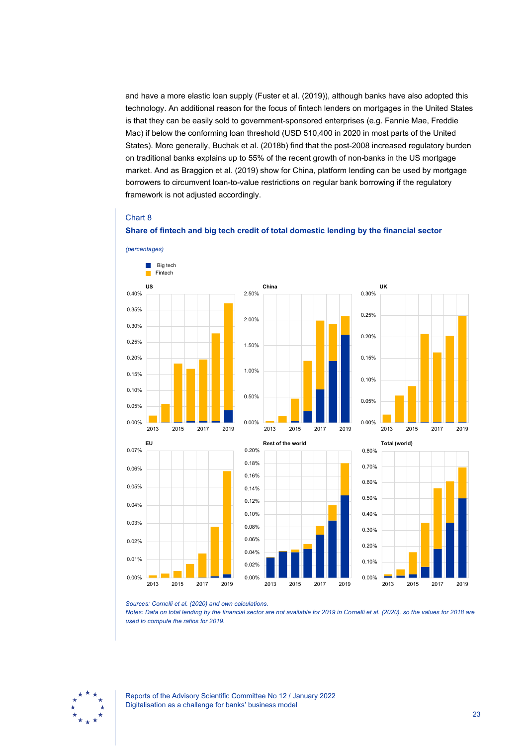and have a more elastic loan supply (Fuster et al. (2019)), although banks have also adopted this technology. An additional reason for the focus of fintech lenders on mortgages in the United States is that they can be easily sold to government-sponsored enterprises (e.g. Fannie Mae, Freddie Mac) if below the conforming loan threshold (USD 510,400 in 2020 in most parts of the United States). More generally, Buchak et al. (2018b) find that the post-2008 increased regulatory burden on traditional banks explains up to 55% of the recent growth of non-banks in the US mortgage market. And as Braggion et al. (2019) show for China, platform lending can be used by mortgage borrowers to circumvent loan-to-value restrictions on regular bank borrowing if the regulatory framework is not adjusted accordingly.

Chart 8

**Share of fintech and big tech credit of total domestic lending by the financial sector**

*(percentages)*

*Sources: Cornelli et al. (2020) and own calculations.*

*Notes: Data on total lending by the financial sector are not available for 2019 in Cornelli et al. (2020), so the values for 2018 are used to compute the ratios for 2019.*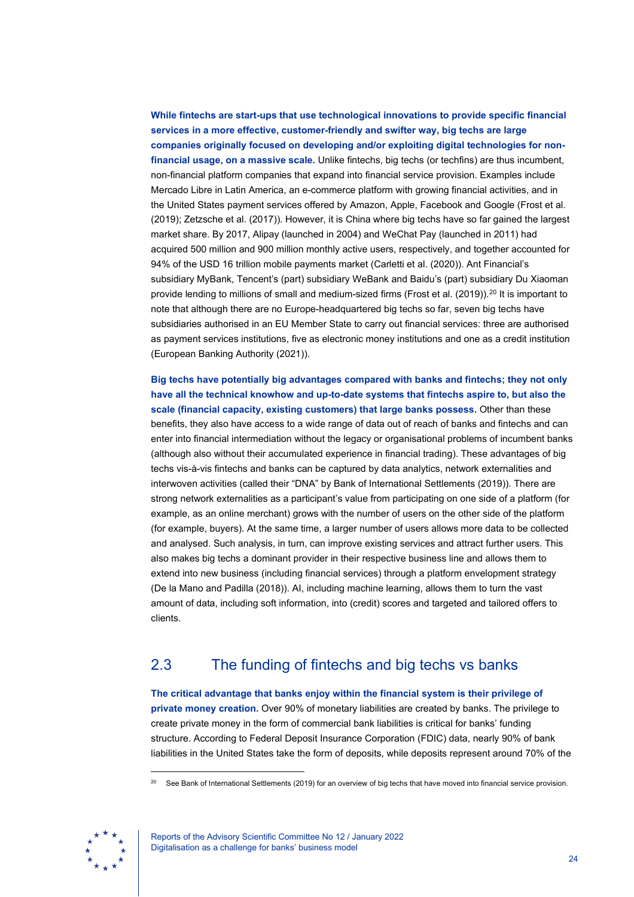**While fintechs are start-ups that use technological innovations to provide specific financial services in a more effective, customer-friendly and swifter way, big techs are large companies originally focused on developing and/or exploiting digital technologies for non-financial usage, on a massive scale.** Unlike fintechs, big techs (or techfins) are thus incumbent, non-financial platform companies that expand into financial service provision. Examples include Mercado Libre in Latin America, an e-commerce platform with growing financial activities, and in the United States payment services offered by Amazon, Apple, Facebook and Google (Frost et al. (2019); Zetzsche et al. (2017)). However, it is China where big techs have so far gained the largest market share. By 2017, Alipay (launched in 2004) and WeChat Pay (launched in 2011) had acquired 500 million and 900 million monthly active users, respectively, and together accounted for 94% of the USD 16 trillion mobile payments market (Carletti et al. (2020)). Ant Financial's subsidiary MyBank, Tencent's (part) subsidiary WeBank and Baidu's (part) subsidiary Du Xiaoman provide lending to millions of small and medium-sized firms (Frost et al. (2019)).[20] It is important to note that although there are no Europe-headquartered big techs so far, seven big techs have subsidiaries authorised in an EU Member State to carry out financial services: three are authorised as payment services institutions, five as electronic money institutions and one as a credit institution (European Banking Authority (2021)).

**Big techs have potentially big advantages compared with banks and fintechs; they not only have all the technical knowhow and up-to-date systems that fintechs aspire to, but also the scale (financial capacity, existing customers) that large banks possess.** Other than these benefits, they also have access to a wide range of data out of reach of banks and fintechs and can enter into financial intermediation without the legacy or organisational problems of incumbent banks (although also without their accumulated experience in financial trading). These advantages of big techs vis-à-vis fintechs and banks can be captured by data analytics, network externalities and interwoven activities (called their "DNA" by Bank of International Settlements (2019)). There are strong network externalities as a participant's value from participating on one side of a platform (for example, as an online merchant) grows with the number of users on the other side of the platform (for example, buyers). At the same time, a larger number of users allows more data to be collected and analysed. Such analysis, in turn, can improve existing services and attract further users. This also makes big techs a dominant provider in their respective business line and allows them to extend into new business (including financial services) through a platform envelopment strategy (De la Mano and Padilla (2018)). AI, including machine learning, allows them to turn the vast amount of data, including soft information, into (credit) scores and targeted and tailored offers to clients.

## 2.3 The funding of fintechs and big techs vs banks

**The critical advantage that banks enjoy within the financial system is their privilege of private money creation.** Over 90% of monetary liabilities are created by banks. The privilege to create private money in the form of commercial bank liabilities is critical for banks' funding structure. According to Federal Deposit Insurance Corporation (FDIC) data, nearly 90% of bank liabilities in the United States take the form of deposits, while deposits represent around 70% of the

[20] See Bank of International Settlements (2019) for an overview of big techs that have moved into financial service provision.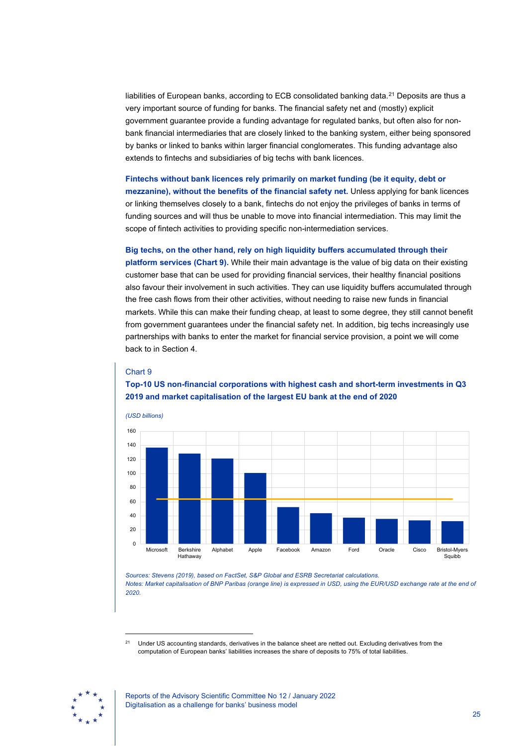liabilities of European banks, according to ECB consolidated banking data.[21] Deposits are thus a very important source of funding for banks. The financial safety net and (mostly) explicit government guarantee provide a funding advantage for regulated banks, but often also for non-bank financial intermediaries that are closely linked to the banking system, either being sponsored by banks or linked to banks within larger financial conglomerates. This funding advantage also extends to fintechs and subsidiaries of big techs with bank licences.

**Fintechs without bank licences rely primarily on market funding (be it equity, debt or mezzanine), without the benefits of the financial safety net.** Unless applying for bank licences or linking themselves closely to a bank, fintechs do not enjoy the privileges of banks in terms of funding sources and will thus be unable to move into financial intermediation. This may limit the scope of fintech activities to providing specific non-intermediation services.

**Big techs, on the other hand, rely on high liquidity buffers accumulated through their platform services (Chart 9).** While their main advantage is the value of big data on their existing customer base that can be used for providing financial services, their healthy financial positions also favour their involvement in such activities. They can use liquidity buffers accumulated through the free cash flows from their other activities, without needing to raise new funds in financial markets. While this can make their funding cheap, at least to some degree, they still cannot benefit from government guarantees under the financial safety net. In addition, big techs increasingly use partnerships with banks to enter the market for financial service provision, a point we will come back to in Section 4.

Chart 9

**Top-10 US non-financial corporations with highest cash and short-term investments in Q3 2019 and market capitalisation of the largest EU bank at the end of 2020**

*(USD billions)*

*Sources: Stevens (2019), based on FactSet, S&P Global and ESRB Secretariat calculations.*
*Notes: Market capitalisation of BNP Paribas (orange line) is expressed in USD, using the EUR/USD exchange rate at the end of 2020.*

[21] Under US accounting standards, derivatives in the balance sheet are netted out. Excluding derivatives from the computation of European banks' liabilities increases the share of deposits to 75% of total liabilities.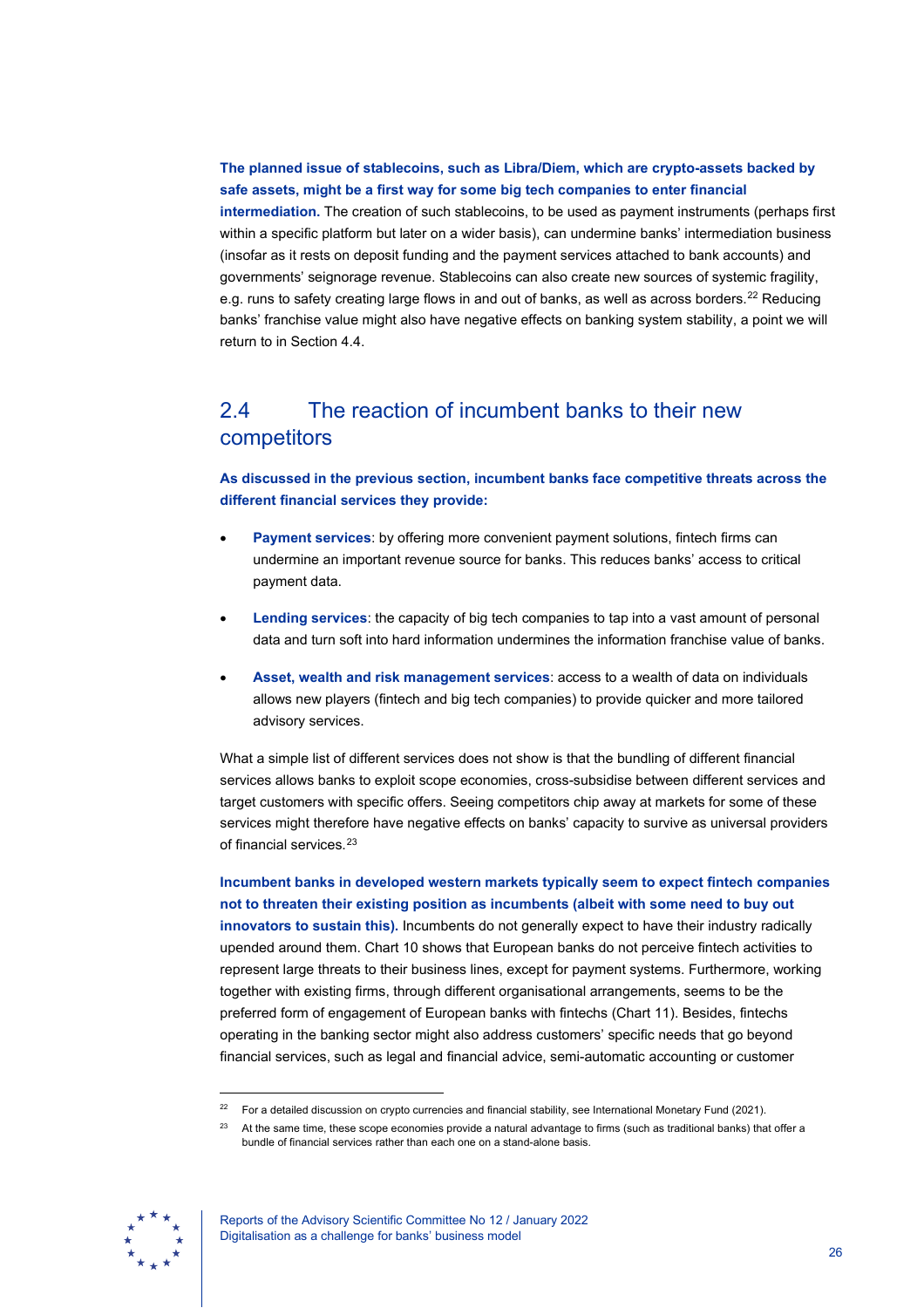**The planned issue of stablecoins, such as Libra/Diem, which are crypto-assets backed by safe assets, might be a first way for some big tech companies to enter financial intermediation.** The creation of such stablecoins, to be used as payment instruments (perhaps first within a specific platform but later on a wider basis), can undermine banks' intermediation business (insofar as it rests on deposit funding and the payment services attached to bank accounts) and governments' seignorage revenue. Stablecoins can also create new sources of systemic fragility, e.g. runs to safety creating large flows in and out of banks, as well as across borders.[22] Reducing banks' franchise value might also have negative effects on banking system stability, a point we will return to in Section 4.4.

## 2.4 The reaction of incumbent banks to their new competitors

**As discussed in the previous section, incumbent banks face competitive threats across the different financial services they provide:**

- **Payment services**: by offering more convenient payment solutions, fintech firms can undermine an important revenue source for banks. This reduces banks' access to critical payment data.
- **Lending services**: the capacity of big tech companies to tap into a vast amount of personal data and turn soft into hard information undermines the information franchise value of banks.
- **Asset, wealth and risk management services**: access to a wealth of data on individuals allows new players (fintech and big tech companies) to provide quicker and more tailored advisory services.

What a simple list of different services does not show is that the bundling of different financial services allows banks to exploit scope economies, cross-subsidise between different services and target customers with specific offers. Seeing competitors chip away at markets for some of these services might therefore have negative effects on banks' capacity to survive as universal providers of financial services.[23]

**Incumbent banks in developed western markets typically seem to expect fintech companies not to threaten their existing position as incumbents (albeit with some need to buy out innovators to sustain this).** Incumbents do not generally expect to have their industry radically upended around them. Chart 10 shows that European banks do not perceive fintech activities to represent large threats to their business lines, except for payment systems. Furthermore, working together with existing firms, through different organisational arrangements, seems to be the preferred form of engagement of European banks with fintechs (Chart 11). Besides, fintechs operating in the banking sector might also address customers' specific needs that go beyond financial services, such as legal and financial advice, semi-automatic accounting or customer

---

[22] For a detailed discussion on crypto currencies and financial stability, see International Monetary Fund (2021).

[23] At the same time, these scope economies provide a natural advantage to firms (such as traditional banks) that offer a bundle of financial services rather than each one on a stand-alone basis.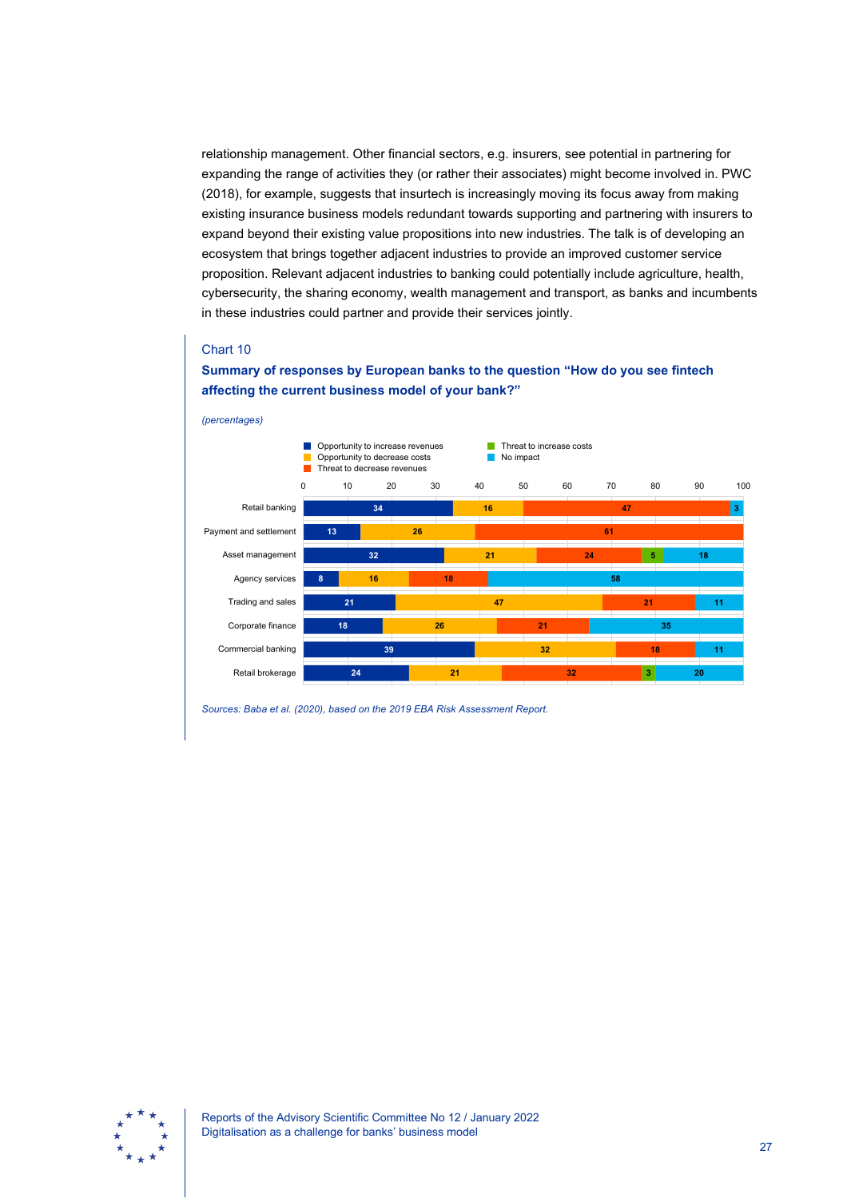relationship management. Other financial sectors, e.g. insurers, see potential in partnering for expanding the range of activities they (or rather their associates) might become involved in. PWC (2018), for example, suggests that insurtech is increasingly moving its focus away from making existing insurance business models redundant towards supporting and partnering with insurers to expand beyond their existing value propositions into new industries. The talk is of developing an ecosystem that brings together adjacent industries to provide an improved customer service proposition. Relevant adjacent industries to banking could potentially include agriculture, health, cybersecurity, the sharing economy, wealth management and transport, as banks and incumbents in these industries could partner and provide their services jointly.

Chart 10

**Summary of responses by European banks to the question "How do you see fintech affecting the current business model of your bank?"**

*(percentages)*

| | Opportunity to increase revenues | Opportunity to decrease costs | Threat to decrease revenues | Threat to increase costs | No impact |
|---|---|---|---|---|---|
| Retail banking | 34 | 16 | 47 | | 3 |
| Payment and settlement | 13 | 26 | 61 | | |
| Asset management | 32 | 21 | 24 | 5 | 18 |
| Agency services | 8 | 16 | 18 | | 58 |
| Trading and sales | 21 | 47 | 21 | | 11 |
| Corporate finance | 18 | 26 | 21 | | 35 |
| Commercial banking | 39 | 32 | 18 | | 11 |
| Retail brokerage | 24 | 21 | 32 | 3 | 20 |

*Sources: Baba et al. (2020), based on the 2019 EBA Risk Assessment Report.*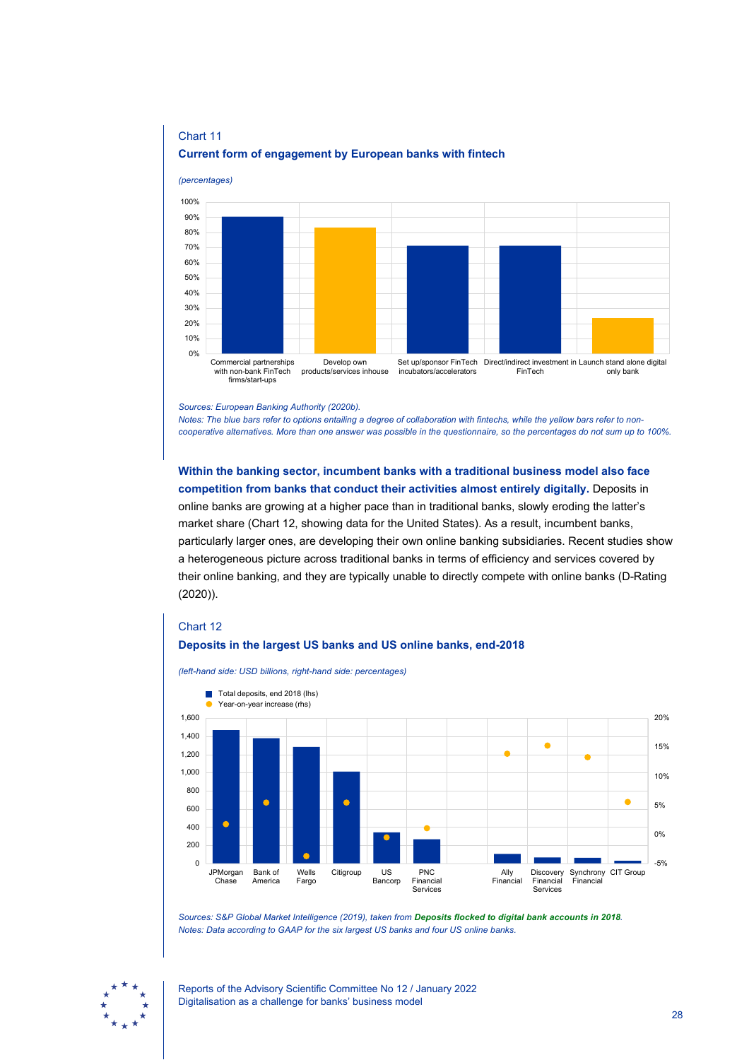Chart 11

**Current form of engagement by European banks with fintech**

*(percentages)*

| Form of engagement | Percentage |
|---|---|
| Commercial partnerships with non-bank FinTech firms/start-ups | ~90% |
| Develop own products/services inhouse | ~83% |
| Set up/sponsor FinTech incubators/accelerators | ~71% |
| Direct/indirect investment in FinTech | ~71% |
| Launch stand alone digital only bank | ~23% |

*Sources: European Banking Authority (2020b).*
*Notes: The blue bars refer to options entailing a degree of collaboration with fintechs, while the yellow bars refer to non-cooperative alternatives. More than one answer was possible in the questionnaire, so the percentages do not sum up to 100%.*

**Within the banking sector, incumbent banks with a traditional business model also face competition from banks that conduct their activities almost entirely digitally.** Deposits in online banks are growing at a higher pace than in traditional banks, slowly eroding the latter's market share (Chart 12, showing data for the United States). As a result, incumbent banks, particularly larger ones, are developing their own online banking subsidiaries. Recent studies show a heterogeneous picture across traditional banks in terms of efficiency and services covered by their online banking, and they are typically unable to directly compete with online banks (D-Rating (2020)).

Chart 12

**Deposits in the largest US banks and US online banks, end-2018**

*(left-hand side: USD billions, right-hand side: percentages)*

| Bank | Total deposits, end 2018 (lhs) | Year-on-year increase (rhs) |
|---|---|---|
| JPMorgan Chase | ~1,470 | ~2% |
| Bank of America | ~1,380 | ~5% |
| Wells Fargo | ~1,290 | ~-4% |
| Citigroup | ~1,010 | ~5% |
| US Bancorp | ~350 | ~-0.5% |
| PNC Financial Services | ~270 | ~1% |
| Ally Financial | ~105 | ~14% |
| Discovery Financial Services | ~70 | ~15% |
| Synchrony Financial | ~65 | ~13% |
| CIT Group | ~30 | ~5% |

*Sources: S&P Global Market Intelligence (2019), taken from* ***Deposits flocked to digital bank accounts in 2018****.*
*Notes: Data according to GAAP for the six largest US banks and four US online banks.*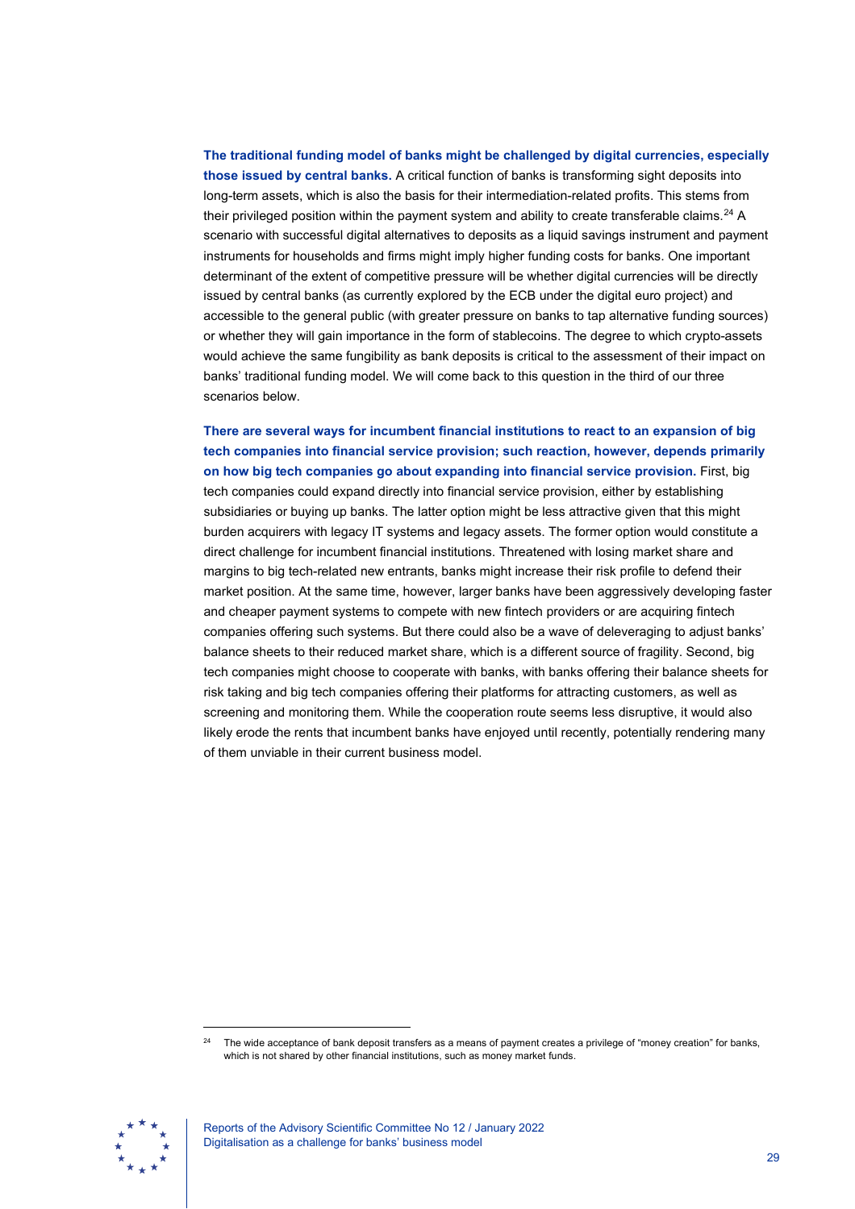**The traditional funding model of banks might be challenged by digital currencies, especially those issued by central banks.** A critical function of banks is transforming sight deposits into long-term assets, which is also the basis for their intermediation-related profits. This stems from their privileged position within the payment system and ability to create transferable claims.[24] A scenario with successful digital alternatives to deposits as a liquid savings instrument and payment instruments for households and firms might imply higher funding costs for banks. One important determinant of the extent of competitive pressure will be whether digital currencies will be directly issued by central banks (as currently explored by the ECB under the digital euro project) and accessible to the general public (with greater pressure on banks to tap alternative funding sources) or whether they will gain importance in the form of stablecoins. The degree to which crypto-assets would achieve the same fungibility as bank deposits is critical to the assessment of their impact on banks' traditional funding model. We will come back to this question in the third of our three scenarios below.

**There are several ways for incumbent financial institutions to react to an expansion of big tech companies into financial service provision; such reaction, however, depends primarily on how big tech companies go about expanding into financial service provision.** First, big tech companies could expand directly into financial service provision, either by establishing subsidiaries or buying up banks. The latter option might be less attractive given that this might burden acquirers with legacy IT systems and legacy assets. The former option would constitute a direct challenge for incumbent financial institutions. Threatened with losing market share and margins to big tech-related new entrants, banks might increase their risk profile to defend their market position. At the same time, however, larger banks have been aggressively developing faster and cheaper payment systems to compete with new fintech providers or are acquiring fintech companies offering such systems. But there could also be a wave of deleveraging to adjust banks' balance sheets to their reduced market share, which is a different source of fragility. Second, big tech companies might choose to cooperate with banks, with banks offering their balance sheets for risk taking and big tech companies offering their platforms for attracting customers, as well as screening and monitoring them. While the cooperation route seems less disruptive, it would also likely erode the rents that incumbent banks have enjoyed until recently, potentially rendering many of them unviable in their current business model.

[24] The wide acceptance of bank deposit transfers as a means of payment creates a privilege of "money creation" for banks, which is not shared by other financial institutions, such as money market funds.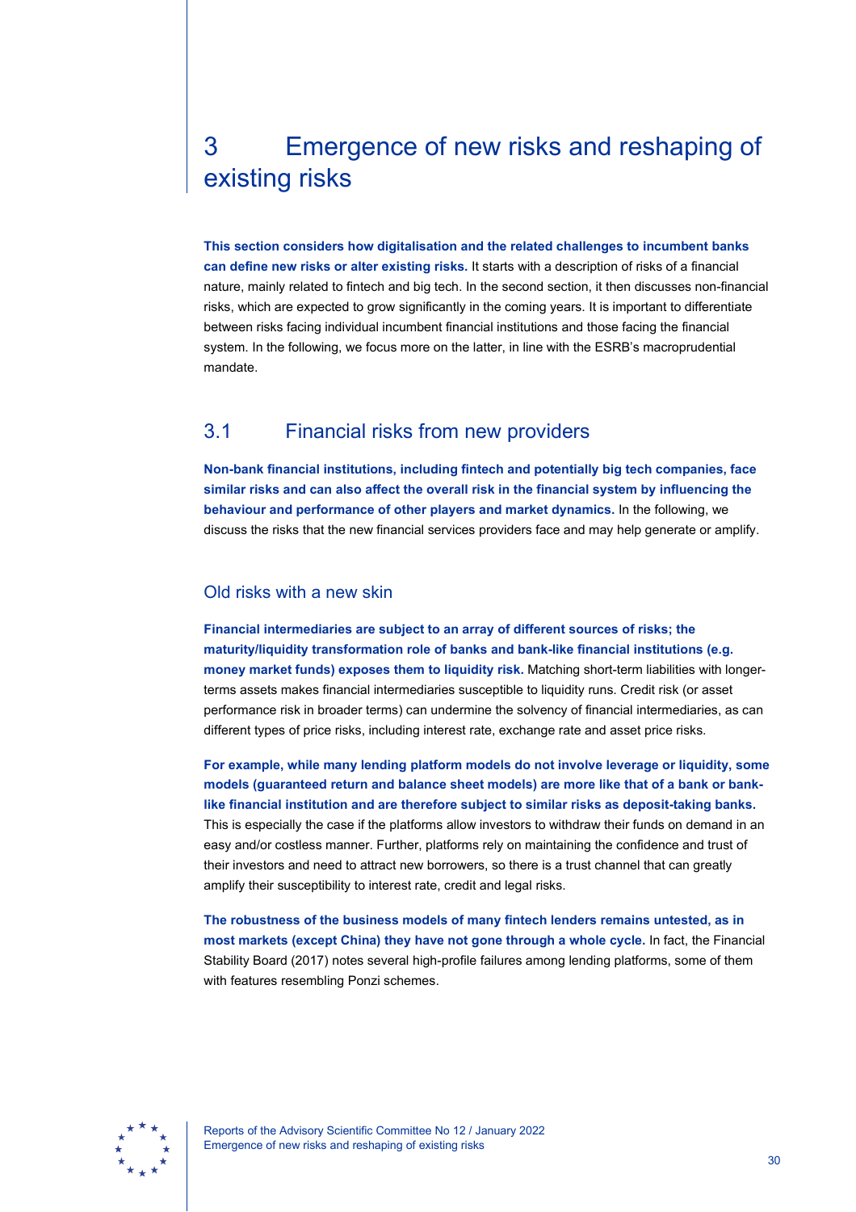# 3 Emergence of new risks and reshaping of existing risks

**This section considers how digitalisation and the related challenges to incumbent banks can define new risks or alter existing risks.** It starts with a description of risks of a financial nature, mainly related to fintech and big tech. In the second section, it then discusses non-financial risks, which are expected to grow significantly in the coming years. It is important to differentiate between risks facing individual incumbent financial institutions and those facing the financial system. In the following, we focus more on the latter, in line with the ESRB's macroprudential mandate.

## 3.1 Financial risks from new providers

**Non-bank financial institutions, including fintech and potentially big tech companies, face similar risks and can also affect the overall risk in the financial system by influencing the behaviour and performance of other players and market dynamics.** In the following, we discuss the risks that the new financial services providers face and may help generate or amplify.

### Old risks with a new skin

**Financial intermediaries are subject to an array of different sources of risks; the maturity/liquidity transformation role of banks and bank-like financial institutions (e.g. money market funds) exposes them to liquidity risk.** Matching short-term liabilities with longer-terms assets makes financial intermediaries susceptible to liquidity runs. Credit risk (or asset performance risk in broader terms) can undermine the solvency of financial intermediaries, as can different types of price risks, including interest rate, exchange rate and asset price risks.

**For example, while many lending platform models do not involve leverage or liquidity, some models (guaranteed return and balance sheet models) are more like that of a bank or bank-like financial institution and are therefore subject to similar risks as deposit-taking banks.** This is especially the case if the platforms allow investors to withdraw their funds on demand in an easy and/or costless manner. Further, platforms rely on maintaining the confidence and trust of their investors and need to attract new borrowers, so there is a trust channel that can greatly amplify their susceptibility to interest rate, credit and legal risks.

**The robustness of the business models of many fintech lenders remains untested, as in most markets (except China) they have not gone through a whole cycle.** In fact, the Financial Stability Board (2017) notes several high-profile failures among lending platforms, some of them with features resembling Ponzi schemes.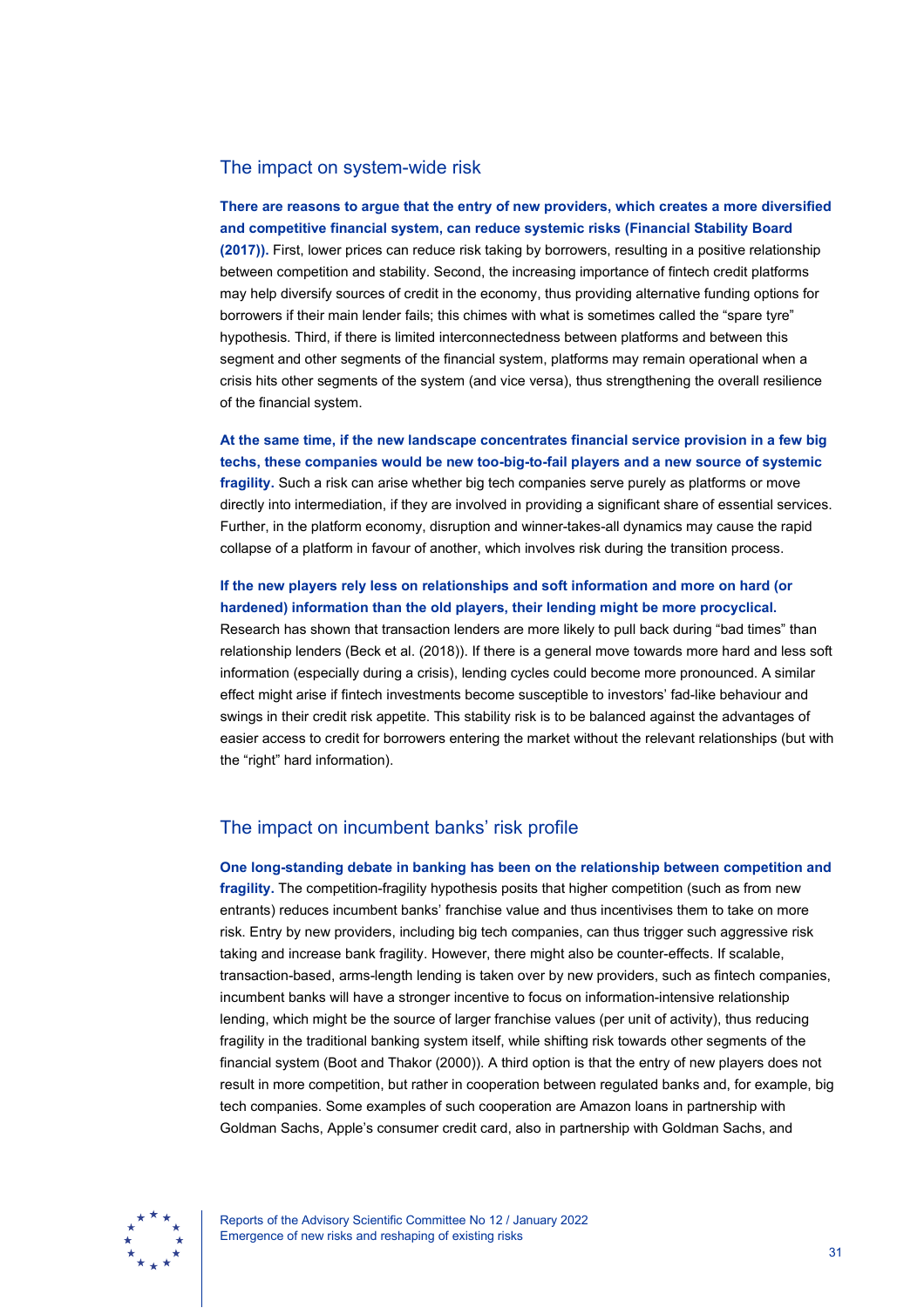## The impact on system-wide risk

**There are reasons to argue that the entry of new providers, which creates a more diversified and competitive financial system, can reduce systemic risks (Financial Stability Board (2017)).** First, lower prices can reduce risk taking by borrowers, resulting in a positive relationship between competition and stability. Second, the increasing importance of fintech credit platforms may help diversify sources of credit in the economy, thus providing alternative funding options for borrowers if their main lender fails; this chimes with what is sometimes called the "spare tyre" hypothesis. Third, if there is limited interconnectedness between platforms and between this segment and other segments of the financial system, platforms may remain operational when a crisis hits other segments of the system (and vice versa), thus strengthening the overall resilience of the financial system.

**At the same time, if the new landscape concentrates financial service provision in a few big techs, these companies would be new too-big-to-fail players and a new source of systemic fragility.** Such a risk can arise whether big tech companies serve purely as platforms or move directly into intermediation, if they are involved in providing a significant share of essential services. Further, in the platform economy, disruption and winner-takes-all dynamics may cause the rapid collapse of a platform in favour of another, which involves risk during the transition process.

**If the new players rely less on relationships and soft information and more on hard (or hardened) information than the old players, their lending might be more procyclical.** Research has shown that transaction lenders are more likely to pull back during "bad times" than relationship lenders (Beck et al. (2018)). If there is a general move towards more hard and less soft information (especially during a crisis), lending cycles could become more pronounced. A similar effect might arise if fintech investments become susceptible to investors' fad-like behaviour and swings in their credit risk appetite. This stability risk is to be balanced against the advantages of easier access to credit for borrowers entering the market without the relevant relationships (but with the "right" hard information).

## The impact on incumbent banks' risk profile

**One long-standing debate in banking has been on the relationship between competition and fragility.** The competition-fragility hypothesis posits that higher competition (such as from new entrants) reduces incumbent banks' franchise value and thus incentivises them to take on more risk. Entry by new providers, including big tech companies, can thus trigger such aggressive risk taking and increase bank fragility. However, there might also be counter-effects. If scalable, transaction-based, arms-length lending is taken over by new providers, such as fintech companies, incumbent banks will have a stronger incentive to focus on information-intensive relationship lending, which might be the source of larger franchise values (per unit of activity), thus reducing fragility in the traditional banking system itself, while shifting risk towards other segments of the financial system (Boot and Thakor (2000)). A third option is that the entry of new players does not result in more competition, but rather in cooperation between regulated banks and, for example, big tech companies. Some examples of such cooperation are Amazon loans in partnership with Goldman Sachs, Apple's consumer credit card, also in partnership with Goldman Sachs, and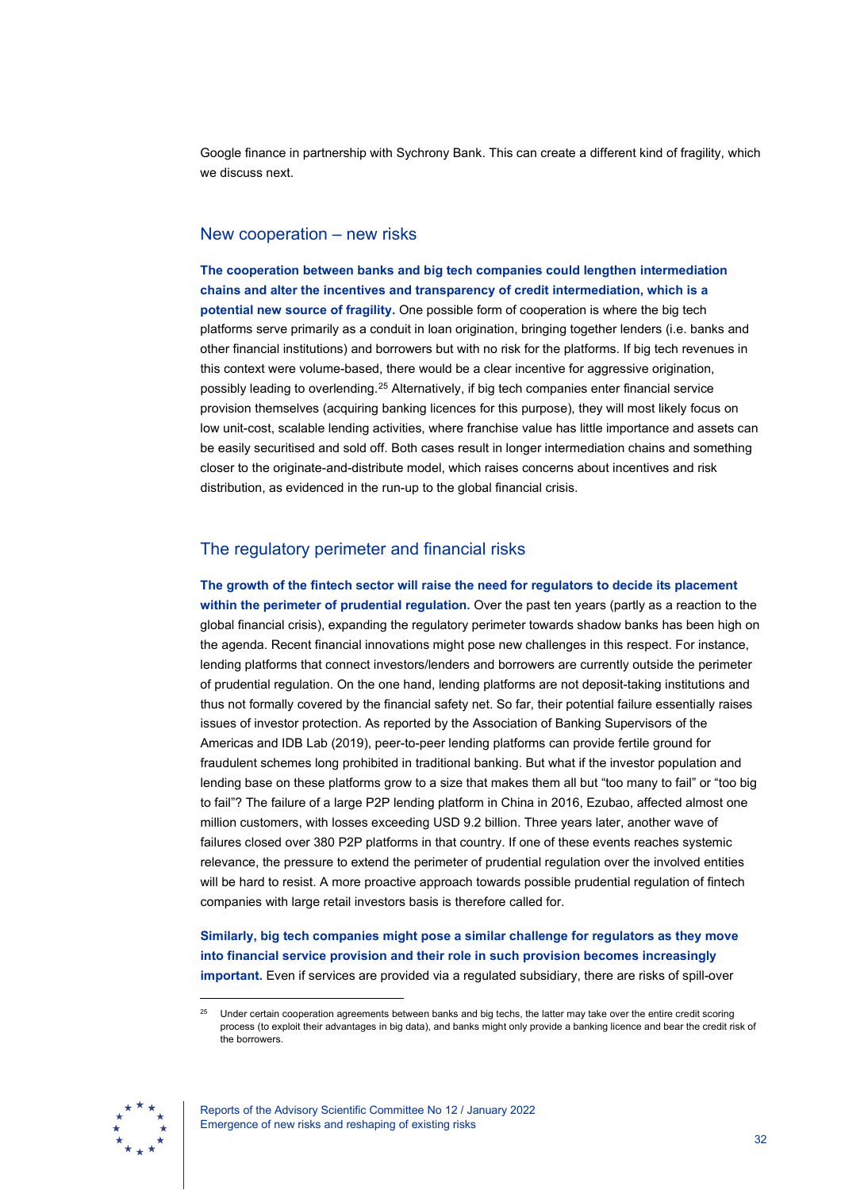Google finance in partnership with Sychrony Bank. This can create a different kind of fragility, which we discuss next.

## New cooperation – new risks

**The cooperation between banks and big tech companies could lengthen intermediation chains and alter the incentives and transparency of credit intermediation, which is a potential new source of fragility.** One possible form of cooperation is where the big tech platforms serve primarily as a conduit in loan origination, bringing together lenders (i.e. banks and other financial institutions) and borrowers but with no risk for the platforms. If big tech revenues in this context were volume-based, there would be a clear incentive for aggressive origination, possibly leading to overlending.[25] Alternatively, if big tech companies enter financial service provision themselves (acquiring banking licences for this purpose), they will most likely focus on low unit-cost, scalable lending activities, where franchise value has little importance and assets can be easily securitised and sold off. Both cases result in longer intermediation chains and something closer to the originate-and-distribute model, which raises concerns about incentives and risk distribution, as evidenced in the run-up to the global financial crisis.

## The regulatory perimeter and financial risks

**The growth of the fintech sector will raise the need for regulators to decide its placement within the perimeter of prudential regulation.** Over the past ten years (partly as a reaction to the global financial crisis), expanding the regulatory perimeter towards shadow banks has been high on the agenda. Recent financial innovations might pose new challenges in this respect. For instance, lending platforms that connect investors/lenders and borrowers are currently outside the perimeter of prudential regulation. On the one hand, lending platforms are not deposit-taking institutions and thus not formally covered by the financial safety net. So far, their potential failure essentially raises issues of investor protection. As reported by the Association of Banking Supervisors of the Americas and IDB Lab (2019), peer-to-peer lending platforms can provide fertile ground for fraudulent schemes long prohibited in traditional banking. But what if the investor population and lending base on these platforms grow to a size that makes them all but "too many to fail" or "too big to fail"? The failure of a large P2P lending platform in China in 2016, Ezubao, affected almost one million customers, with losses exceeding USD 9.2 billion. Three years later, another wave of failures closed over 380 P2P platforms in that country. If one of these events reaches systemic relevance, the pressure to extend the perimeter of prudential regulation over the involved entities will be hard to resist. A more proactive approach towards possible prudential regulation of fintech companies with large retail investors basis is therefore called for.

**Similarly, big tech companies might pose a similar challenge for regulators as they move into financial service provision and their role in such provision becomes increasingly important.** Even if services are provided via a regulated subsidiary, there are risks of spill-over

[25] Under certain cooperation agreements between banks and big techs, the latter may take over the entire credit scoring process (to exploit their advantages in big data), and banks might only provide a banking licence and bear the credit risk of the borrowers.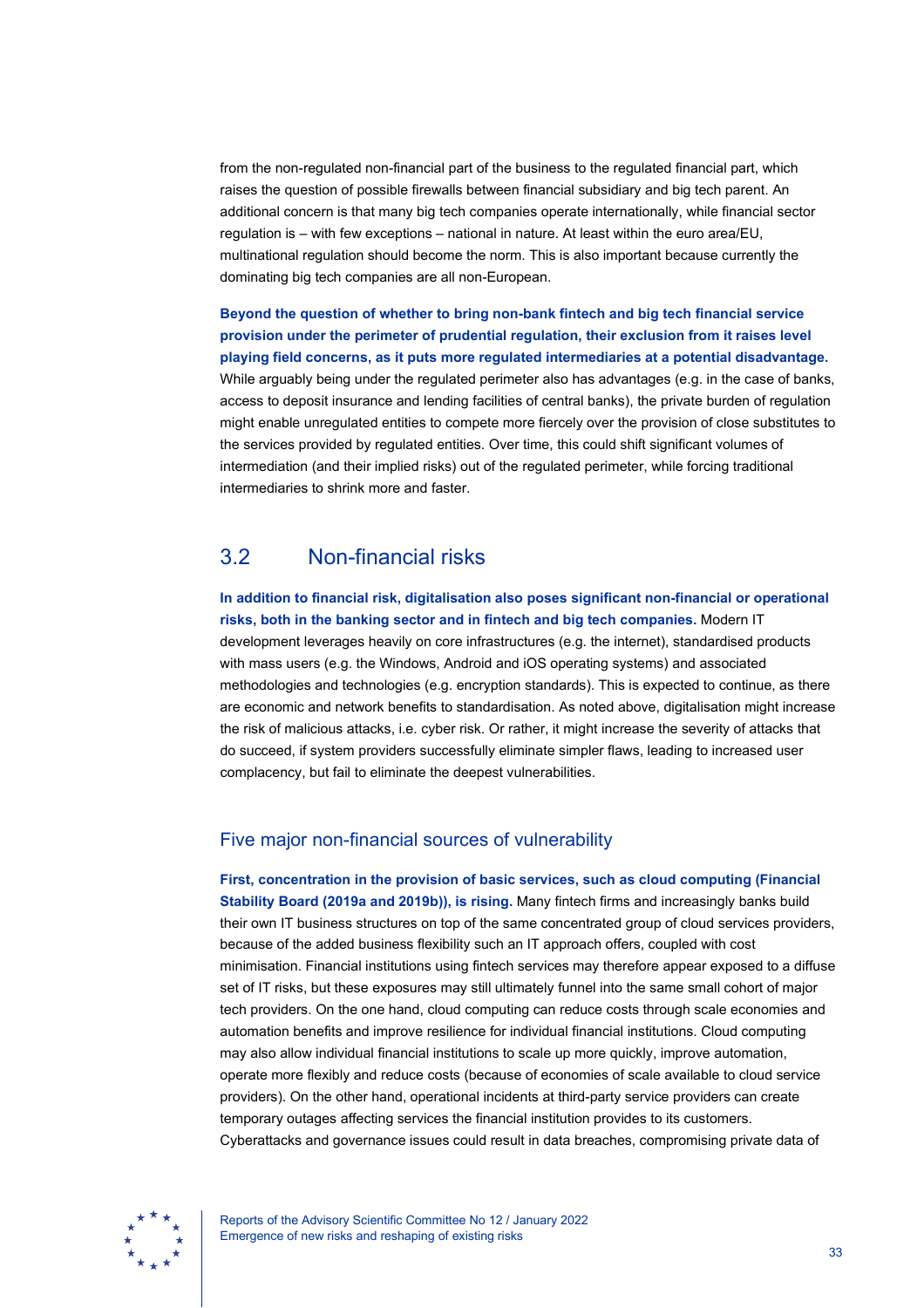from the non-regulated non-financial part of the business to the regulated financial part, which raises the question of possible firewalls between financial subsidiary and big tech parent. An additional concern is that many big tech companies operate internationally, while financial sector regulation is – with few exceptions – national in nature. At least within the euro area/EU, multinational regulation should become the norm. This is also important because currently the dominating big tech companies are all non-European.

**Beyond the question of whether to bring non-bank fintech and big tech financial service provision under the perimeter of prudential regulation, their exclusion from it raises level playing field concerns, as it puts more regulated intermediaries at a potential disadvantage.** While arguably being under the regulated perimeter also has advantages (e.g. in the case of banks, access to deposit insurance and lending facilities of central banks), the private burden of regulation might enable unregulated entities to compete more fiercely over the provision of close substitutes to the services provided by regulated entities. Over time, this could shift significant volumes of intermediation (and their implied risks) out of the regulated perimeter, while forcing traditional intermediaries to shrink more and faster.

## 3.2 Non-financial risks

**In addition to financial risk, digitalisation also poses significant non-financial or operational risks, both in the banking sector and in fintech and big tech companies.** Modern IT development leverages heavily on core infrastructures (e.g. the internet), standardised products with mass users (e.g. the Windows, Android and iOS operating systems) and associated methodologies and technologies (e.g. encryption standards). This is expected to continue, as there are economic and network benefits to standardisation. As noted above, digitalisation might increase the risk of malicious attacks, i.e. cyber risk. Or rather, it might increase the severity of attacks that do succeed, if system providers successfully eliminate simpler flaws, leading to increased user complacency, but fail to eliminate the deepest vulnerabilities.

### Five major non-financial sources of vulnerability

**First, concentration in the provision of basic services, such as cloud computing (Financial Stability Board (2019a and 2019b)), is rising.** Many fintech firms and increasingly banks build their own IT business structures on top of the same concentrated group of cloud services providers, because of the added business flexibility such an IT approach offers, coupled with cost minimisation. Financial institutions using fintech services may therefore appear exposed to a diffuse set of IT risks, but these exposures may still ultimately funnel into the same small cohort of major tech providers. On the one hand, cloud computing can reduce costs through scale economies and automation benefits and improve resilience for individual financial institutions. Cloud computing may also allow individual financial institutions to scale up more quickly, improve automation, operate more flexibly and reduce costs (because of economies of scale available to cloud service providers). On the other hand, operational incidents at third-party service providers can create temporary outages affecting services the financial institution provides to its customers. Cyberattacks and governance issues could result in data breaches, compromising private data of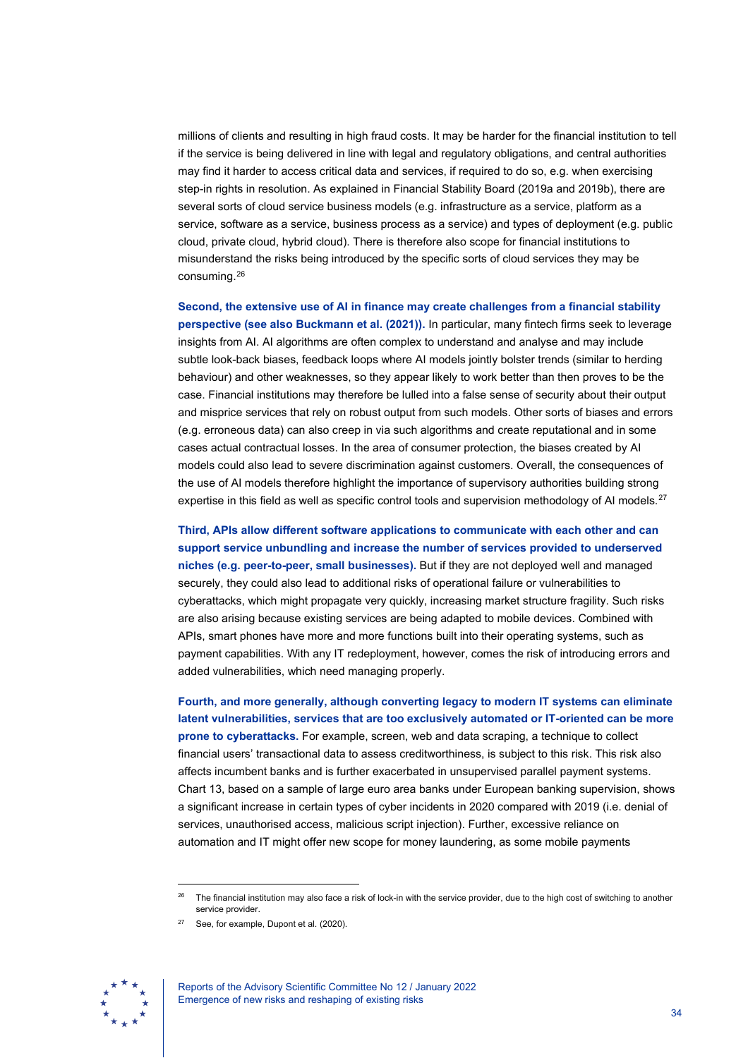millions of clients and resulting in high fraud costs. It may be harder for the financial institution to tell if the service is being delivered in line with legal and regulatory obligations, and central authorities may find it harder to access critical data and services, if required to do so, e.g. when exercising step-in rights in resolution. As explained in Financial Stability Board (2019a and 2019b), there are several sorts of cloud service business models (e.g. infrastructure as a service, platform as a service, software as a service, business process as a service) and types of deployment (e.g. public cloud, private cloud, hybrid cloud). There is therefore also scope for financial institutions to misunderstand the risks being introduced by the specific sorts of cloud services they may be consuming.[26]

**Second, the extensive use of AI in finance may create challenges from a financial stability perspective (see also Buckmann et al. (2021)).** In particular, many fintech firms seek to leverage insights from AI. AI algorithms are often complex to understand and analyse and may include subtle look-back biases, feedback loops where AI models jointly bolster trends (similar to herding behaviour) and other weaknesses, so they appear likely to work better than then proves to be the case. Financial institutions may therefore be lulled into a false sense of security about their output and misprice services that rely on robust output from such models. Other sorts of biases and errors (e.g. erroneous data) can also creep in via such algorithms and create reputational and in some cases actual contractual losses. In the area of consumer protection, the biases created by AI models could also lead to severe discrimination against customers. Overall, the consequences of the use of AI models therefore highlight the importance of supervisory authorities building strong expertise in this field as well as specific control tools and supervision methodology of AI models.[27]

**Third, APIs allow different software applications to communicate with each other and can support service unbundling and increase the number of services provided to underserved niches (e.g. peer-to-peer, small businesses).** But if they are not deployed well and managed securely, they could also lead to additional risks of operational failure or vulnerabilities to cyberattacks, which might propagate very quickly, increasing market structure fragility. Such risks are also arising because existing services are being adapted to mobile devices. Combined with APIs, smart phones have more and more functions built into their operating systems, such as payment capabilities. With any IT redeployment, however, comes the risk of introducing errors and added vulnerabilities, which need managing properly.

**Fourth, and more generally, although converting legacy to modern IT systems can eliminate latent vulnerabilities, services that are too exclusively automated or IT-oriented can be more prone to cyberattacks.** For example, screen, web and data scraping, a technique to collect financial users' transactional data to assess creditworthiness, is subject to this risk. This risk also affects incumbent banks and is further exacerbated in unsupervised parallel payment systems. Chart 13, based on a sample of large euro area banks under European banking supervision, shows a significant increase in certain types of cyber incidents in 2020 compared with 2019 (i.e. denial of services, unauthorised access, malicious script injection). Further, excessive reliance on automation and IT might offer new scope for money laundering, as some mobile payments

---

[26] The financial institution may also face a risk of lock-in with the service provider, due to the high cost of switching to another service provider.

[27] See, for example, Dupont et al. (2020).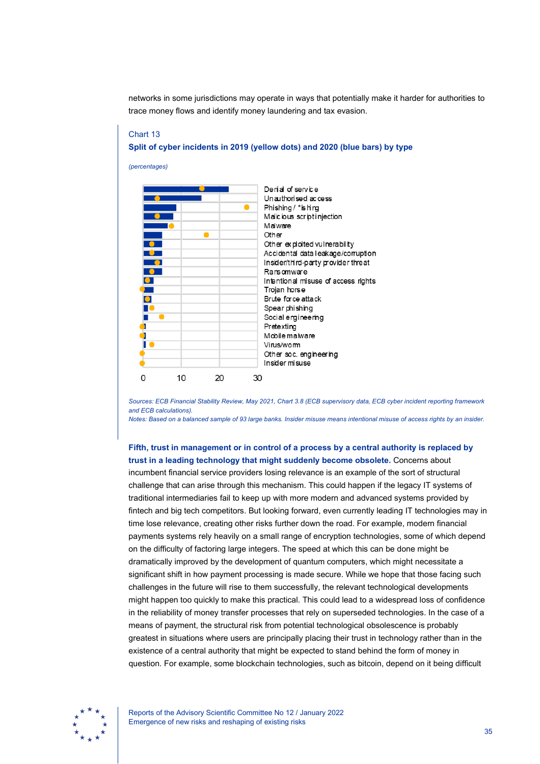networks in some jurisdictions may operate in ways that potentially make it harder for authorities to trace money flows and identify money laundering and tax evasion.

Chart 13

**Split of cyber incidents in 2019 (yellow dots) and 2020 (blue bars) by type**

*(percentages)*

Denial of service
Unauthorised access
Phishing / *ishing
Malicious script injection
Malware
Other
Other exploited vulnerability
Accidental data leakage/corruption
Insider/third-party provider threat
Ransomware
Intentional misuse of access rights
Trojan horse
Brute force attack
Spear phishing
Social engineering
Pretexting
Mobile malware
Virus/worm
Other soc. engineering
Insider misuse

0 10 20 30

*Sources: ECB Financial Stability Review, May 2021, Chart 3.8 (ECB supervisory data, ECB cyber incident reporting framework and ECB calculations).*
*Notes: Based on a balanced sample of 93 large banks. Insider misuse means intentional misuse of access rights by an insider.*

**Fifth, trust in management or in control of a process by a central authority is replaced by trust in a leading technology that might suddenly become obsolete.** Concerns about incumbent financial service providers losing relevance is an example of the sort of structural challenge that can arise through this mechanism. This could happen if the legacy IT systems of traditional intermediaries fail to keep up with more modern and advanced systems provided by fintech and big tech competitors. But looking forward, even currently leading IT technologies may in time lose relevance, creating other risks further down the road. For example, modern financial payments systems rely heavily on a small range of encryption technologies, some of which depend on the difficulty of factoring large integers. The speed at which this can be done might be dramatically improved by the development of quantum computers, which might necessitate a significant shift in how payment processing is made secure. While we hope that those facing such challenges in the future will rise to them successfully, the relevant technological developments might happen too quickly to make this practical. This could lead to a widespread loss of confidence in the reliability of money transfer processes that rely on superseded technologies. In the case of a means of payment, the structural risk from potential technological obsolescence is probably greatest in situations where users are principally placing their trust in technology rather than in the existence of a central authority that might be expected to stand behind the form of money in question. For example, some blockchain technologies, such as bitcoin, depend on it being difficult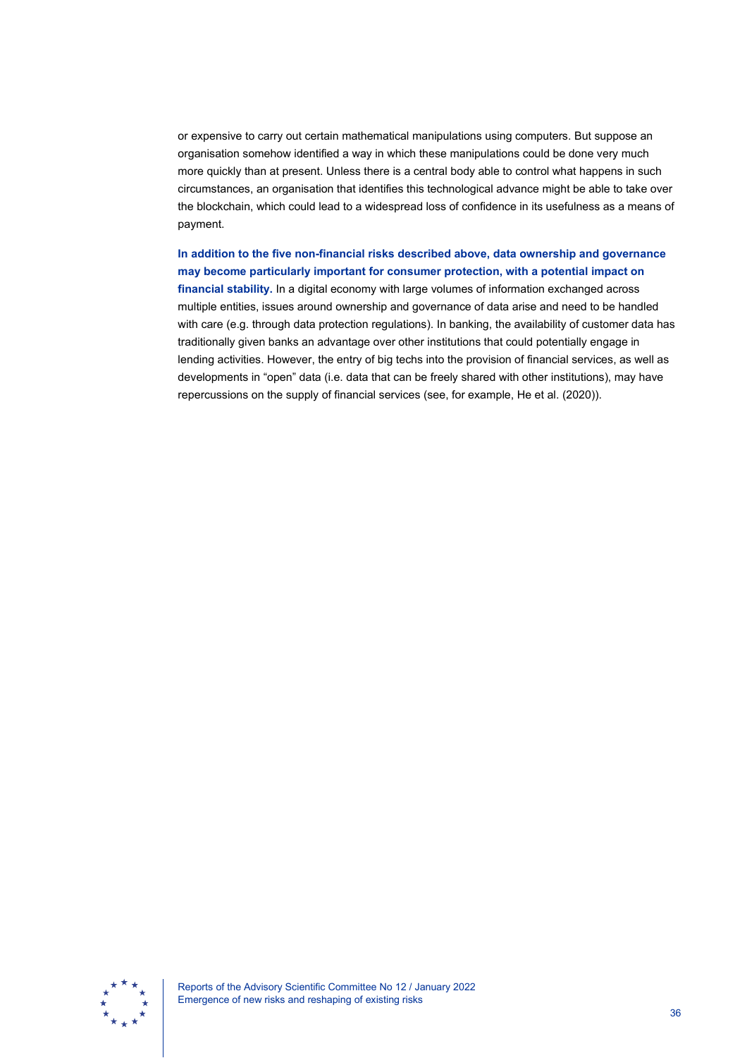or expensive to carry out certain mathematical manipulations using computers. But suppose an organisation somehow identified a way in which these manipulations could be done very much more quickly than at present. Unless there is a central body able to control what happens in such circumstances, an organisation that identifies this technological advance might be able to take over the blockchain, which could lead to a widespread loss of confidence in its usefulness as a means of payment.

**In addition to the five non-financial risks described above, data ownership and governance may become particularly important for consumer protection, with a potential impact on financial stability.** In a digital economy with large volumes of information exchanged across multiple entities, issues around ownership and governance of data arise and need to be handled with care (e.g. through data protection regulations). In banking, the availability of customer data has traditionally given banks an advantage over other institutions that could potentially engage in lending activities. However, the entry of big techs into the provision of financial services, as well as developments in "open" data (i.e. data that can be freely shared with other institutions), may have repercussions on the supply of financial services (see, for example, He et al. (2020)).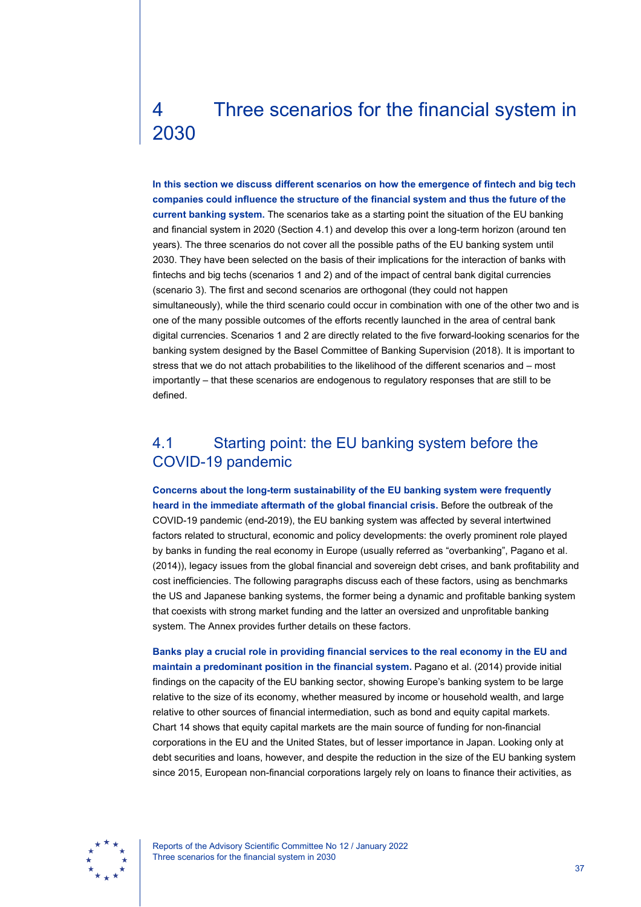# 4 Three scenarios for the financial system in 2030

**In this section we discuss different scenarios on how the emergence of fintech and big tech companies could influence the structure of the financial system and thus the future of the current banking system.** The scenarios take as a starting point the situation of the EU banking and financial system in 2020 (Section 4.1) and develop this over a long-term horizon (around ten years). The three scenarios do not cover all the possible paths of the EU banking system until 2030. They have been selected on the basis of their implications for the interaction of banks with fintechs and big techs (scenarios 1 and 2) and of the impact of central bank digital currencies (scenario 3). The first and second scenarios are orthogonal (they could not happen simultaneously), while the third scenario could occur in combination with one of the other two and is one of the many possible outcomes of the efforts recently launched in the area of central bank digital currencies. Scenarios 1 and 2 are directly related to the five forward-looking scenarios for the banking system designed by the Basel Committee of Banking Supervision (2018). It is important to stress that we do not attach probabilities to the likelihood of the different scenarios and – most importantly – that these scenarios are endogenous to regulatory responses that are still to be defined.

## 4.1 Starting point: the EU banking system before the COVID-19 pandemic

**Concerns about the long-term sustainability of the EU banking system were frequently heard in the immediate aftermath of the global financial crisis.** Before the outbreak of the COVID-19 pandemic (end-2019), the EU banking system was affected by several intertwined factors related to structural, economic and policy developments: the overly prominent role played by banks in funding the real economy in Europe (usually referred as "overbanking", Pagano et al. (2014)), legacy issues from the global financial and sovereign debt crises, and bank profitability and cost inefficiencies. The following paragraphs discuss each of these factors, using as benchmarks the US and Japanese banking systems, the former being a dynamic and profitable banking system that coexists with strong market funding and the latter an oversized and unprofitable banking system. The Annex provides further details on these factors.

**Banks play a crucial role in providing financial services to the real economy in the EU and maintain a predominant position in the financial system.** Pagano et al. (2014) provide initial findings on the capacity of the EU banking sector, showing Europe's banking system to be large relative to the size of its economy, whether measured by income or household wealth, and large relative to other sources of financial intermediation, such as bond and equity capital markets. Chart 14 shows that equity capital markets are the main source of funding for non-financial corporations in the EU and the United States, but of lesser importance in Japan. Looking only at debt securities and loans, however, and despite the reduction in the size of the EU banking system since 2015, European non-financial corporations largely rely on loans to finance their activities, as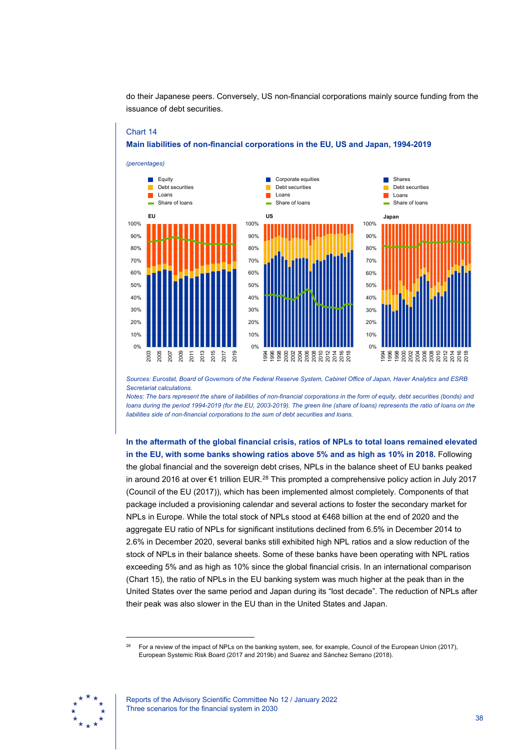do their Japanese peers. Conversely, US non-financial corporations mainly source funding from the issuance of debt securities.

Chart 14

**Main liabilities of non-financial corporations in the EU, US and Japan, 1994-2019**

*(percentages)*

*Sources: Eurostat, Board of Governors of the Federal Reserve System, Cabinet Office of Japan, Haver Analytics and ESRB Secretariat calculations.*

*Notes: The bars represent the share of liabilities of non-financial corporations in the form of equity, debt securities (bonds) and loans during the period 1994-2019 (for the EU, 2003-2019). The green line (share of loans) represents the ratio of loans on the liabilities side of non-financial corporations to the sum of debt securities and loans.*

**In the aftermath of the global financial crisis, ratios of NPLs to total loans remained elevated in the EU, with some banks showing ratios above 5% and as high as 10% in 2018.** Following the global financial and the sovereign debt crises, NPLs in the balance sheet of EU banks peaked in around 2016 at over €1 trillion EUR.[28] This prompted a comprehensive policy action in July 2017 (Council of the EU (2017)), which has been implemented almost completely. Components of that package included a provisioning calendar and several actions to foster the secondary market for NPLs in Europe. While the total stock of NPLs stood at €468 billion at the end of 2020 and the aggregate EU ratio of NPLs for significant institutions declined from 6.5% in December 2014 to 2.6% in December 2020, several banks still exhibited high NPL ratios and a slow reduction of the stock of NPLs in their balance sheets. Some of these banks have been operating with NPL ratios exceeding 5% and as high as 10% since the global financial crisis. In an international comparison (Chart 15), the ratio of NPLs in the EU banking system was much higher at the peak than in the United States over the same period and Japan during its "lost decade". The reduction of NPLs after their peak was also slower in the EU than in the United States and Japan.

[28] For a review of the impact of NPLs on the banking system, see, for example, Council of the European Union (2017), European Systemic Risk Board (2017 and 2019b) and Suarez and Sánchez Serrano (2018).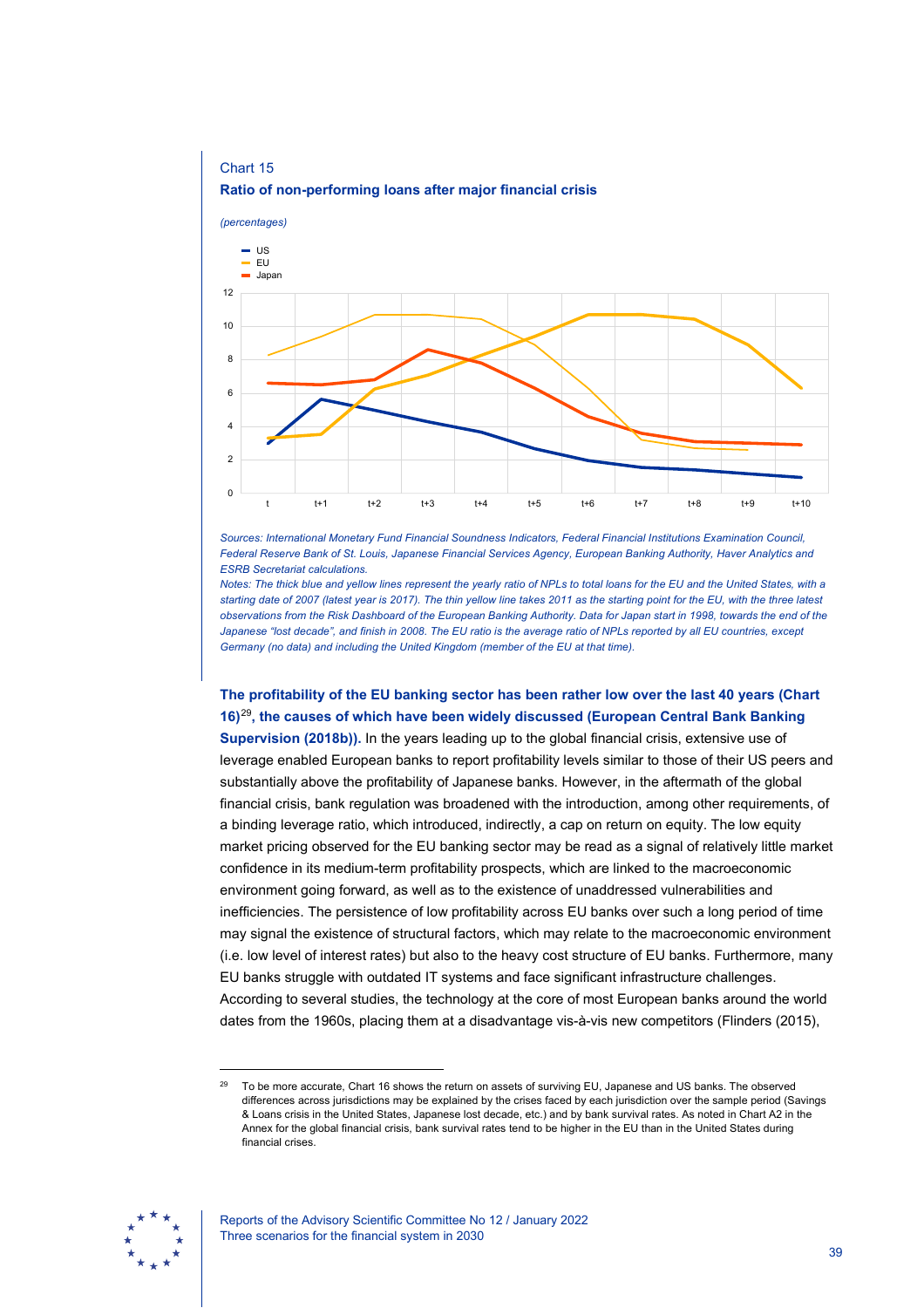Chart 15

**Ratio of non-performing loans after major financial crisis**

*(percentages)*

*Sources: International Monetary Fund Financial Soundness Indicators, Federal Financial Institutions Examination Council, Federal Reserve Bank of St. Louis, Japanese Financial Services Agency, European Banking Authority, Haver Analytics and ESRB Secretariat calculations.*

*Notes: The thick blue and yellow lines represent the yearly ratio of NPLs to total loans for the EU and the United States, with a starting date of 2007 (latest year is 2017). The thin yellow line takes 2011 as the starting point for the EU, with the three latest observations from the Risk Dashboard of the European Banking Authority. Data for Japan start in 1998, towards the end of the Japanese "lost decade", and finish in 2008. The EU ratio is the average ratio of NPLs reported by all EU countries, except Germany (no data) and including the United Kingdom (member of the EU at that time).*

**The profitability of the EU banking sector has been rather low over the last 40 years (Chart 16)[29], the causes of which have been widely discussed (European Central Bank Banking Supervision (2018b)).** In the years leading up to the global financial crisis, extensive use of leverage enabled European banks to report profitability levels similar to those of their US peers and substantially above the profitability of Japanese banks. However, in the aftermath of the global financial crisis, bank regulation was broadened with the introduction, among other requirements, of a binding leverage ratio, which introduced, indirectly, a cap on return on equity. The low equity market pricing observed for the EU banking sector may be read as a signal of relatively little market confidence in its medium-term profitability prospects, which are linked to the macroeconomic environment going forward, as well as to the existence of unaddressed vulnerabilities and inefficiencies. The persistence of low profitability across EU banks over such a long period of time may signal the existence of structural factors, which may relate to the macroeconomic environment (i.e. low level of interest rates) but also to the heavy cost structure of EU banks. Furthermore, many EU banks struggle with outdated IT systems and face significant infrastructure challenges. According to several studies, the technology at the core of most European banks around the world dates from the 1960s, placing them at a disadvantage vis-à-vis new competitors (Flinders (2015),

---

[29] To be more accurate, Chart 16 shows the return on assets of surviving EU, Japanese and US banks. The observed differences across jurisdictions may be explained by the crises faced by each jurisdiction over the sample period (Savings & Loans crisis in the United States, Japanese lost decade, etc.) and by bank survival rates. As noted in Chart A2 in the Annex for the global financial crisis, bank survival rates tend to be higher in the EU than in the United States during financial crises.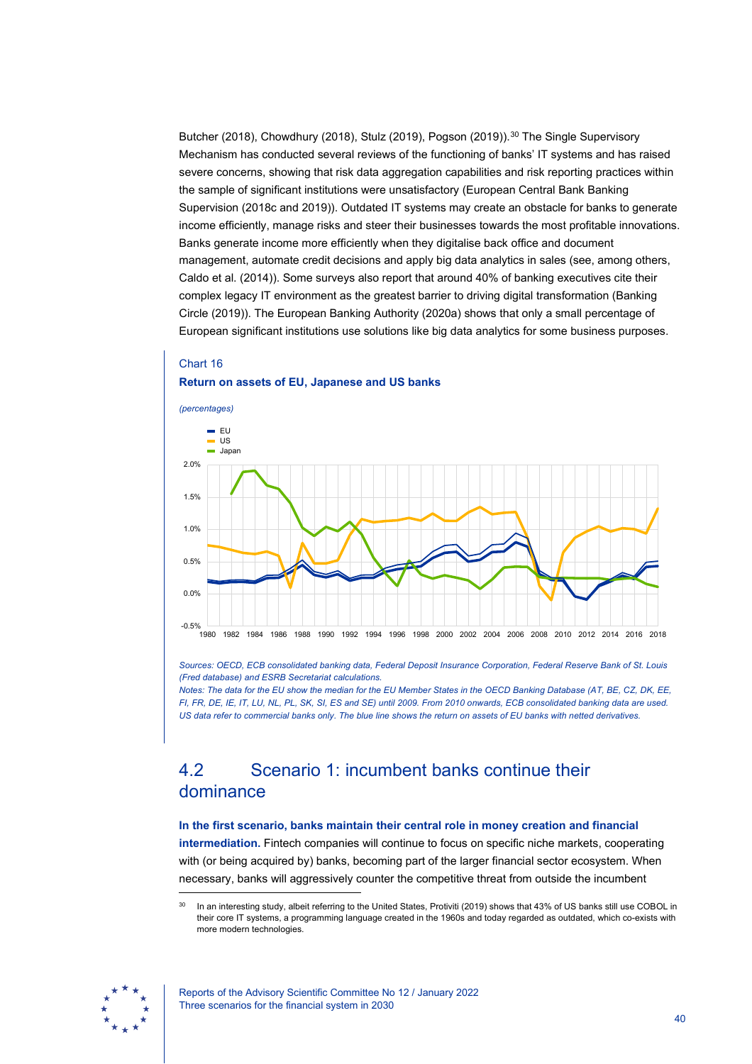Butcher (2018), Chowdhury (2018), Stulz (2019), Pogson (2019)).[30] The Single Supervisory Mechanism has conducted several reviews of the functioning of banks' IT systems and has raised severe concerns, showing that risk data aggregation capabilities and risk reporting practices within the sample of significant institutions were unsatisfactory (European Central Bank Banking Supervision (2018c and 2019)). Outdated IT systems may create an obstacle for banks to generate income efficiently, manage risks and steer their businesses towards the most profitable innovations. Banks generate income more efficiently when they digitalise back office and document management, automate credit decisions and apply big data analytics in sales (see, among others, Caldo et al. (2014)). Some surveys also report that around 40% of banking executives cite their complex legacy IT environment as the greatest barrier to driving digital transformation (Banking Circle (2019)). The European Banking Authority (2020a) shows that only a small percentage of European significant institutions use solutions like big data analytics for some business purposes.

Chart 16

**Return on assets of EU, Japanese and US banks**

*(percentages)*

*Sources: OECD, ECB consolidated banking data, Federal Deposit Insurance Corporation, Federal Reserve Bank of St. Louis (Fred database) and ESRB Secretariat calculations.*
*Notes: The data for the EU show the median for the EU Member States in the OECD Banking Database (AT, BE, CZ, DK, EE, FI, FR, DE, IE, IT, LU, NL, PL, SK, SI, ES and SE) until 2009. From 2010 onwards, ECB consolidated banking data are used. US data refer to commercial banks only. The blue line shows the return on assets of EU banks with netted derivatives.*

## 4.2 Scenario 1: incumbent banks continue their dominance

**In the first scenario, banks maintain their central role in money creation and financial intermediation.** Fintech companies will continue to focus on specific niche markets, cooperating with (or being acquired by) banks, becoming part of the larger financial sector ecosystem. When necessary, banks will aggressively counter the competitive threat from outside the incumbent

[30] In an interesting study, albeit referring to the United States, Protiviti (2019) shows that 43% of US banks still use COBOL in their core IT systems, a programming language created in the 1960s and today regarded as outdated, which co-exists with more modern technologies.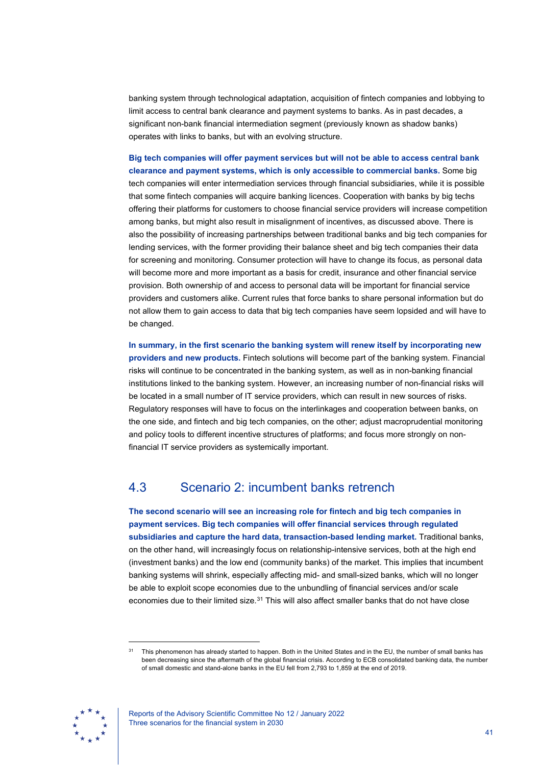banking system through technological adaptation, acquisition of fintech companies and lobbying to limit access to central bank clearance and payment systems to banks. As in past decades, a significant non-bank financial intermediation segment (previously known as shadow banks) operates with links to banks, but with an evolving structure.

**Big tech companies will offer payment services but will not be able to access central bank clearance and payment systems, which is only accessible to commercial banks.** Some big tech companies will enter intermediation services through financial subsidiaries, while it is possible that some fintech companies will acquire banking licences. Cooperation with banks by big techs offering their platforms for customers to choose financial service providers will increase competition among banks, but might also result in misalignment of incentives, as discussed above. There is also the possibility of increasing partnerships between traditional banks and big tech companies for lending services, with the former providing their balance sheet and big tech companies their data for screening and monitoring. Consumer protection will have to change its focus, as personal data will become more and more important as a basis for credit, insurance and other financial service provision. Both ownership of and access to personal data will be important for financial service providers and customers alike. Current rules that force banks to share personal information but do not allow them to gain access to data that big tech companies have seem lopsided and will have to be changed.

**In summary, in the first scenario the banking system will renew itself by incorporating new providers and new products.** Fintech solutions will become part of the banking system. Financial risks will continue to be concentrated in the banking system, as well as in non-banking financial institutions linked to the banking system. However, an increasing number of non-financial risks will be located in a small number of IT service providers, which can result in new sources of risks. Regulatory responses will have to focus on the interlinkages and cooperation between banks, on the one side, and fintech and big tech companies, on the other; adjust macroprudential monitoring and policy tools to different incentive structures of platforms; and focus more strongly on non-financial IT service providers as systemically important.

## 4.3 Scenario 2: incumbent banks retrench

**The second scenario will see an increasing role for fintech and big tech companies in payment services. Big tech companies will offer financial services through regulated subsidiaries and capture the hard data, transaction-based lending market.** Traditional banks, on the other hand, will increasingly focus on relationship-intensive services, both at the high end (investment banks) and the low end (community banks) of the market. This implies that incumbent banking systems will shrink, especially affecting mid- and small-sized banks, which will no longer be able to exploit scope economies due to the unbundling of financial services and/or scale economies due to their limited size.[31] This will also affect smaller banks that do not have close

[31] This phenomenon has already started to happen. Both in the United States and in the EU, the number of small banks has been decreasing since the aftermath of the global financial crisis. According to ECB consolidated banking data, the number of small domestic and stand-alone banks in the EU fell from 2,793 to 1,859 at the end of 2019.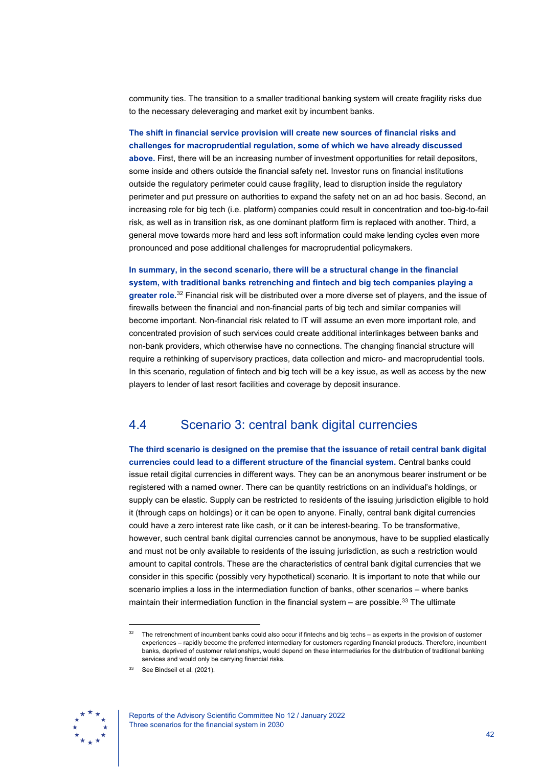community ties. The transition to a smaller traditional banking system will create fragility risks due to the necessary deleveraging and market exit by incumbent banks.

**The shift in financial service provision will create new sources of financial risks and challenges for macroprudential regulation, some of which we have already discussed above.** First, there will be an increasing number of investment opportunities for retail depositors, some inside and others outside the financial safety net. Investor runs on financial institutions outside the regulatory perimeter could cause fragility, lead to disruption inside the regulatory perimeter and put pressure on authorities to expand the safety net on an ad hoc basis. Second, an increasing role for big tech (i.e. platform) companies could result in concentration and too-big-to-fail risk, as well as in transition risk, as one dominant platform firm is replaced with another. Third, a general move towards more hard and less soft information could make lending cycles even more pronounced and pose additional challenges for macroprudential policymakers.

**In summary, in the second scenario, there will be a structural change in the financial system, with traditional banks retrenching and fintech and big tech companies playing a greater role.**[32] Financial risk will be distributed over a more diverse set of players, and the issue of firewalls between the financial and non-financial parts of big tech and similar companies will become important. Non-financial risk related to IT will assume an even more important role, and concentrated provision of such services could create additional interlinkages between banks and non-bank providers, which otherwise have no connections. The changing financial structure will require a rethinking of supervisory practices, data collection and micro- and macroprudential tools. In this scenario, regulation of fintech and big tech will be a key issue, as well as access by the new players to lender of last resort facilities and coverage by deposit insurance.

## 4.4 Scenario 3: central bank digital currencies

**The third scenario is designed on the premise that the issuance of retail central bank digital currencies could lead to a different structure of the financial system.** Central banks could issue retail digital currencies in different ways. They can be an anonymous bearer instrument or be registered with a named owner. There can be quantity restrictions on an individual's holdings, or supply can be elastic. Supply can be restricted to residents of the issuing jurisdiction eligible to hold it (through caps on holdings) or it can be open to anyone. Finally, central bank digital currencies could have a zero interest rate like cash, or it can be interest-bearing. To be transformative, however, such central bank digital currencies cannot be anonymous, have to be supplied elastically and must not be only available to residents of the issuing jurisdiction, as such a restriction would amount to capital controls. These are the characteristics of central bank digital currencies that we consider in this specific (possibly very hypothetical) scenario. It is important to note that while our scenario implies a loss in the intermediation function of banks, other scenarios – where banks maintain their intermediation function in the financial system – are possible.[33] The ultimate

[32] The retrenchment of incumbent banks could also occur if fintechs and big techs – as experts in the provision of customer experiences – rapidly become the preferred intermediary for customers regarding financial products. Therefore, incumbent banks, deprived of customer relationships, would depend on these intermediaries for the distribution of traditional banking services and would only be carrying financial risks.

[33] See Bindseil et al. (2021).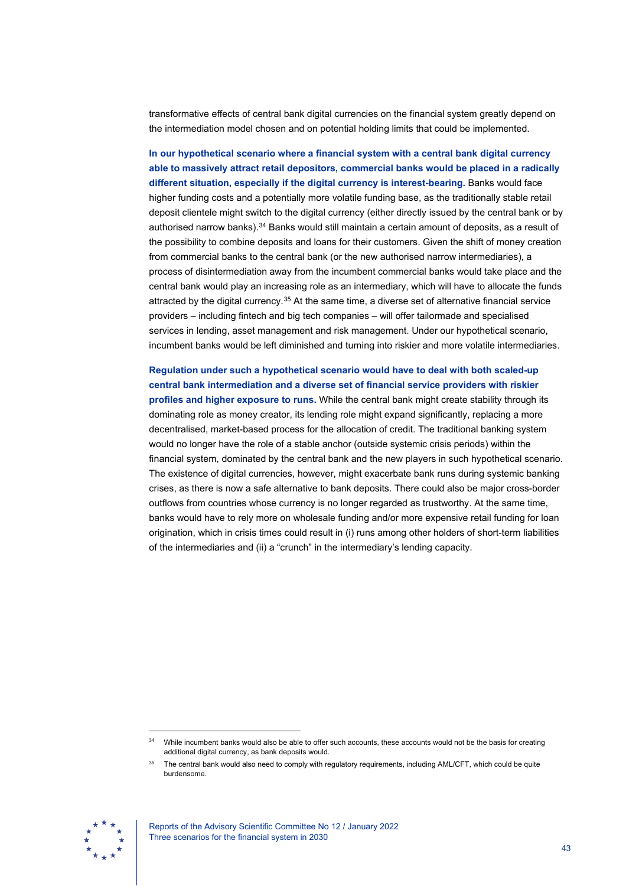transformative effects of central bank digital currencies on the financial system greatly depend on the intermediation model chosen and on potential holding limits that could be implemented.

**In our hypothetical scenario where a financial system with a central bank digital currency able to massively attract retail depositors, commercial banks would be placed in a radically different situation, especially if the digital currency is interest-bearing.** Banks would face higher funding costs and a potentially more volatile funding base, as the traditionally stable retail deposit clientele might switch to the digital currency (either directly issued by the central bank or by authorised narrow banks).[34] Banks would still maintain a certain amount of deposits, as a result of the possibility to combine deposits and loans for their customers. Given the shift of money creation from commercial banks to the central bank (or the new authorised narrow intermediaries), a process of disintermediation away from the incumbent commercial banks would take place and the central bank would play an increasing role as an intermediary, which will have to allocate the funds attracted by the digital currency.[35] At the same time, a diverse set of alternative financial service providers – including fintech and big tech companies – will offer tailormade and specialised services in lending, asset management and risk management. Under our hypothetical scenario, incumbent banks would be left diminished and turning into riskier and more volatile intermediaries.

**Regulation under such a hypothetical scenario would have to deal with both scaled-up central bank intermediation and a diverse set of financial service providers with riskier profiles and higher exposure to runs.** While the central bank might create stability through its dominating role as money creator, its lending role might expand significantly, replacing a more decentralised, market-based process for the allocation of credit. The traditional banking system would no longer have the role of a stable anchor (outside systemic crisis periods) within the financial system, dominated by the central bank and the new players in such hypothetical scenario. The existence of digital currencies, however, might exacerbate bank runs during systemic banking crises, as there is now a safe alternative to bank deposits. There could also be major cross-border outflows from countries whose currency is no longer regarded as trustworthy. At the same time, banks would have to rely more on wholesale funding and/or more expensive retail funding for loan origination, which in crisis times could result in (i) runs among other holders of short-term liabilities of the intermediaries and (ii) a "crunch" in the intermediary's lending capacity.

---

[34] While incumbent banks would also be able to offer such accounts, these accounts would not be the basis for creating additional digital currency, as bank deposits would.

[35] The central bank would also need to comply with regulatory requirements, including AML/CFT, which could be quite burdensome.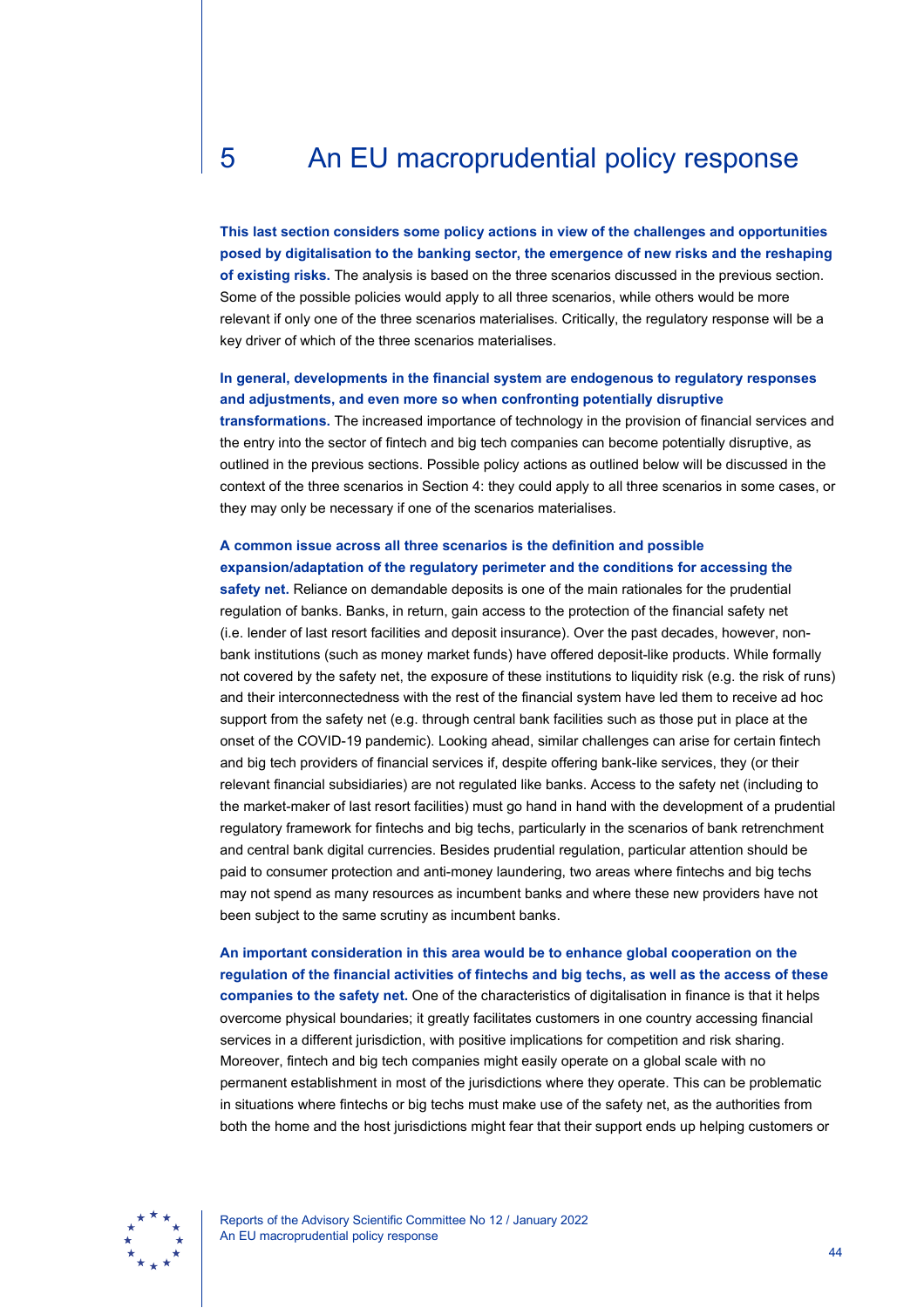# 5 An EU macroprudential policy response

**This last section considers some policy actions in view of the challenges and opportunities posed by digitalisation to the banking sector, the emergence of new risks and the reshaping of existing risks.** The analysis is based on the three scenarios discussed in the previous section. Some of the possible policies would apply to all three scenarios, while others would be more relevant if only one of the three scenarios materialises. Critically, the regulatory response will be a key driver of which of the three scenarios materialises.

**In general, developments in the financial system are endogenous to regulatory responses and adjustments, and even more so when confronting potentially disruptive transformations.** The increased importance of technology in the provision of financial services and the entry into the sector of fintech and big tech companies can become potentially disruptive, as outlined in the previous sections. Possible policy actions as outlined below will be discussed in the context of the three scenarios in Section 4: they could apply to all three scenarios in some cases, or they may only be necessary if one of the scenarios materialises.

**A common issue across all three scenarios is the definition and possible expansion/adaptation of the regulatory perimeter and the conditions for accessing the safety net.** Reliance on demandable deposits is one of the main rationales for the prudential regulation of banks. Banks, in return, gain access to the protection of the financial safety net (i.e. lender of last resort facilities and deposit insurance). Over the past decades, however, non-bank institutions (such as money market funds) have offered deposit-like products. While formally not covered by the safety net, the exposure of these institutions to liquidity risk (e.g. the risk of runs) and their interconnectedness with the rest of the financial system have led them to receive ad hoc support from the safety net (e.g. through central bank facilities such as those put in place at the onset of the COVID-19 pandemic). Looking ahead, similar challenges can arise for certain fintech and big tech providers of financial services if, despite offering bank-like services, they (or their relevant financial subsidiaries) are not regulated like banks. Access to the safety net (including to the market-maker of last resort facilities) must go hand in hand with the development of a prudential regulatory framework for fintechs and big techs, particularly in the scenarios of bank retrenchment and central bank digital currencies. Besides prudential regulation, particular attention should be paid to consumer protection and anti-money laundering, two areas where fintechs and big techs may not spend as many resources as incumbent banks and where these new providers have not been subject to the same scrutiny as incumbent banks.

**An important consideration in this area would be to enhance global cooperation on the regulation of the financial activities of fintechs and big techs, as well as the access of these companies to the safety net.** One of the characteristics of digitalisation in finance is that it helps overcome physical boundaries; it greatly facilitates customers in one country accessing financial services in a different jurisdiction, with positive implications for competition and risk sharing. Moreover, fintech and big tech companies might easily operate on a global scale with no permanent establishment in most of the jurisdictions where they operate. This can be problematic in situations where fintechs or big techs must make use of the safety net, as the authorities from both the home and the host jurisdictions might fear that their support ends up helping customers or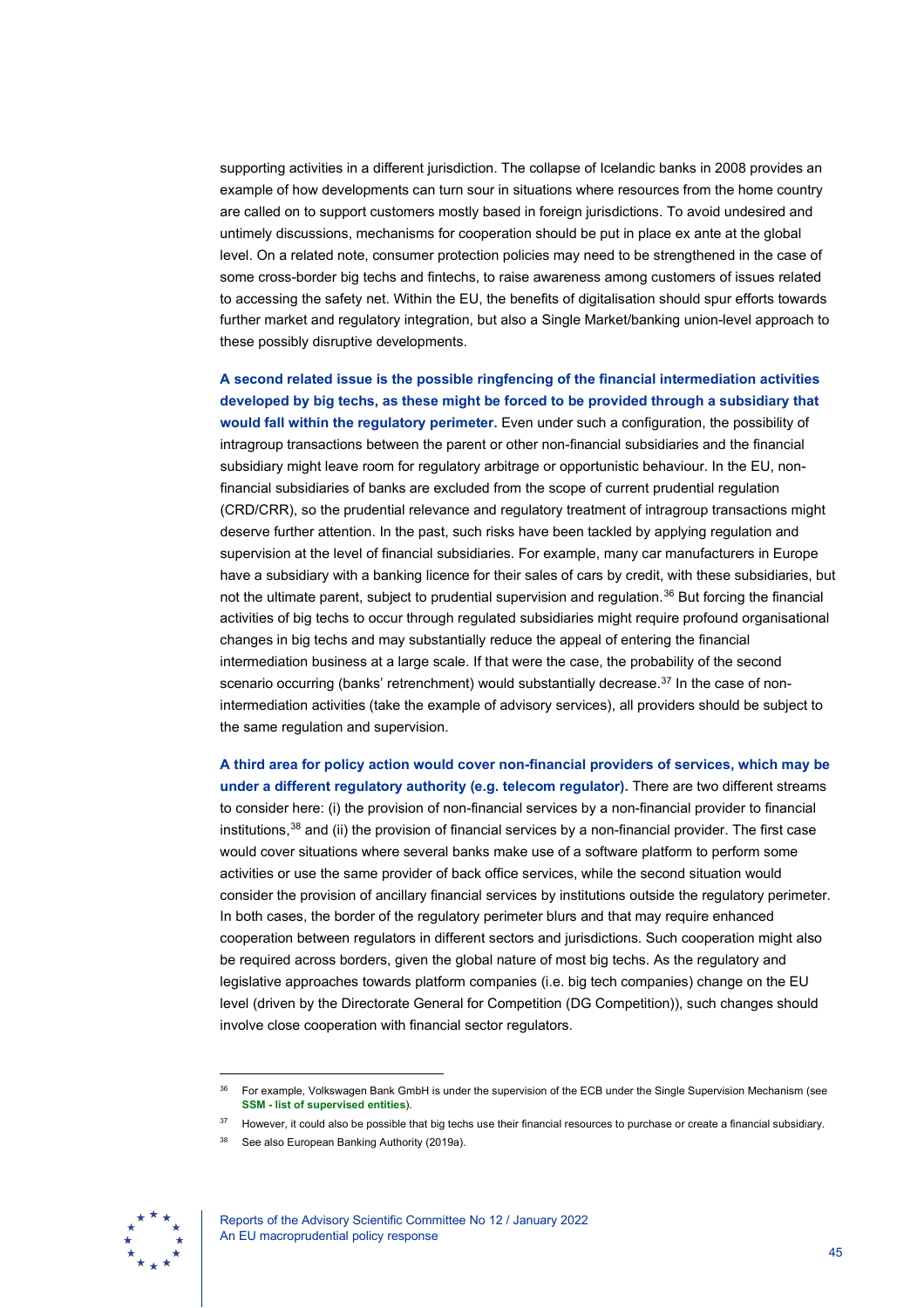supporting activities in a different jurisdiction. The collapse of Icelandic banks in 2008 provides an example of how developments can turn sour in situations where resources from the home country are called on to support customers mostly based in foreign jurisdictions. To avoid undesired and untimely discussions, mechanisms for cooperation should be put in place ex ante at the global level. On a related note, consumer protection policies may need to be strengthened in the case of some cross-border big techs and fintechs, to raise awareness among customers of issues related to accessing the safety net. Within the EU, the benefits of digitalisation should spur efforts towards further market and regulatory integration, but also a Single Market/banking union-level approach to these possibly disruptive developments.

**A second related issue is the possible ringfencing of the financial intermediation activities developed by big techs, as these might be forced to be provided through a subsidiary that would fall within the regulatory perimeter.** Even under such a configuration, the possibility of intragroup transactions between the parent or other non-financial subsidiaries and the financial subsidiary might leave room for regulatory arbitrage or opportunistic behaviour. In the EU, non-financial subsidiaries of banks are excluded from the scope of current prudential regulation (CRD/CRR), so the prudential relevance and regulatory treatment of intragroup transactions might deserve further attention. In the past, such risks have been tackled by applying regulation and supervision at the level of financial subsidiaries. For example, many car manufacturers in Europe have a subsidiary with a banking licence for their sales of cars by credit, with these subsidiaries, but not the ultimate parent, subject to prudential supervision and regulation.[36] But forcing the financial activities of big techs to occur through regulated subsidiaries might require profound organisational changes in big techs and may substantially reduce the appeal of entering the financial intermediation business at a large scale. If that were the case, the probability of the second scenario occurring (banks' retrenchment) would substantially decrease.[37] In the case of non-intermediation activities (take the example of advisory services), all providers should be subject to the same regulation and supervision.

**A third area for policy action would cover non-financial providers of services, which may be under a different regulatory authority (e.g. telecom regulator).** There are two different streams to consider here: (i) the provision of non-financial services by a non-financial provider to financial institutions,[38] and (ii) the provision of financial services by a non-financial provider. The first case would cover situations where several banks make use of a software platform to perform some activities or use the same provider of back office services, while the second situation would consider the provision of ancillary financial services by institutions outside the regulatory perimeter. In both cases, the border of the regulatory perimeter blurs and that may require enhanced cooperation between regulators in different sectors and jurisdictions. Such cooperation might also be required across borders, given the global nature of most big techs. As the regulatory and legislative approaches towards platform companies (i.e. big tech companies) change on the EU level (driven by the Directorate General for Competition (DG Competition)), such changes should involve close cooperation with financial sector regulators.

---

[36] For example, Volkswagen Bank GmbH is under the supervision of the ECB under the Single Supervision Mechanism (see **SSM - list of supervised entities**).

[37] However, it could also be possible that big techs use their financial resources to purchase or create a financial subsidiary.

[38] See also European Banking Authority (2019a).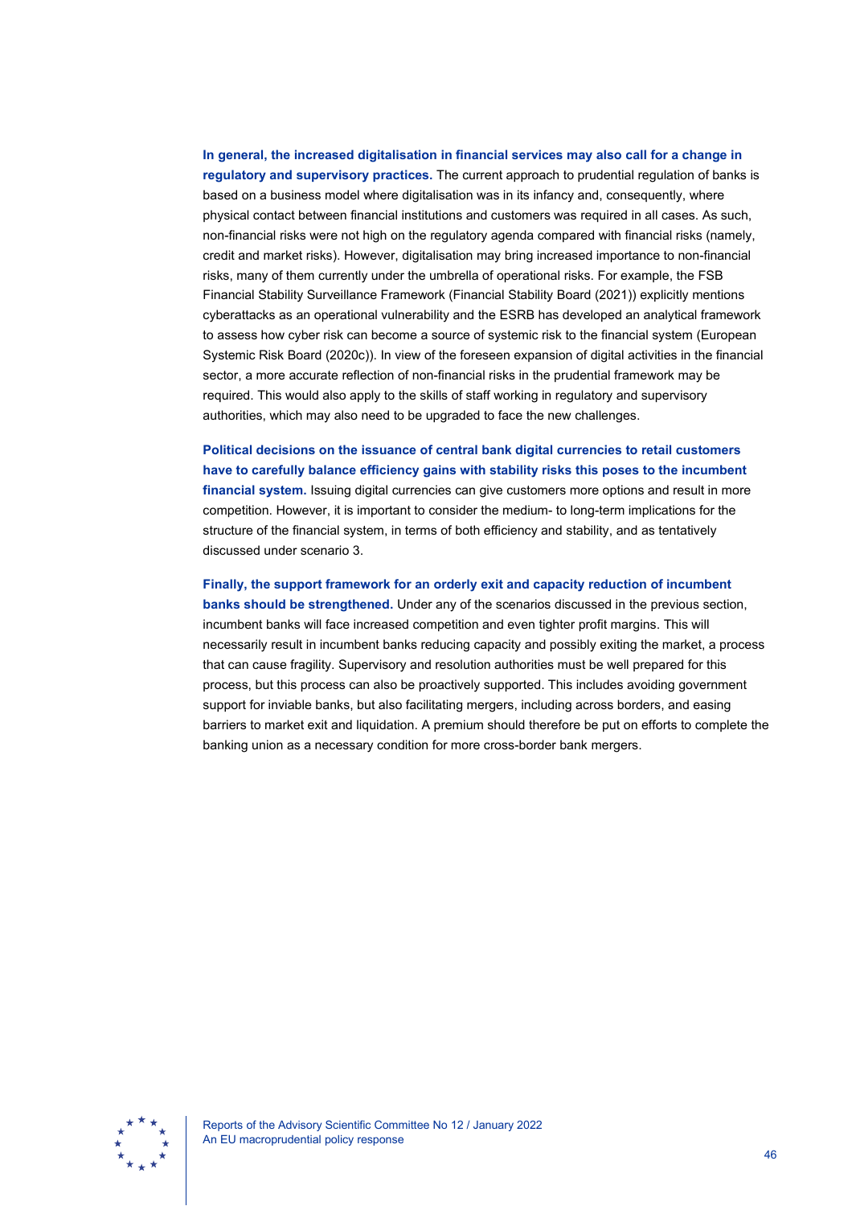**In general, the increased digitalisation in financial services may also call for a change in regulatory and supervisory practices.** The current approach to prudential regulation of banks is based on a business model where digitalisation was in its infancy and, consequently, where physical contact between financial institutions and customers was required in all cases. As such, non-financial risks were not high on the regulatory agenda compared with financial risks (namely, credit and market risks). However, digitalisation may bring increased importance to non-financial risks, many of them currently under the umbrella of operational risks. For example, the FSB Financial Stability Surveillance Framework (Financial Stability Board (2021)) explicitly mentions cyberattacks as an operational vulnerability and the ESRB has developed an analytical framework to assess how cyber risk can become a source of systemic risk to the financial system (European Systemic Risk Board (2020c)). In view of the foreseen expansion of digital activities in the financial sector, a more accurate reflection of non-financial risks in the prudential framework may be required. This would also apply to the skills of staff working in regulatory and supervisory authorities, which may also need to be upgraded to face the new challenges.

**Political decisions on the issuance of central bank digital currencies to retail customers have to carefully balance efficiency gains with stability risks this poses to the incumbent financial system.** Issuing digital currencies can give customers more options and result in more competition. However, it is important to consider the medium- to long-term implications for the structure of the financial system, in terms of both efficiency and stability, and as tentatively discussed under scenario 3.

**Finally, the support framework for an orderly exit and capacity reduction of incumbent banks should be strengthened.** Under any of the scenarios discussed in the previous section, incumbent banks will face increased competition and even tighter profit margins. This will necessarily result in incumbent banks reducing capacity and possibly exiting the market, a process that can cause fragility. Supervisory and resolution authorities must be well prepared for this process, but this process can also be proactively supported. This includes avoiding government support for inviable banks, but also facilitating mergers, including across borders, and easing barriers to market exit and liquidation. A premium should therefore be put on efforts to complete the banking union as a necessary condition for more cross-border bank mergers.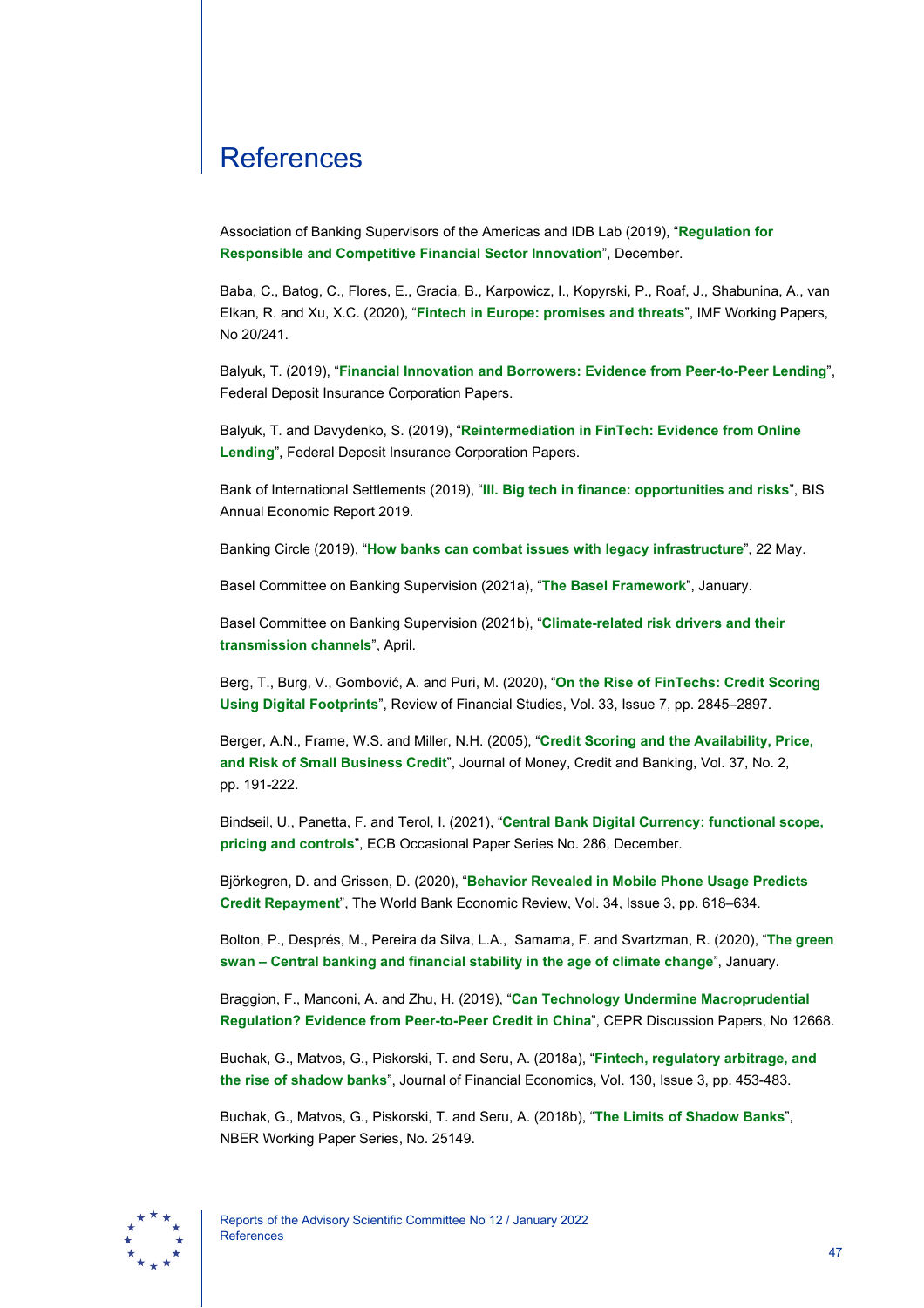# References

Association of Banking Supervisors of the Americas and IDB Lab (2019), "**Regulation for Responsible and Competitive Financial Sector Innovation**", December.

Baba, C., Batog, C., Flores, E., Gracia, B., Karpowicz, I., Kopyrski, P., Roaf, J., Shabunina, A., van Elkan, R. and Xu, X.C. (2020), "**Fintech in Europe: promises and threats**", IMF Working Papers, No 20/241.

Balyuk, T. (2019), "**Financial Innovation and Borrowers: Evidence from Peer-to-Peer Lending**", Federal Deposit Insurance Corporation Papers.

Balyuk, T. and Davydenko, S. (2019), "**Reintermediation in FinTech: Evidence from Online Lending**", Federal Deposit Insurance Corporation Papers.

Bank of International Settlements (2019), "**III. Big tech in finance: opportunities and risks**", BIS Annual Economic Report 2019.

Banking Circle (2019), "**How banks can combat issues with legacy infrastructure**", 22 May.

Basel Committee on Banking Supervision (2021a), "**The Basel Framework**", January.

Basel Committee on Banking Supervision (2021b), "**Climate-related risk drivers and their transmission channels**", April.

Berg, T., Burg, V., Gombović, A. and Puri, M. (2020), "**On the Rise of FinTechs: Credit Scoring Using Digital Footprints**", Review of Financial Studies, Vol. 33, Issue 7, pp. 2845–2897.

Berger, A.N., Frame, W.S. and Miller, N.H. (2005), "**Credit Scoring and the Availability, Price, and Risk of Small Business Credit**", Journal of Money, Credit and Banking, Vol. 37, No. 2, pp. 191-222.

Bindseil, U., Panetta, F. and Terol, I. (2021), "**Central Bank Digital Currency: functional scope, pricing and controls**", ECB Occasional Paper Series No. 286, December.

Björkegren, D. and Grissen, D. (2020), "**Behavior Revealed in Mobile Phone Usage Predicts Credit Repayment**", The World Bank Economic Review, Vol. 34, Issue 3, pp. 618–634.

Bolton, P., Després, M., Pereira da Silva, L.A., Samama, F. and Svartzman, R. (2020), "**The green swan – Central banking and financial stability in the age of climate change**", January.

Braggion, F., Manconi, A. and Zhu, H. (2019), "**Can Technology Undermine Macroprudential Regulation? Evidence from Peer-to-Peer Credit in China**", CEPR Discussion Papers, No 12668.

Buchak, G., Matvos, G., Piskorski, T. and Seru, A. (2018a), "**Fintech, regulatory arbitrage, and the rise of shadow banks**", Journal of Financial Economics, Vol. 130, Issue 3, pp. 453-483.

Buchak, G., Matvos, G., Piskorski, T. and Seru, A. (2018b), "**The Limits of Shadow Banks**", NBER Working Paper Series, No. 25149.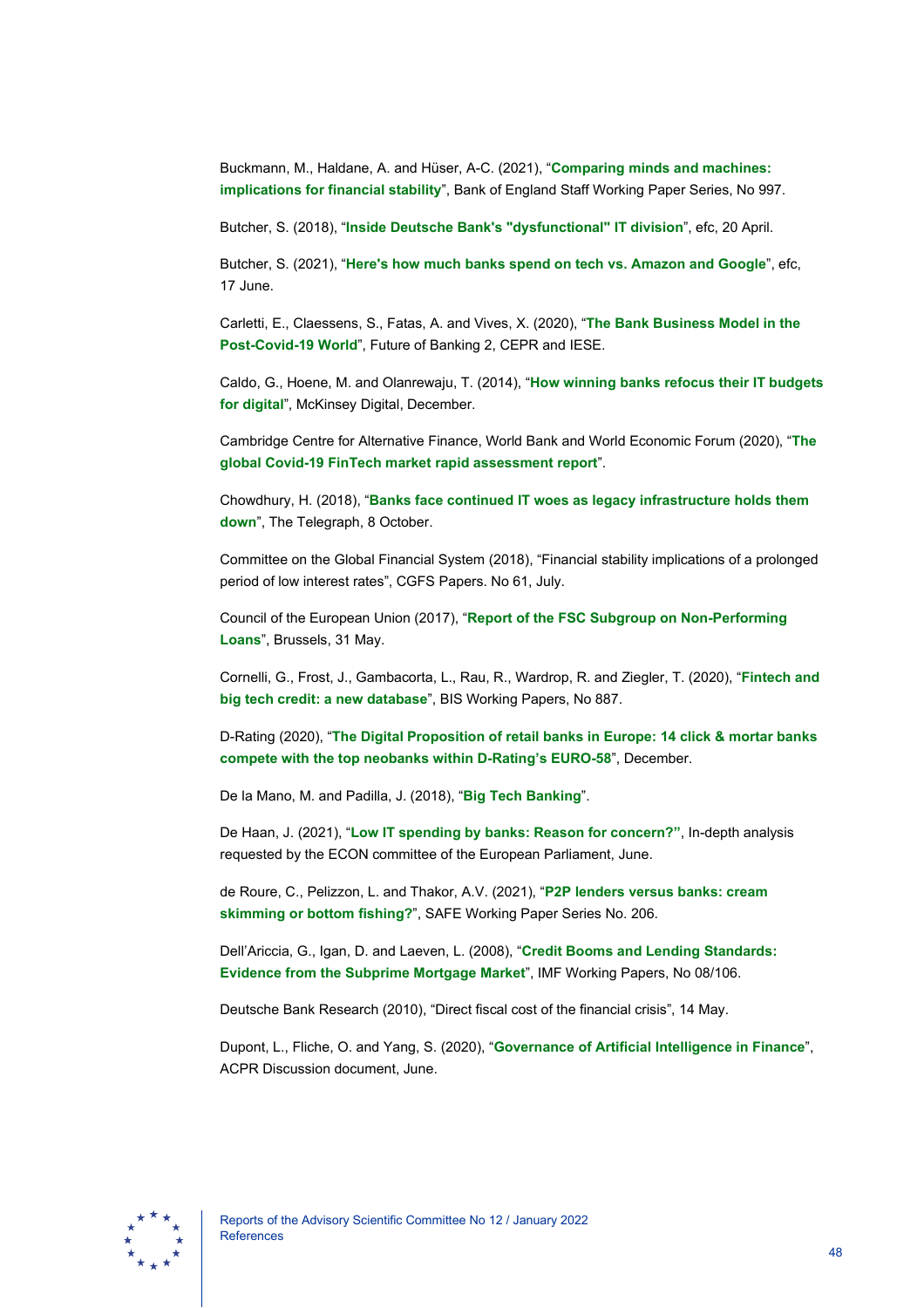Buckmann, M., Haldane, A. and Hüser, A-C. (2021), "**Comparing minds and machines: implications for financial stability**", Bank of England Staff Working Paper Series, No 997.

Butcher, S. (2018), "**Inside Deutsche Bank's "dysfunctional" IT division**", efc, 20 April.

Butcher, S. (2021), "**Here's how much banks spend on tech vs. Amazon and Google**", efc, 17 June.

Carletti, E., Claessens, S., Fatas, A. and Vives, X. (2020), "**The Bank Business Model in the Post-Covid-19 World**", Future of Banking 2, CEPR and IESE.

Caldo, G., Hoene, M. and Olanrewaju, T. (2014), "**How winning banks refocus their IT budgets for digital**", McKinsey Digital, December.

Cambridge Centre for Alternative Finance, World Bank and World Economic Forum (2020), "**The global Covid-19 FinTech market rapid assessment report**".

Chowdhury, H. (2018), "**Banks face continued IT woes as legacy infrastructure holds them down**", The Telegraph, 8 October.

Committee on the Global Financial System (2018), "Financial stability implications of a prolonged period of low interest rates", CGFS Papers. No 61, July.

Council of the European Union (2017), "**Report of the FSC Subgroup on Non-Performing Loans**", Brussels, 31 May.

Cornelli, G., Frost, J., Gambacorta, L., Rau, R., Wardrop, R. and Ziegler, T. (2020), "**Fintech and big tech credit: a new database**", BIS Working Papers, No 887.

D-Rating (2020), "**The Digital Proposition of retail banks in Europe: 14 click & mortar banks compete with the top neobanks within D-Rating's EURO-58**", December.

De la Mano, M. and Padilla, J. (2018), "**Big Tech Banking**".

De Haan, J. (2021), "**Low IT spending by banks: Reason for concern?**", In-depth analysis requested by the ECON committee of the European Parliament, June.

de Roure, C., Pelizzon, L. and Thakor, A.V. (2021), "**P2P lenders versus banks: cream skimming or bottom fishing?**", SAFE Working Paper Series No. 206.

Dell'Ariccia, G., Igan, D. and Laeven, L. (2008), "**Credit Booms and Lending Standards: Evidence from the Subprime Mortgage Market**", IMF Working Papers, No 08/106.

Deutsche Bank Research (2010), "Direct fiscal cost of the financial crisis", 14 May.

Dupont, L., Fliche, O. and Yang, S. (2020), "**Governance of Artificial Intelligence in Finance**", ACPR Discussion document, June.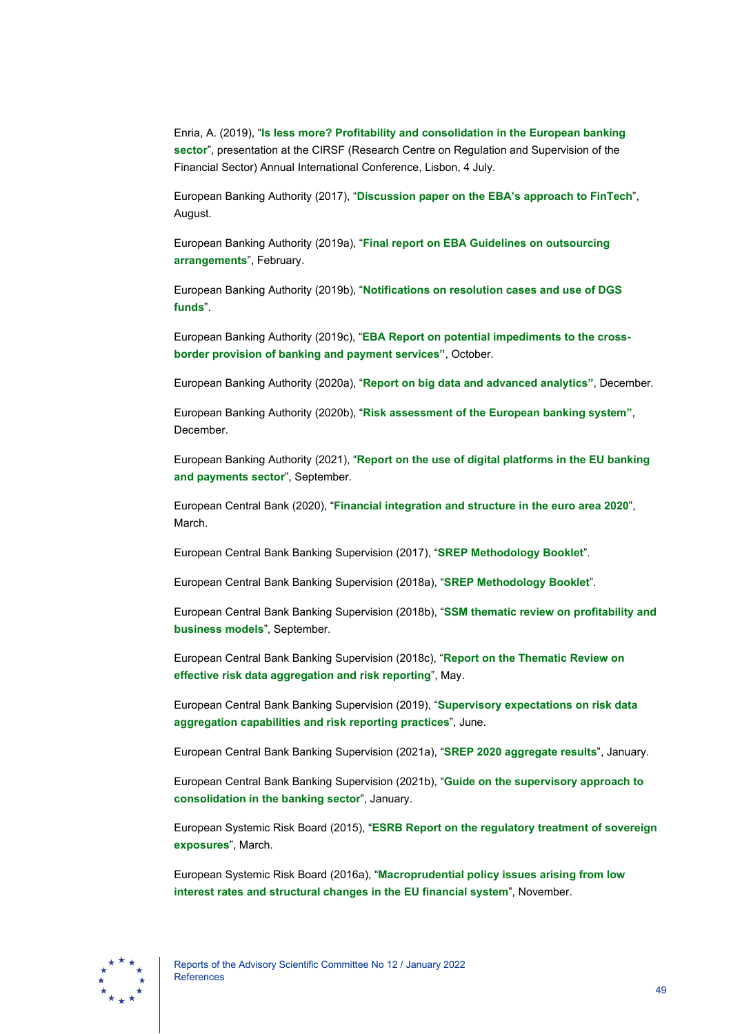Enria, A. (2019), "**Is less more? Profitability and consolidation in the European banking sector**", presentation at the CIRSF (Research Centre on Regulation and Supervision of the Financial Sector) Annual International Conference, Lisbon, 4 July.

European Banking Authority (2017), "**Discussion paper on the EBA's approach to FinTech**", August.

European Banking Authority (2019a), "**Final report on EBA Guidelines on outsourcing arrangements**", February.

European Banking Authority (2019b), "**Notifications on resolution cases and use of DGS funds**".

European Banking Authority (2019c), "**EBA Report on potential impediments to the cross-border provision of banking and payment services**", October.

European Banking Authority (2020a), "**Report on big data and advanced analytics**", December.

European Banking Authority (2020b), "**Risk assessment of the European banking system**", December.

European Banking Authority (2021), "**Report on the use of digital platforms in the EU banking and payments sector**", September.

European Central Bank (2020), "**Financial integration and structure in the euro area 2020**", March.

European Central Bank Banking Supervision (2017), "**SREP Methodology Booklet**".

European Central Bank Banking Supervision (2018a), "**SREP Methodology Booklet**".

European Central Bank Banking Supervision (2018b), "**SSM thematic review on profitability and business models**", September.

European Central Bank Banking Supervision (2018c), "**Report on the Thematic Review on effective risk data aggregation and risk reporting**", May.

European Central Bank Banking Supervision (2019), "**Supervisory expectations on risk data aggregation capabilities and risk reporting practices**", June.

European Central Bank Banking Supervision (2021a), "**SREP 2020 aggregate results**", January.

European Central Bank Banking Supervision (2021b), "**Guide on the supervisory approach to consolidation in the banking sector**", January.

European Systemic Risk Board (2015), "**ESRB Report on the regulatory treatment of sovereign exposures**", March.

European Systemic Risk Board (2016a), "**Macroprudential policy issues arising from low interest rates and structural changes in the EU financial system**", November.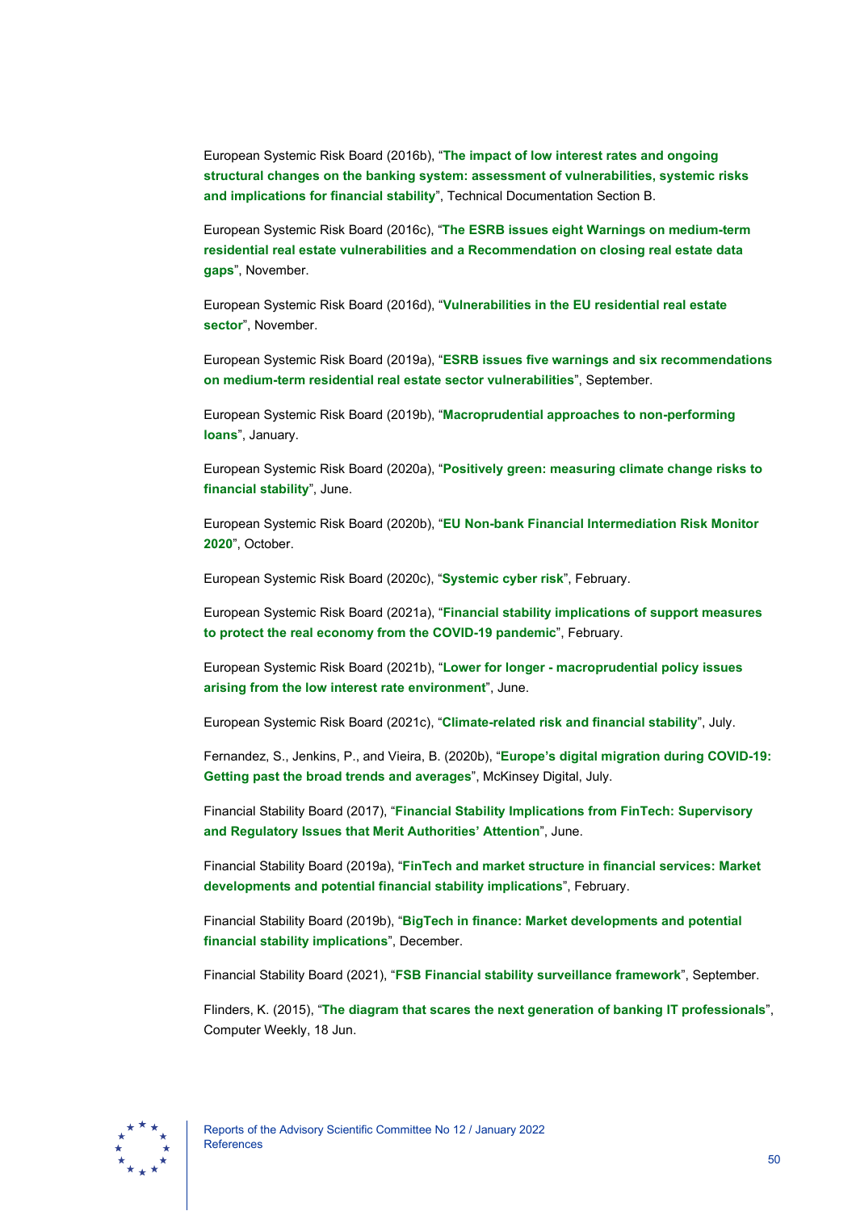European Systemic Risk Board (2016b), "**The impact of low interest rates and ongoing structural changes on the banking system: assessment of vulnerabilities, systemic risks and implications for financial stability**", Technical Documentation Section B.

European Systemic Risk Board (2016c), "**The ESRB issues eight Warnings on medium-term residential real estate vulnerabilities and a Recommendation on closing real estate data gaps**", November.

European Systemic Risk Board (2016d), "**Vulnerabilities in the EU residential real estate sector**", November.

European Systemic Risk Board (2019a), "**ESRB issues five warnings and six recommendations on medium-term residential real estate sector vulnerabilities**", September.

European Systemic Risk Board (2019b), "**Macroprudential approaches to non-performing loans**", January.

European Systemic Risk Board (2020a), "**Positively green: measuring climate change risks to financial stability**", June.

European Systemic Risk Board (2020b), "**EU Non-bank Financial Intermediation Risk Monitor 2020**", October.

European Systemic Risk Board (2020c), "**Systemic cyber risk**", February.

European Systemic Risk Board (2021a), "**Financial stability implications of support measures to protect the real economy from the COVID-19 pandemic**", February.

European Systemic Risk Board (2021b), "**Lower for longer - macroprudential policy issues arising from the low interest rate environment**", June.

European Systemic Risk Board (2021c), "**Climate-related risk and financial stability**", July.

Fernandez, S., Jenkins, P., and Vieira, B. (2020b), "**Europe's digital migration during COVID-19: Getting past the broad trends and averages**", McKinsey Digital, July.

Financial Stability Board (2017), "**Financial Stability Implications from FinTech: Supervisory and Regulatory Issues that Merit Authorities' Attention**", June.

Financial Stability Board (2019a), "**FinTech and market structure in financial services: Market developments and potential financial stability implications**", February.

Financial Stability Board (2019b), "**BigTech in finance: Market developments and potential financial stability implications**", December.

Financial Stability Board (2021), "**FSB Financial stability surveillance framework**", September.

Flinders, K. (2015), "**The diagram that scares the next generation of banking IT professionals**", Computer Weekly, 18 Jun.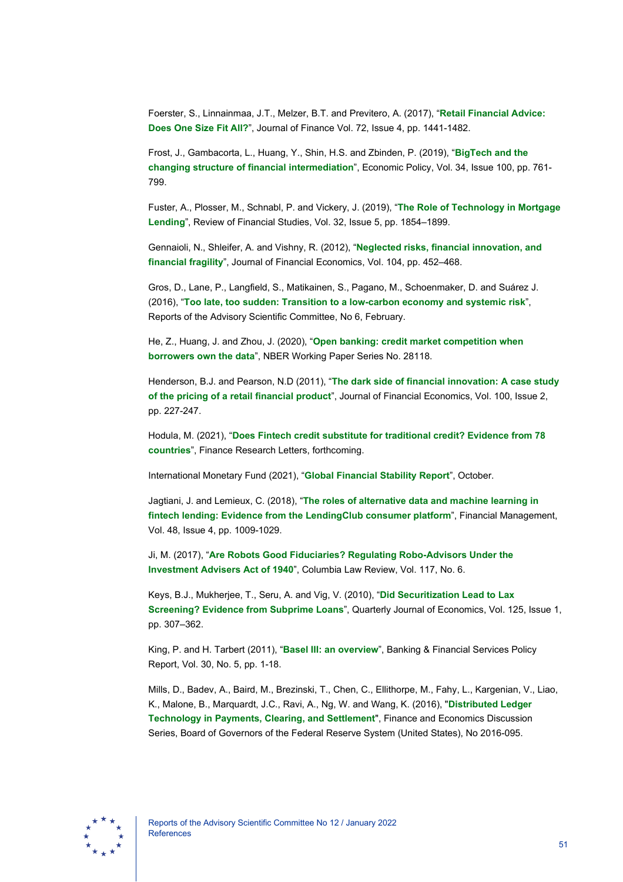Foerster, S., Linnainmaa, J.T., Melzer, B.T. and Previtero, A. (2017), "**Retail Financial Advice: Does One Size Fit All?**", Journal of Finance Vol. 72, Issue 4, pp. 1441-1482.

Frost, J., Gambacorta, L., Huang, Y., Shin, H.S. and Zbinden, P. (2019), "**BigTech and the changing structure of financial intermediation**", Economic Policy, Vol. 34, Issue 100, pp. 761-799.

Fuster, A., Plosser, M., Schnabl, P. and Vickery, J. (2019), "**The Role of Technology in Mortgage Lending**", Review of Financial Studies, Vol. 32, Issue 5, pp. 1854–1899.

Gennaioli, N., Shleifer, A. and Vishny, R. (2012), "**Neglected risks, financial innovation, and financial fragility**", Journal of Financial Economics, Vol. 104, pp. 452–468.

Gros, D., Lane, P., Langfield, S., Matikainen, S., Pagano, M., Schoenmaker, D. and Suárez J. (2016), "**Too late, too sudden: Transition to a low-carbon economy and systemic risk**", Reports of the Advisory Scientific Committee, No 6, February.

He, Z., Huang, J. and Zhou, J. (2020), "**Open banking: credit market competition when borrowers own the data**", NBER Working Paper Series No. 28118.

Henderson, B.J. and Pearson, N.D (2011), "**The dark side of financial innovation: A case study of the pricing of a retail financial product**", Journal of Financial Economics, Vol. 100, Issue 2, pp. 227-247.

Hodula, M. (2021), "**Does Fintech credit substitute for traditional credit? Evidence from 78 countries**", Finance Research Letters, forthcoming.

International Monetary Fund (2021), "**Global Financial Stability Report**", October.

Jagtiani, J. and Lemieux, C. (2018), "**The roles of alternative data and machine learning in fintech lending: Evidence from the LendingClub consumer platform**", Financial Management, Vol. 48, Issue 4, pp. 1009-1029.

Ji, M. (2017), "**Are Robots Good Fiduciaries? Regulating Robo-Advisors Under the Investment Advisers Act of 1940**", Columbia Law Review, Vol. 117, No. 6.

Keys, B.J., Mukherjee, T., Seru, A. and Vig, V. (2010), "**Did Securitization Lead to Lax Screening? Evidence from Subprime Loans**", Quarterly Journal of Economics, Vol. 125, Issue 1, pp. 307–362.

King, P. and H. Tarbert (2011), "**Basel III: an overview**", Banking & Financial Services Policy Report, Vol. 30, No. 5, pp. 1-18.

Mills, D., Badev, A., Baird, M., Brezinski, T., Chen, C., Ellithorpe, M., Fahy, L., Kargenian, V., Liao, K., Malone, B., Marquardt, J.C., Ravi, A., Ng, W. and Wang, K. (2016), "**Distributed Ledger Technology in Payments, Clearing, and Settlement**", Finance and Economics Discussion Series, Board of Governors of the Federal Reserve System (United States), No 2016-095.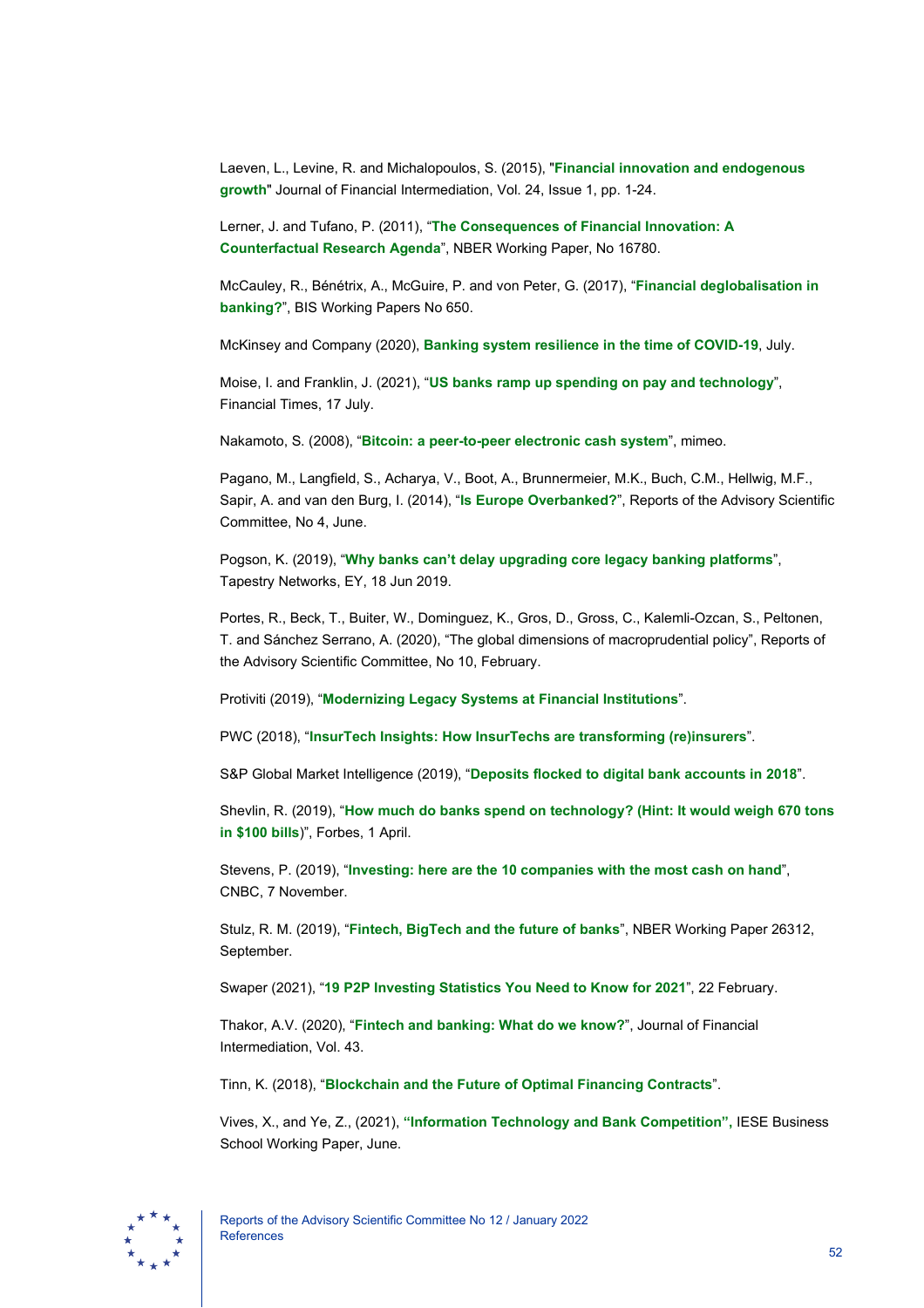Laeven, L., Levine, R. and Michalopoulos, S. (2015), "**Financial innovation and endogenous growth**" Journal of Financial Intermediation, Vol. 24, Issue 1, pp. 1-24.

Lerner, J. and Tufano, P. (2011), "**The Consequences of Financial Innovation: A Counterfactual Research Agenda**", NBER Working Paper, No 16780.

McCauley, R., Bénétrix, A., McGuire, P. and von Peter, G. (2017), "**Financial deglobalisation in banking?**", BIS Working Papers No 650.

McKinsey and Company (2020), **Banking system resilience in the time of COVID-19**, July.

Moise, I. and Franklin, J. (2021), "**US banks ramp up spending on pay and technology**", Financial Times, 17 July.

Nakamoto, S. (2008), "**Bitcoin: a peer-to-peer electronic cash system**", mimeo.

Pagano, M., Langfield, S., Acharya, V., Boot, A., Brunnermeier, M.K., Buch, C.M., Hellwig, M.F., Sapir, A. and van den Burg, I. (2014), "**Is Europe Overbanked?**", Reports of the Advisory Scientific Committee, No 4, June.

Pogson, K. (2019), "**Why banks can't delay upgrading core legacy banking platforms**", Tapestry Networks, EY, 18 Jun 2019.

Portes, R., Beck, T., Buiter, W., Dominguez, K., Gros, D., Gross, C., Kalemli-Ozcan, S., Peltonen, T. and Sánchez Serrano, A. (2020), "The global dimensions of macroprudential policy", Reports of the Advisory Scientific Committee, No 10, February.

Protiviti (2019), "**Modernizing Legacy Systems at Financial Institutions**".

PWC (2018), "**InsurTech Insights: How InsurTechs are transforming (re)insurers**".

S&P Global Market Intelligence (2019), "**Deposits flocked to digital bank accounts in 2018**".

Shevlin, R. (2019), "**How much do banks spend on technology? (Hint: It would weigh 670 tons in $100 bills**)", Forbes, 1 April.

Stevens, P. (2019), "**Investing: here are the 10 companies with the most cash on hand**", CNBC, 7 November.

Stulz, R. M. (2019), "**Fintech, BigTech and the future of banks**", NBER Working Paper 26312, September.

Swaper (2021), "**19 P2P Investing Statistics You Need to Know for 2021**", 22 February.

Thakor, A.V. (2020), "**Fintech and banking: What do we know?**", Journal of Financial Intermediation, Vol. 43.

Tinn, K. (2018), "**Blockchain and the Future of Optimal Financing Contracts**".

Vives, X., and Ye, Z., (2021), **"Information Technology and Bank Competition"**, IESE Business School Working Paper, June.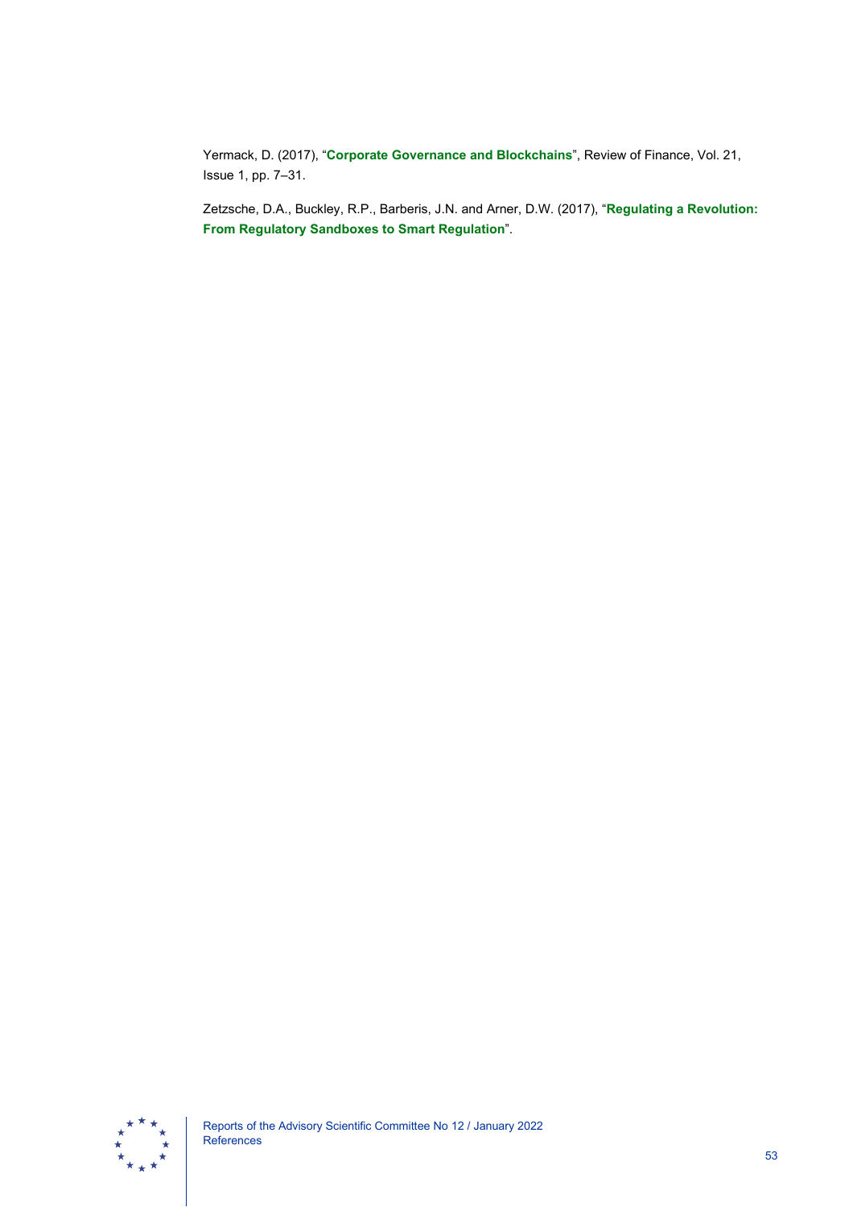Yermack, D. (2017), "**Corporate Governance and Blockchains**", Review of Finance, Vol. 21, Issue 1, pp. 7–31.

Zetzsche, D.A., Buckley, R.P., Barberis, J.N. and Arner, D.W. (2017), "**Regulating a Revolution: From Regulatory Sandboxes to Smart Regulation**".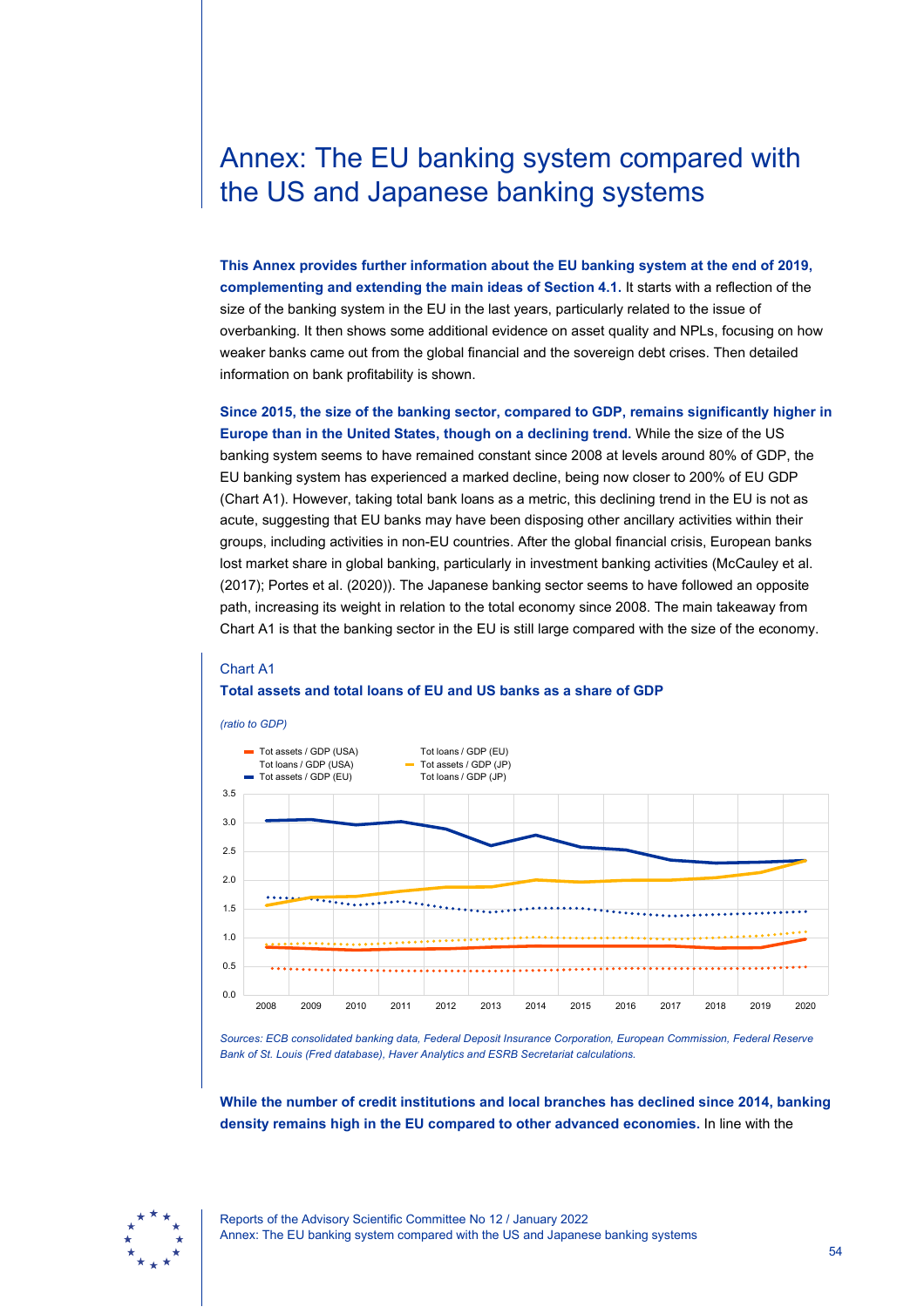# Annex: The EU banking system compared with the US and Japanese banking systems

**This Annex provides further information about the EU banking system at the end of 2019, complementing and extending the main ideas of Section 4.1.** It starts with a reflection of the size of the banking system in the EU in the last years, particularly related to the issue of overbanking. It then shows some additional evidence on asset quality and NPLs, focusing on how weaker banks came out from the global financial and the sovereign debt crises. Then detailed information on bank profitability is shown.

**Since 2015, the size of the banking sector, compared to GDP, remains significantly higher in Europe than in the United States, though on a declining trend.** While the size of the US banking system seems to have remained constant since 2008 at levels around 80% of GDP, the EU banking system has experienced a marked decline, being now closer to 200% of EU GDP (Chart A1). However, taking total bank loans as a metric, this declining trend in the EU is not as acute, suggesting that EU banks may have been disposing other ancillary activities within their groups, including activities in non-EU countries. After the global financial crisis, European banks lost market share in global banking, particularly in investment banking activities (McCauley et al. (2017); Portes et al. (2020)). The Japanese banking sector seems to have followed an opposite path, increasing its weight in relation to the total economy since 2008. The main takeaway from Chart A1 is that the banking sector in the EU is still large compared with the size of the economy.

Chart A1

**Total assets and total loans of EU and US banks as a share of GDP**

*(ratio to GDP)*

*Sources: ECB consolidated banking data, Federal Deposit Insurance Corporation, European Commission, Federal Reserve Bank of St. Louis (Fred database), Haver Analytics and ESRB Secretariat calculations.*

**While the number of credit institutions and local branches has declined since 2014, banking density remains high in the EU compared to other advanced economies.** In line with the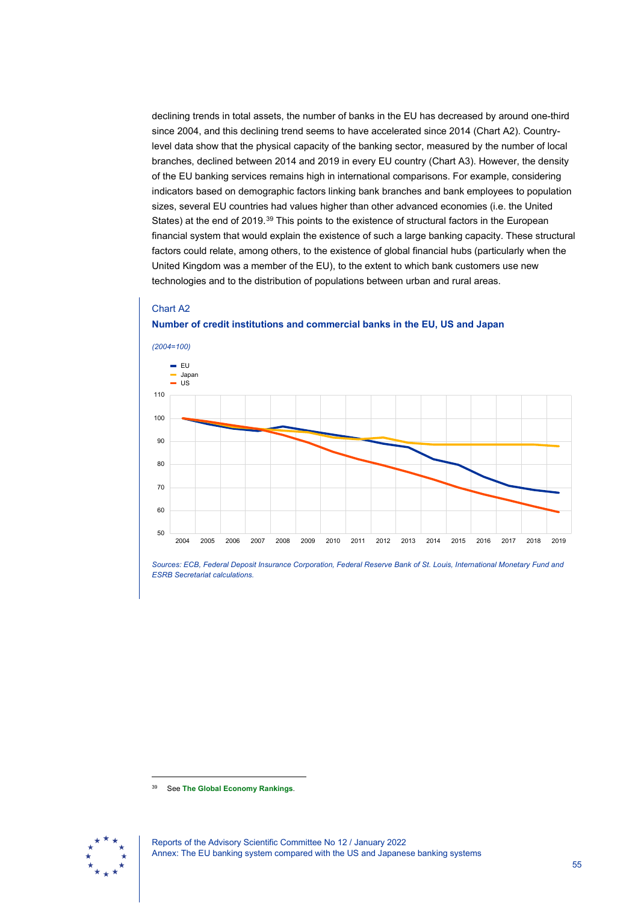declining trends in total assets, the number of banks in the EU has decreased by around one-third since 2004, and this declining trend seems to have accelerated since 2014 (Chart A2). Country-level data show that the physical capacity of the banking sector, measured by the number of local branches, declined between 2014 and 2019 in every EU country (Chart A3). However, the density of the EU banking services remains high in international comparisons. For example, considering indicators based on demographic factors linking bank branches and bank employees to population sizes, several EU countries had values higher than other advanced economies (i.e. the United States) at the end of 2019.[39] This points to the existence of structural factors in the European financial system that would explain the existence of such a large banking capacity. These structural factors could relate, among others, to the existence of global financial hubs (particularly when the United Kingdom was a member of the EU), to the extent to which bank customers use new technologies and to the distribution of populations between urban and rural areas.

Chart A2

**Number of credit institutions and commercial banks in the EU, US and Japan**

*(2004=100)*

*Sources: ECB, Federal Deposit Insurance Corporation, Federal Reserve Bank of St. Louis, International Monetary Fund and ESRB Secretariat calculations.*

---

[39] See **The Global Economy Rankings**.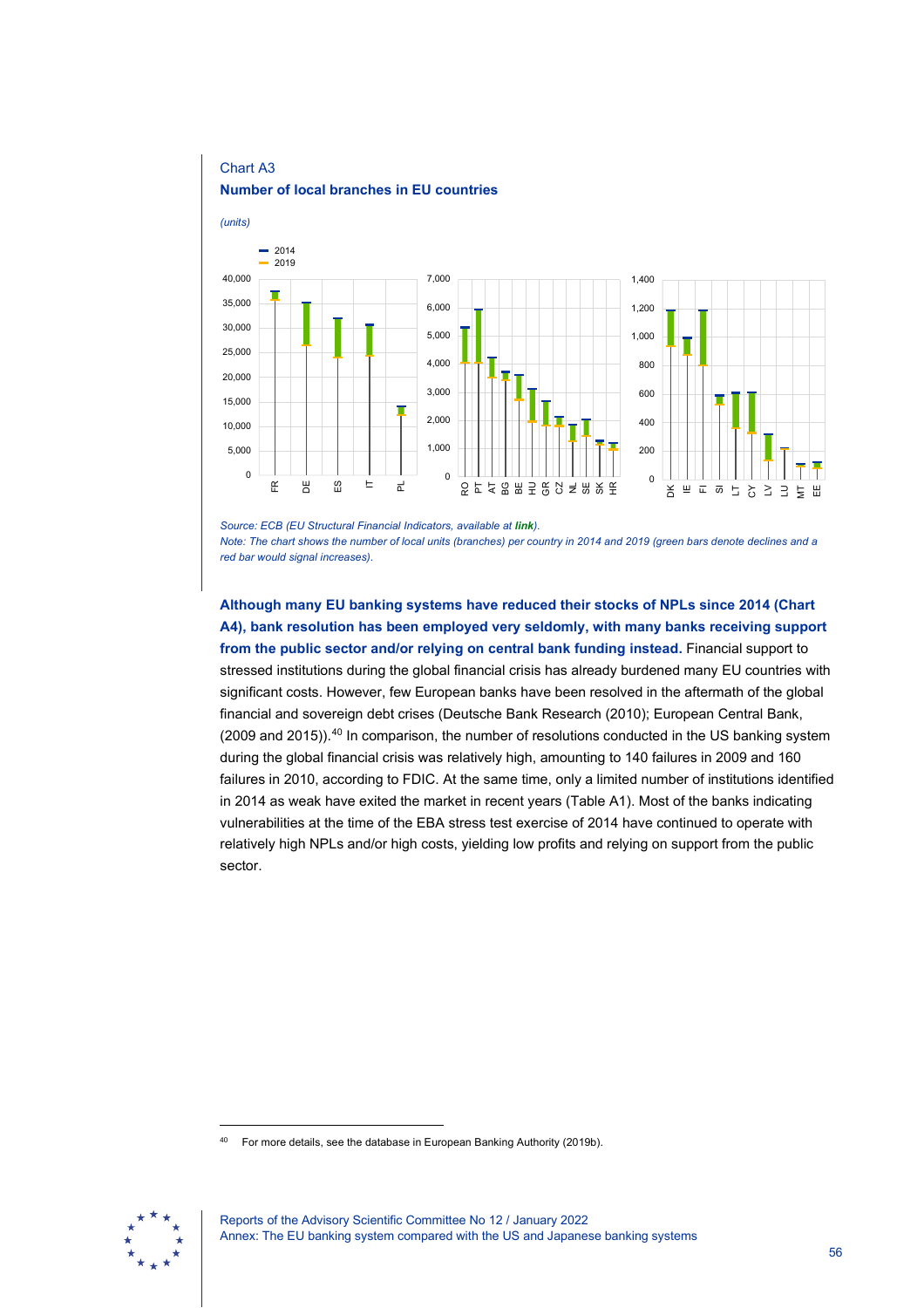Chart A3

**Number of local branches in EU countries**

*(units)*

*Source: ECB (EU Structural Financial Indicators, available at **link**).*
*Note: The chart shows the number of local units (branches) per country in 2014 and 2019 (green bars denote declines and a red bar would signal increases).*

**Although many EU banking systems have reduced their stocks of NPLs since 2014 (Chart A4), bank resolution has been employed very seldomly, with many banks receiving support from the public sector and/or relying on central bank funding instead.** Financial support to stressed institutions during the global financial crisis has already burdened many EU countries with significant costs. However, few European banks have been resolved in the aftermath of the global financial and sovereign debt crises (Deutsche Bank Research (2010); European Central Bank, (2009 and 2015)).[40] In comparison, the number of resolutions conducted in the US banking system during the global financial crisis was relatively high, amounting to 140 failures in 2009 and 160 failures in 2010, according to FDIC. At the same time, only a limited number of institutions identified in 2014 as weak have exited the market in recent years (Table A1). Most of the banks indicating vulnerabilities at the time of the EBA stress test exercise of 2014 have continued to operate with relatively high NPLs and/or high costs, yielding low profits and relying on support from the public sector.

[40] For more details, see the database in European Banking Authority (2019b).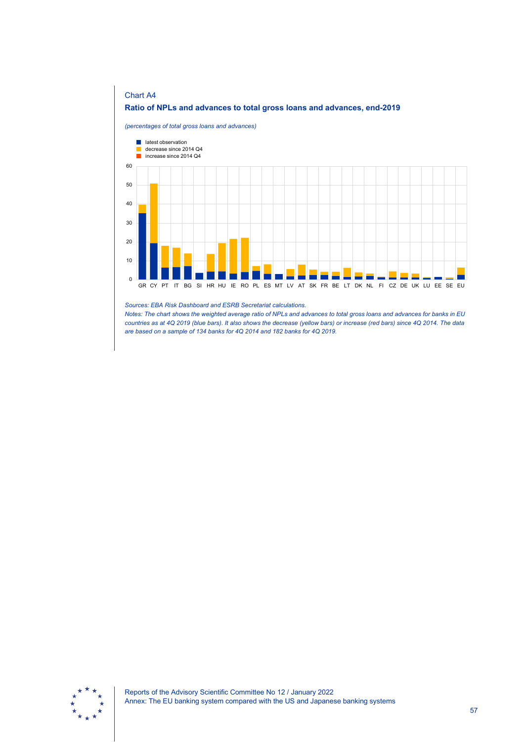Chart A4

**Ratio of NPLs and advances to total gross loans and advances, end-2019**

*(percentages of total gross loans and advances)*

*Sources: EBA Risk Dashboard and ESRB Secretariat calculations.*

*Notes: The chart shows the weighted average ratio of NPLs and advances to total gross loans and advances for banks in EU countries as at 4Q 2019 (blue bars). It also shows the decrease (yellow bars) or increase (red bars) since 4Q 2014. The data are based on a sample of 134 banks for 4Q 2014 and 182 banks for 4Q 2019.*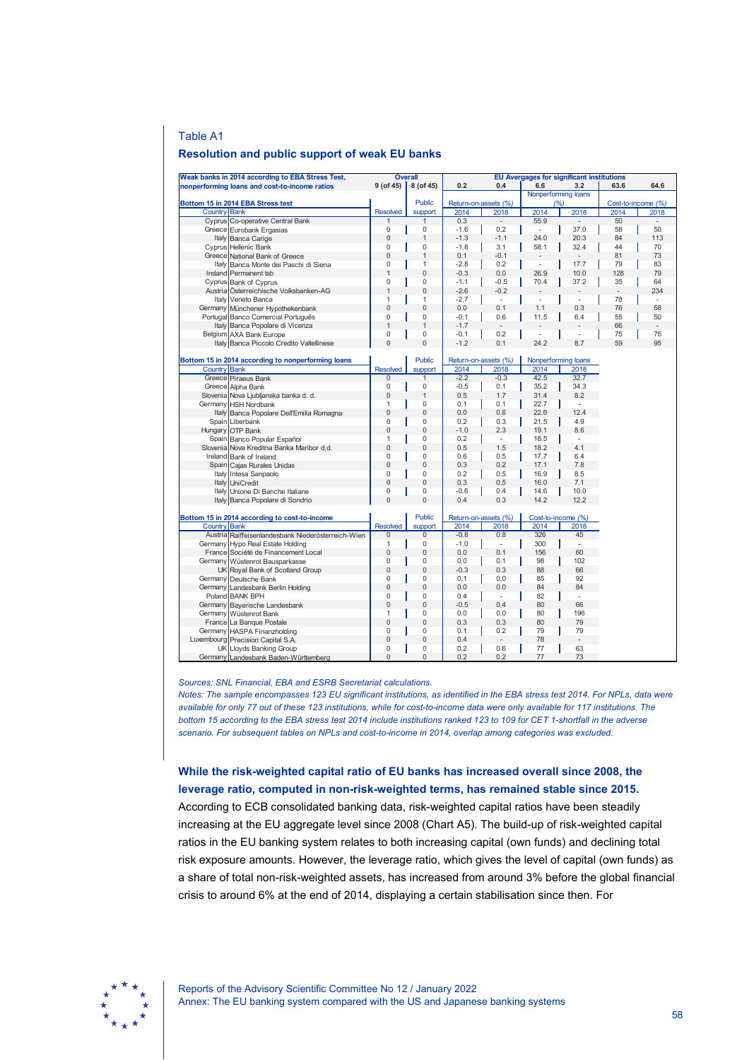Table A1

### Resolution and public support of weak EU banks

| Weak banks in 2014 according to EBA Stress Test, nonperforming loans and cost-to-income ratios | | Overall | | EU Averages for significant institutions | | | | | |
|---|---|---|---|---|---|---|---|---|---|
| | | 9 (of 45) | 8 (of 45) | 0.2 | 0.4 | 6.6 | 3.2 | 63.6 | 64.6 |
| **Bottom 15 in 2014 EBA Stress test** | | | Public | Return-on-assets (%) | | Nonperforming loans (%) | | Cost-to-income (%) | |
| Country | Bank | Resolved | support | 2014 | 2018 | 2014 | 2018 | 2014 | 2018 |
| Cyprus | Co-operative Central Bank | 1 | 1 | 0.3 | - | 55.9 | - | 50 | - |
| Greece | Eurobank Ergasias | 0 | 0 | -1.6 | 0.2 | - | 37.0 | 58 | 50 |
| Italy | Banca Carige | 0 | 1 | -1.3 | -1.1 | 24.0 | 20.3 | 84 | 113 |
| Cyprus | Hellenic Bank | 0 | 0 | -1.8 | 3.1 | 58.1 | 32.4 | 44 | 70 |
| Greece | National Bank of Greece | 0 | 1 | 0.1 | -0.1 | - | - | 81 | 73 |
| Italy | Banca Monte dei Paschi di Siena | 0 | 1 | -2.8 | 0.2 | - | 17.7 | 79 | 83 |
| Ireland | Permanent tsb | 1 | 0 | -0.3 | 0.0 | 26.9 | 10.0 | 128 | 79 |
| Cyprus | Bank of Cyprus | 0 | 0 | -1.1 | -0.5 | 70.4 | 37.2 | 35 | 64 |
| Austria | Österreichische Volksbanken-AG | 1 | 0 | -2.6 | -0.2 | - | - | - | 234 |
| Italy | Veneto Banca | 1 | 1 | -2.7 | - | - | - | 78 | - |
| Germany | Münchener Hypothekenbank | 0 | 0 | 0.0 | 0.1 | 1.1 | 0.3 | 76 | 58 |
| Portugal | Banco Comercial Português | 0 | 0 | -0.1 | 0.6 | 11.5 | 6.4 | 55 | 50 |
| Italy | Banca Popolare di Vicenza | 1 | 1 | -1.7 | - | - | - | 66 | - |
| Belgium | AXA Bank Europe | 0 | 0 | -0.1 | 0.2 | - | - | 75 | 75 |
| Italy | Banca Piccolo Credito Valtellinese | 0 | 0 | -1.2 | 0.1 | 24.2 | 8.7 | 59 | 95 |
| **Bottom 15 in 2014 according to nonperforming loans** | | | Public | Return-on-assets (%) | | Nonperforming loans | | | |
| Country | Bank | Resolved | support | 2014 | 2018 | 2014 | 2018 | | |
| Greece | Piraeus Bank | 0 | 1 | -2.2 | -0.3 | 42.5 | 32.7 | | |
| Greece | Alpha Bank | 0 | 0 | -0.5 | 0.1 | 35.2 | 34.3 | | |
| Slovenia | Nova Ljubljanska banka d. d. | 0 | 1 | 0.5 | 1.7 | 31.4 | 8.2 | | |
| Germany | HSH Nordbank | 1 | 0 | 0.1 | 0.1 | 22.7 | - | | |
| Italy | Banca Popolare Dell'Emilia Romagna | 0 | 0 | 0.0 | 0.6 | 22.6 | 12.4 | | |
| Spain | Liberbank | 0 | 0 | 0.2 | 0.3 | 21.5 | 4.9 | | |
| Hungary | OTP Bank | 0 | 0 | -1.0 | 2.3 | 19.1 | 8.6 | | |
| Spain | Banco Popular Español | 1 | 0 | 0.2 | - | 18.5 | - | | |
| Slovenia | Nova Kreditna Banka Maribor d.d. | 0 | 0 | 0.5 | 1.5 | 18.2 | 4.1 | | |
| Ireland | Bank of Ireland | 0 | 0 | 0.6 | 0.5 | 17.7 | 6.4 | | |
| Spain | Cajas Rurales Unidas | 0 | 0 | 0.3 | 0.2 | 17.1 | 7.8 | | |
| Italy | Intesa Sanpaolo | 0 | 0 | 0.2 | 0.5 | 16.9 | 8.5 | | |
| Italy | UniCredit | 0 | 0 | 0.3 | 0.5 | 16.0 | 7.1 | | |
| Italy | Unione Di Banche Italiane | 0 | 0 | -0.6 | 0.4 | 14.6 | 10.0 | | |
| Italy | Banca Popolare di Sondrio | 0 | 0 | 0.4 | 0.3 | 14.2 | 12.2 | | |
| **Bottom 15 in 2014 according to cost-to-income** | | | Public | Return-on-assets (%) | | Cost-to-income (%) | | | |
| Country | Bank | Resolved | support | 2014 | 2018 | 2014 | 2018 | | |
| Austria | Raiffeisenlandesbank Niederösterreich-Wien | 0 | 0 | -0.8 | 0.8 | 326 | 45 | | |
| Germany | Hypo Real Estate Holding | 1 | 0 | -1.0 | - | 300 | - | | |
| France | Société de Financement Local | 0 | 0 | 0.0 | 0.1 | 156 | 60 | | |
| Germany | Wüstenrot Bausparkasse | 0 | 0 | 0.0 | 0.1 | 98 | 102 | | |
| UK | Royal Bank of Scotland Group | 0 | 0 | -0.3 | 0.3 | 88 | 66 | | |
| Germany | Deutsche Bank | 0 | 0 | 0.1 | 0.0 | 85 | 92 | | |
| Germany | Landesbank Berlin Holding | 0 | 0 | 0.0 | 0.0 | 84 | 84 | | |
| Poland | BANK BPH | 0 | 0 | 0.4 | - | 82 | - | | |
| Germany | Bayerische Landesbank | 0 | 0 | -0.5 | 0.4 | 80 | 66 | | |
| Germany | Wüstenrot Bank | 1 | 0 | 0.0 | 0.0 | 80 | 196 | | |
| France | La Banque Postale | 0 | 0 | 0.3 | 0.3 | 80 | 79 | | |
| Germany | HASPA Finanzholding | 0 | 0 | 0.1 | 0.2 | 79 | 79 | | |
| Luxembourg | Precision Capital S.A. | 0 | 0 | 0.4 | - | 78 | - | | |
| UK | Lloyds Banking Group | 0 | 0 | 0.2 | 0.6 | 77 | 63 | | |
| Germany | Landesbank Baden-Württemberg | 0 | 0 | 0.2 | 0.2 | 77 | 73 | | |

*Sources: SNL Financial, EBA and ESRB Secretariat calculations.*

*Notes: The sample encompasses 123 EU significant institutions, as identified in the EBA stress test 2014. For NPLs, data were available for only 77 out of these 123 institutions, while for cost-to-income data were only available for 117 institutions. The bottom 15 according to the EBA stress test 2014 include institutions ranked 123 to 109 for CET 1-shortfall in the adverse scenario. For subsequent tables on NPLs and cost-to-income in 2014, overlap among categories was excluded.*

**While the risk-weighted capital ratio of EU banks has increased overall since 2008, the leverage ratio, computed in non-risk-weighted terms, has remained stable since 2015.** According to ECB consolidated banking data, risk-weighted capital ratios have been steadily increasing at the EU aggregate level since 2008 (Chart A5). The build-up of risk-weighted capital ratios in the EU banking system relates to both increasing capital (own funds) and declining total risk exposure amounts. However, the leverage ratio, which gives the level of capital (own funds) as a share of total non-risk-weighted assets, has increased from around 3% before the global financial crisis to around 6% at the end of 2014, displaying a certain stabilisation since then. For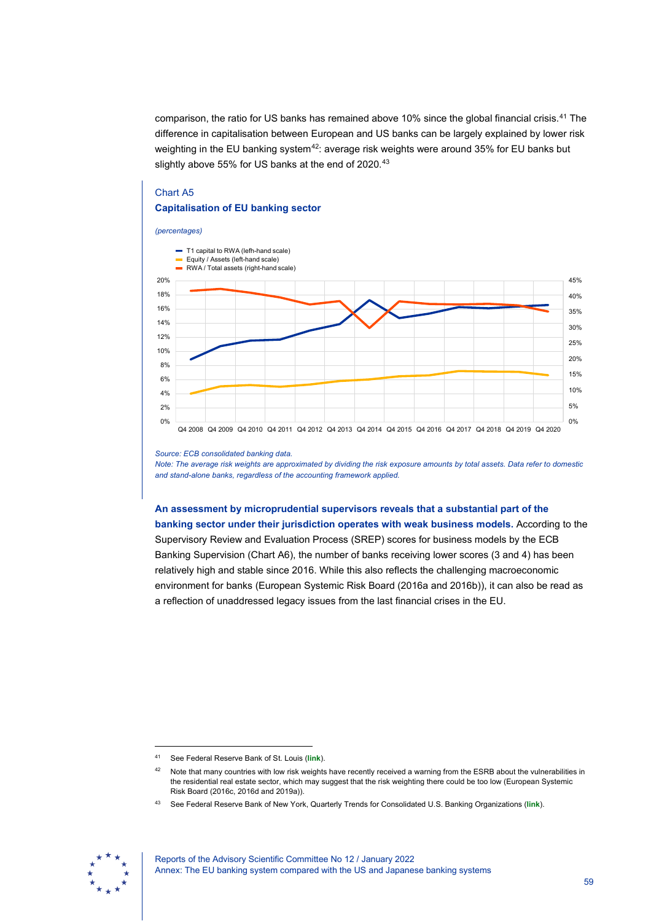comparison, the ratio for US banks has remained above 10% since the global financial crisis.[41] The difference in capitalisation between European and US banks can be largely explained by lower risk weighting in the EU banking system[42]: average risk weights were around 35% for EU banks but slightly above 55% for US banks at the end of 2020.[43]

Chart A5

**Capitalisation of EU banking sector**

*(percentages)*

- T1 capital to RWA (lefh-hand scale)
- Equity / Assets (left-hand scale)
- RWA / Total assets (right-hand scale)

*Source: ECB consolidated banking data.*

*Note: The average risk weights are approximated by dividing the risk exposure amounts by total assets. Data refer to domestic and stand-alone banks, regardless of the accounting framework applied.*

**An assessment by microprudential supervisors reveals that a substantial part of the banking sector under their jurisdiction operates with weak business models.** According to the Supervisory Review and Evaluation Process (SREP) scores for business models by the ECB Banking Supervision (Chart A6), the number of banks receiving lower scores (3 and 4) has been relatively high and stable since 2016. While this also reflects the challenging macroeconomic environment for banks (European Systemic Risk Board (2016a and 2016b)), it can also be read as a reflection of unaddressed legacy issues from the last financial crises in the EU.

---

[41] See Federal Reserve Bank of St. Louis (**link**).

[42] Note that many countries with low risk weights have recently received a warning from the ESRB about the vulnerabilities in the residential real estate sector, which may suggest that the risk weighting there could be too low (European Systemic Risk Board (2016c, 2016d and 2019a)).

[43] See Federal Reserve Bank of New York, Quarterly Trends for Consolidated U.S. Banking Organizations (**link**).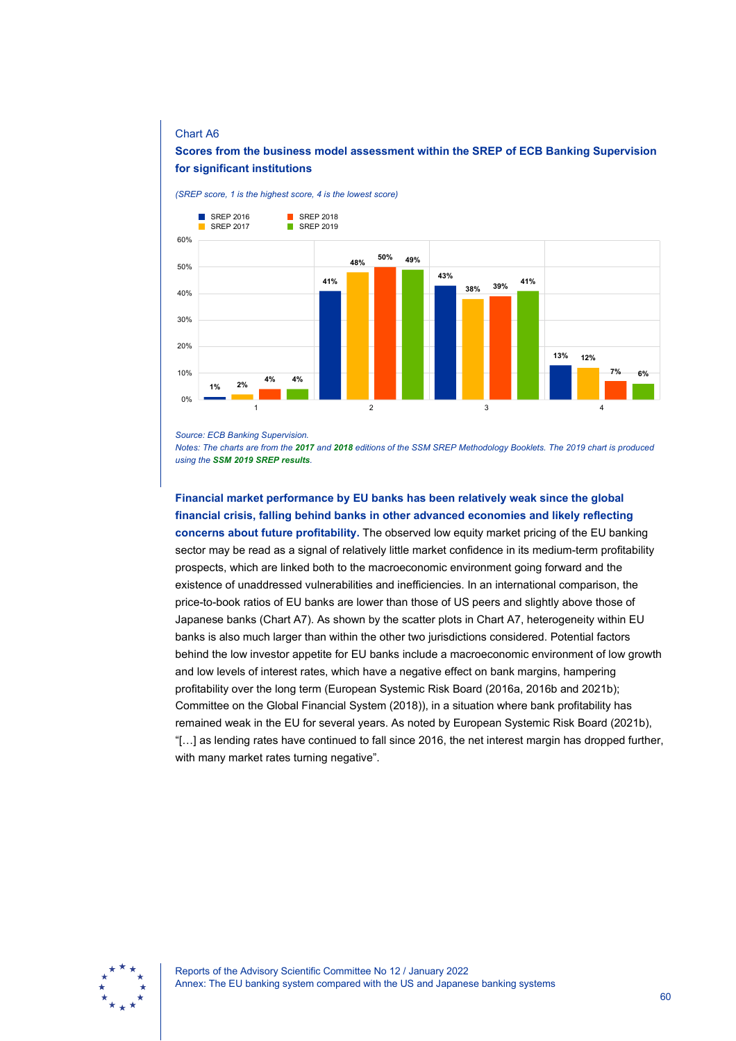Chart A6

**Scores from the business model assessment within the SREP of ECB Banking Supervision for significant institutions**

*(SREP score, 1 is the highest score, 4 is the lowest score)*

| SREP score | SREP 2016 | SREP 2017 | SREP 2018 | SREP 2019 |
|---|---|---|---|---|
| 1 | 1% | 2% | 4% | 4% |
| 2 | 41% | 48% | 50% | 49% |
| 3 | 43% | 38% | 39% | 41% |
| 4 | 13% | 12% | 7% | 6% |

*Source: ECB Banking Supervision.*
*Notes: The charts are from the **2017** and **2018** editions of the SSM SREP Methodology Booklets. The 2019 chart is produced using the **SSM 2019 SREP results**.*

**Financial market performance by EU banks has been relatively weak since the global financial crisis, falling behind banks in other advanced economies and likely reflecting concerns about future profitability.** The observed low equity market pricing of the EU banking sector may be read as a signal of relatively little market confidence in its medium-term profitability prospects, which are linked both to the macroeconomic environment going forward and the existence of unaddressed vulnerabilities and inefficiencies. In an international comparison, the price-to-book ratios of EU banks are lower than those of US peers and slightly above those of Japanese banks (Chart A7). As shown by the scatter plots in Chart A7, heterogeneity within EU banks is also much larger than within the other two jurisdictions considered. Potential factors behind the low investor appetite for EU banks include a macroeconomic environment of low growth and low levels of interest rates, which have a negative effect on bank margins, hampering profitability over the long term (European Systemic Risk Board (2016a, 2016b and 2021b); Committee on the Global Financial System (2018)), in a situation where bank profitability has remained weak in the EU for several years. As noted by European Systemic Risk Board (2021b), "[…] as lending rates have continued to fall since 2016, the net interest margin has dropped further, with many market rates turning negative".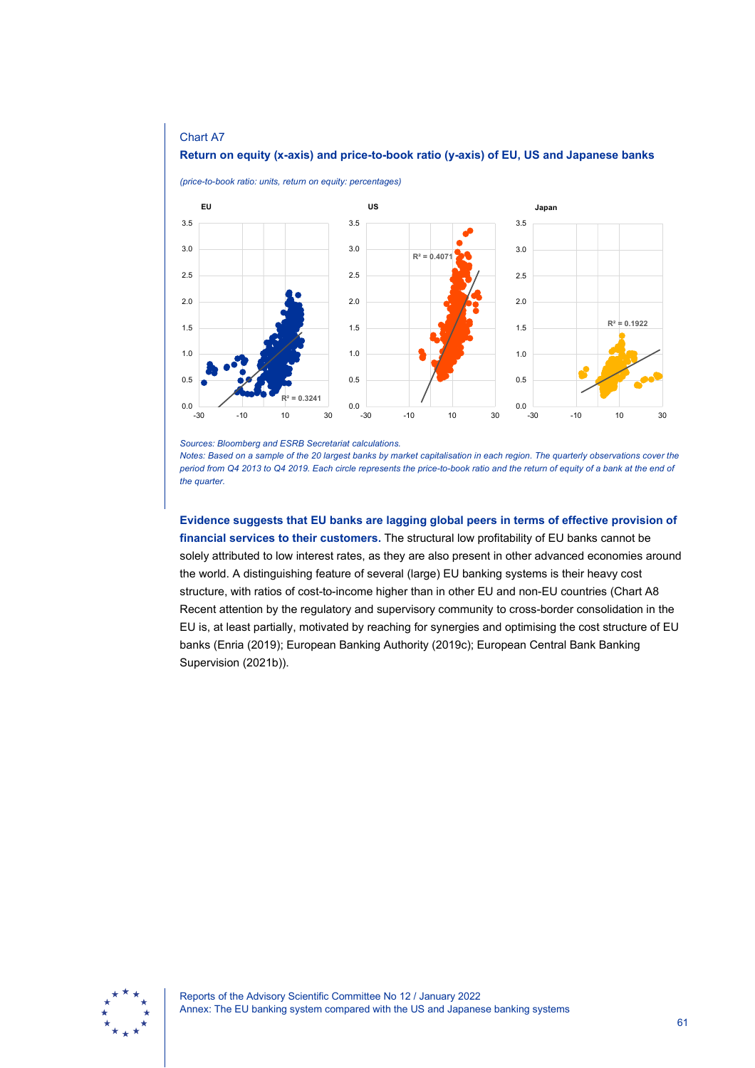Chart A7

**Return on equity (x-axis) and price-to-book ratio (y-axis) of EU, US and Japanese banks**

*(price-to-book ratio: units, return on equity: percentages)*

*Sources: Bloomberg and ESRB Secretariat calculations.*

*Notes: Based on a sample of the 20 largest banks by market capitalisation in each region. The quarterly observations cover the period from Q4 2013 to Q4 2019. Each circle represents the price-to-book ratio and the return of equity of a bank at the end of the quarter.*

**Evidence suggests that EU banks are lagging global peers in terms of effective provision of financial services to their customers.** The structural low profitability of EU banks cannot be solely attributed to low interest rates, as they are also present in other advanced economies around the world. A distinguishing feature of several (large) EU banking systems is their heavy cost structure, with ratios of cost-to-income higher than in other EU and non-EU countries (Chart A8 Recent attention by the regulatory and supervisory community to cross-border consolidation in the EU is, at least partially, motivated by reaching for synergies and optimising the cost structure of EU banks (Enria (2019); European Banking Authority (2019c); European Central Bank Banking Supervision (2021b)).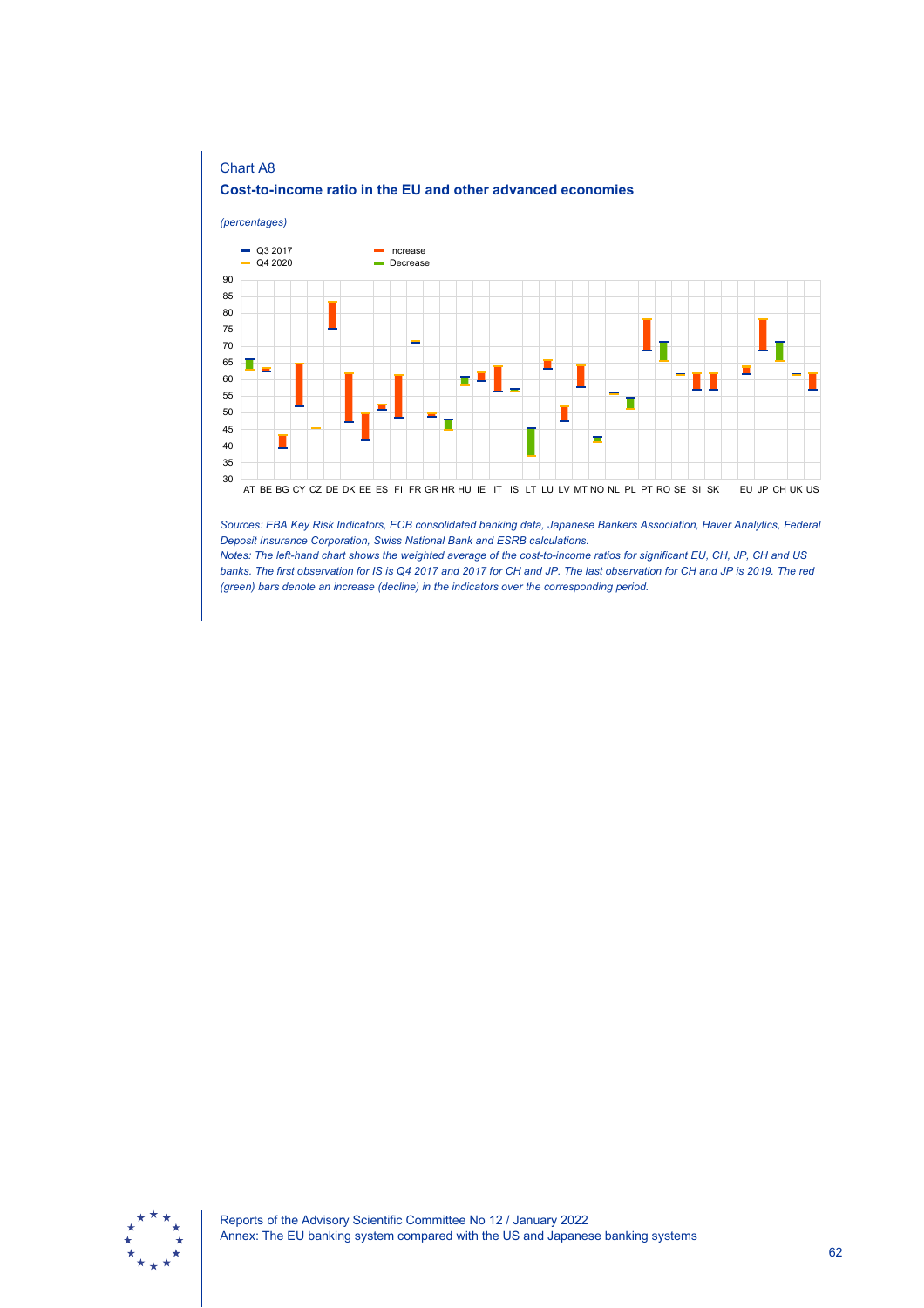Chart A8

**Cost-to-income ratio in the EU and other advanced economies**

*(percentages)*

Q3 2017 | Q4 2020 | Increase | Decrease

*Sources: EBA Key Risk Indicators, ECB consolidated banking data, Japanese Bankers Association, Haver Analytics, Federal Deposit Insurance Corporation, Swiss National Bank and ESRB calculations.*
*Notes: The left-hand chart shows the weighted average of the cost-to-income ratios for significant EU, CH, JP, CH and US banks. The first observation for IS is Q4 2017 and 2017 for CH and JP. The last observation for CH and JP is 2019. The red (green) bars denote an increase (decline) in the indicators over the corresponding period.*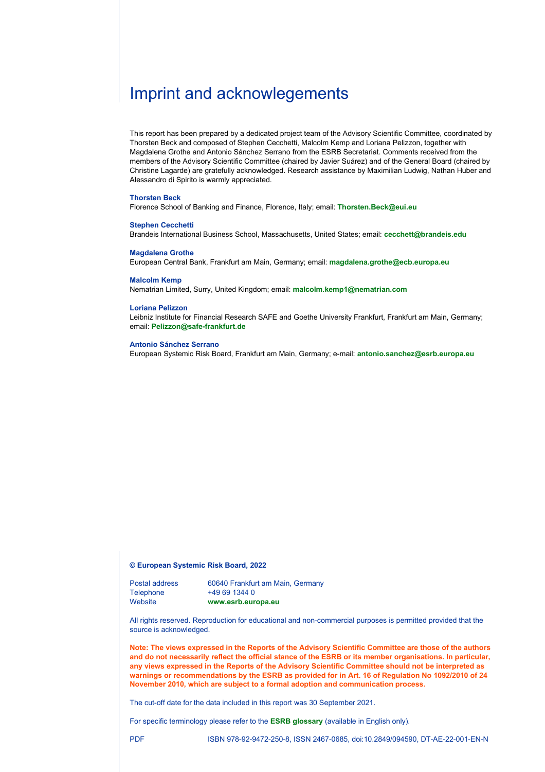# Imprint and acknowlegements

This report has been prepared by a dedicated project team of the Advisory Scientific Committee, coordinated by Thorsten Beck and composed of Stephen Cecchetti, Malcolm Kemp and Loriana Pelizzon, together with Magdalena Grothe and Antonio Sánchez Serrano from the ESRB Secretariat. Comments received from the members of the Advisory Scientific Committee (chaired by Javier Suárez) and of the General Board (chaired by Christine Lagarde) are gratefully acknowledged. Research assistance by Maximilian Ludwig, Nathan Huber and Alessandro di Spirito is warmly appreciated.

**Thorsten Beck**
Florence School of Banking and Finance, Florence, Italy; email: **Thorsten.Beck@eui.eu**

**Stephen Cecchetti**
Brandeis International Business School, Massachusetts, United States; email: **cecchett@brandeis.edu**

**Magdalena Grothe**
European Central Bank, Frankfurt am Main, Germany; email: **magdalena.grothe@ecb.europa.eu**

**Malcolm Kemp**
Nematrian Limited, Surry, United Kingdom; email: **malcolm.kemp1@nematrian.com**

**Loriana Pelizzon**
Leibniz Institute for Financial Research SAFE and Goethe University Frankfurt, Frankfurt am Main, Germany; email: **Pelizzon@safe-frankfurt.de**

**Antonio Sánchez Serrano**
European Systemic Risk Board, Frankfurt am Main, Germany; e-mail: **antonio.sanchez@esrb.europa.eu**

**© European Systemic Risk Board, 2022**

| | |
|---|---|
| Postal address | 60640 Frankfurt am Main, Germany |
| Telephone | +49 69 1344 0 |
| Website | **www.esrb.europa.eu** |

All rights reserved. Reproduction for educational and non-commercial purposes is permitted provided that the source is acknowledged.

**Note: The views expressed in the Reports of the Advisory Scientific Committee are those of the authors and do not necessarily reflect the official stance of the ESRB or its member organisations. In particular, any views expressed in the Reports of the Advisory Scientific Committee should not be interpreted as warnings or recommendations by the ESRB as provided for in Art. 16 of Regulation No 1092/2010 of 24 November 2010, which are subject to a formal adoption and communication process.**

The cut-off date for the data included in this report was 30 September 2021.

For specific terminology please refer to the **ESRB glossary** (available in English only).

| | |
|---|---|
| PDF | ISBN 978-92-9472-250-8, ISSN 2467-0685, doi:10.2849/094590, DT-AE-22-001-EN-N |